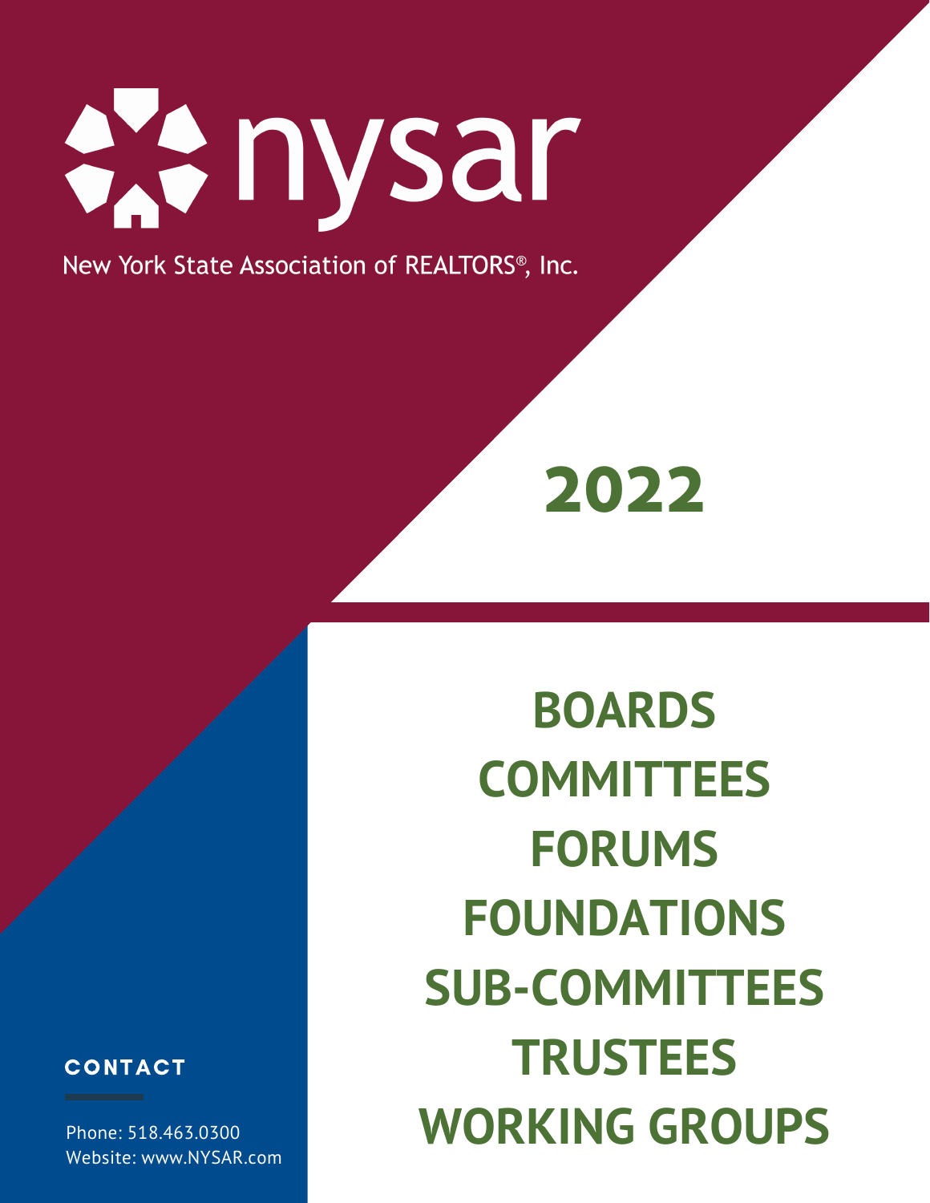# nysar

New York State Association of REALTORS®, Inc.

# 2022

## BOARDS
## COMMITTEES
## FORUMS
## FOUNDATIONS
## SUB-COMMITTEES
## TRUSTEES
## WORKING GROUPS

**CONTACT**

Phone: 518.463.0300
Website: www.NYSAR.com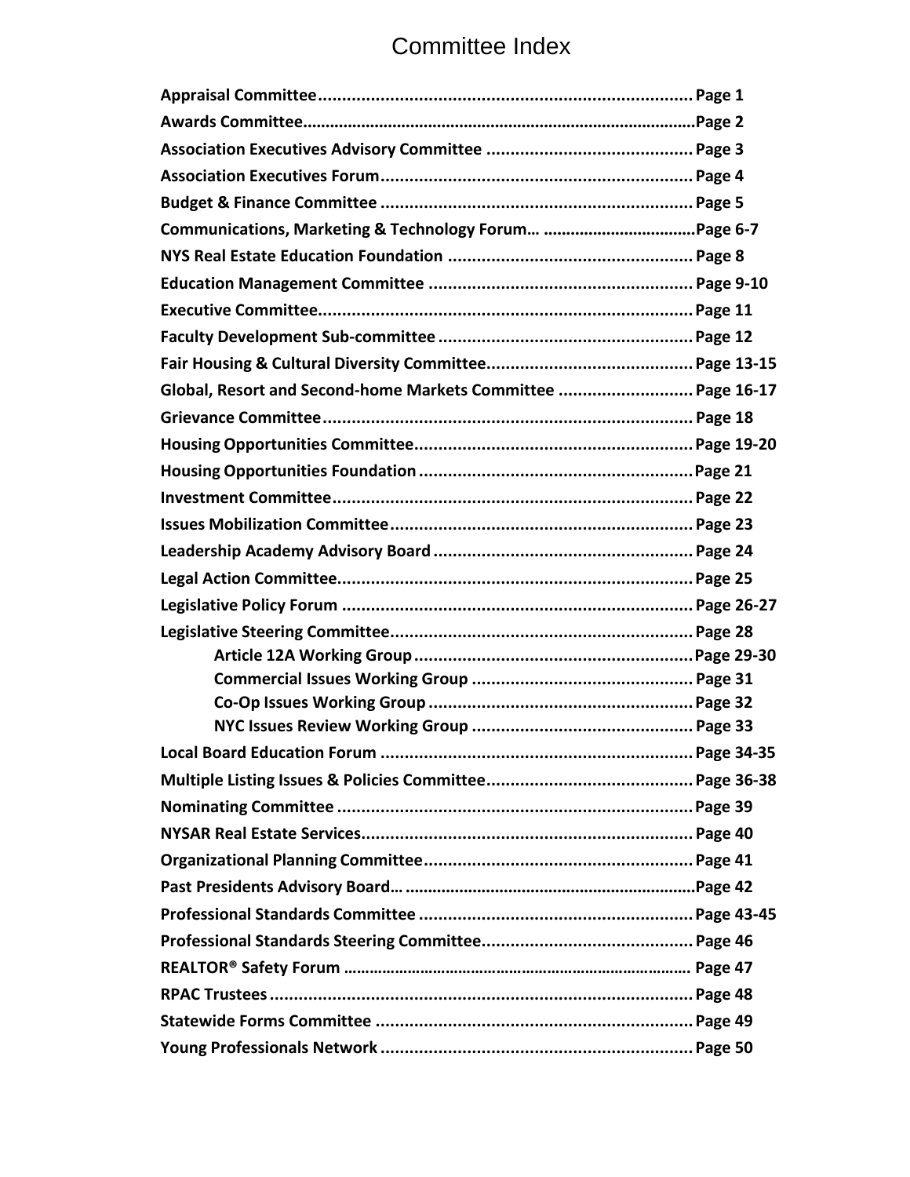# Committee Index

**Appraisal Committee............................................................................... Page 1**
**Awards Committee....................................................................................Page 2**
**Association Executives Advisory Committee ........................................... Page 3**
**Association Executives Forum................................................................. Page 4**
**Budget & Finance Committee ................................................................. Page 5**
**Communications, Marketing & Technology Forum… .................................Page 6-7**
**NYS Real Estate Education Foundation ................................................... Page 8**
**Education Management Committee ....................................................... Page 9-10**
**Executive Committee.............................................................................. Page 11**
**Faculty Development Sub-committee ..................................................... Page 12**
**Fair Housing & Cultural Diversity Committee........................................... Page 13-15**
**Global, Resort and Second-home Markets Committee ............................ Page 16-17**
**Grievance Committee............................................................................. Page 18**
**Housing Opportunities Committee.......................................................... Page 19-20**
**Housing Opportunities Foundation .........................................................Page 21**
**Investment Committee........................................................................... Page 22**
**Issues Mobilization Committee............................................................... Page 23**
**Leadership Academy Advisory Board ...................................................... Page 24**
**Legal Action Committee.......................................................................... Page 25**
**Legislative Policy Forum ......................................................................... Page 26-27**
**Legislative Steering Committee............................................................... Page 28**
- **Article 12A Working Group ..........................................................Page 29-30**
- **Commercial Issues Working Group .............................................. Page 31**
- **Co-Op Issues Working Group ....................................................... Page 32**
- **NYC Issues Review Working Group .............................................. Page 33**

**Local Board Education Forum ................................................................. Page 34-35**
**Multiple Listing Issues & Policies Committee........................................... Page 36-38**
**Nominating Committee .......................................................................... Page 39**
**NYSAR Real Estate Services..................................................................... Page 40**
**Organizational Planning Committee........................................................ Page 41**
**Past Presidents Advisory Board… .............................................................Page 42**
**Professional Standards Committee ......................................................... Page 43-45**
**Professional Standards Steering Committee............................................ Page 46**
**REALTOR® Safety Forum ......................................................................... Page 47**
**RPAC Trustees ........................................................................................ Page 48**
**Statewide Forms Committee .................................................................. Page 49**
**Young Professionals Network ................................................................. Page 50**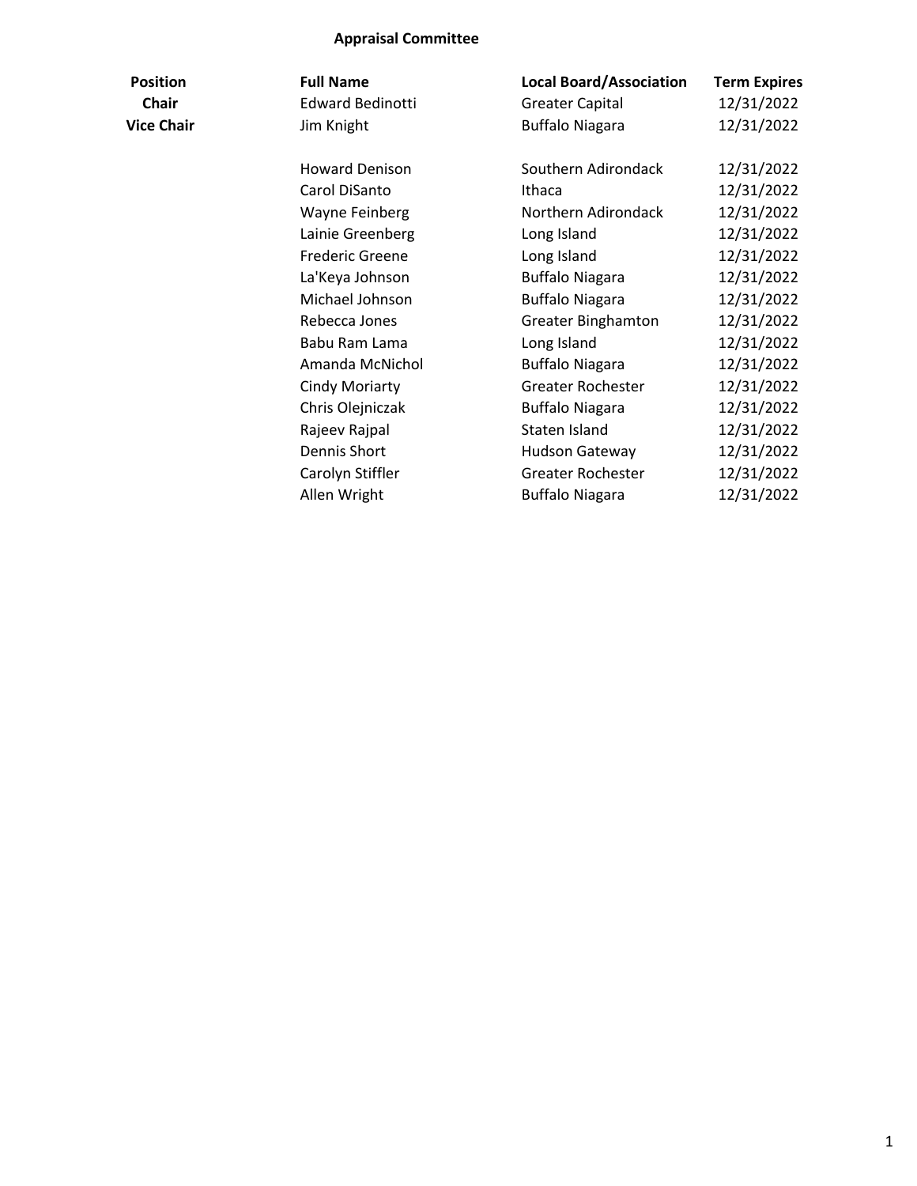## Appraisal Committee

| Position | Full Name | Local Board/Association | Term Expires |
|---|---|---|---|
| **Chair** | Edward Bedinotti | Greater Capital | 12/31/2022 |
| **Vice Chair** | Jim Knight | Buffalo Niagara | 12/31/2022 |
| | Howard Denison | Southern Adirondack | 12/31/2022 |
| | Carol DiSanto | Ithaca | 12/31/2022 |
| | Wayne Feinberg | Northern Adirondack | 12/31/2022 |
| | Lainie Greenberg | Long Island | 12/31/2022 |
| | Frederic Greene | Long Island | 12/31/2022 |
| | La'Keya Johnson | Buffalo Niagara | 12/31/2022 |
| | Michael Johnson | Buffalo Niagara | 12/31/2022 |
| | Rebecca Jones | Greater Binghamton | 12/31/2022 |
| | Babu Ram Lama | Long Island | 12/31/2022 |
| | Amanda McNichol | Buffalo Niagara | 12/31/2022 |
| | Cindy Moriarty | Greater Rochester | 12/31/2022 |
| | Chris Olejniczak | Buffalo Niagara | 12/31/2022 |
| | Rajeev Rajpal | Staten Island | 12/31/2022 |
| | Dennis Short | Hudson Gateway | 12/31/2022 |
| | Carolyn Stiffler | Greater Rochester | 12/31/2022 |
| | Allen Wright | Buffalo Niagara | 12/31/2022 |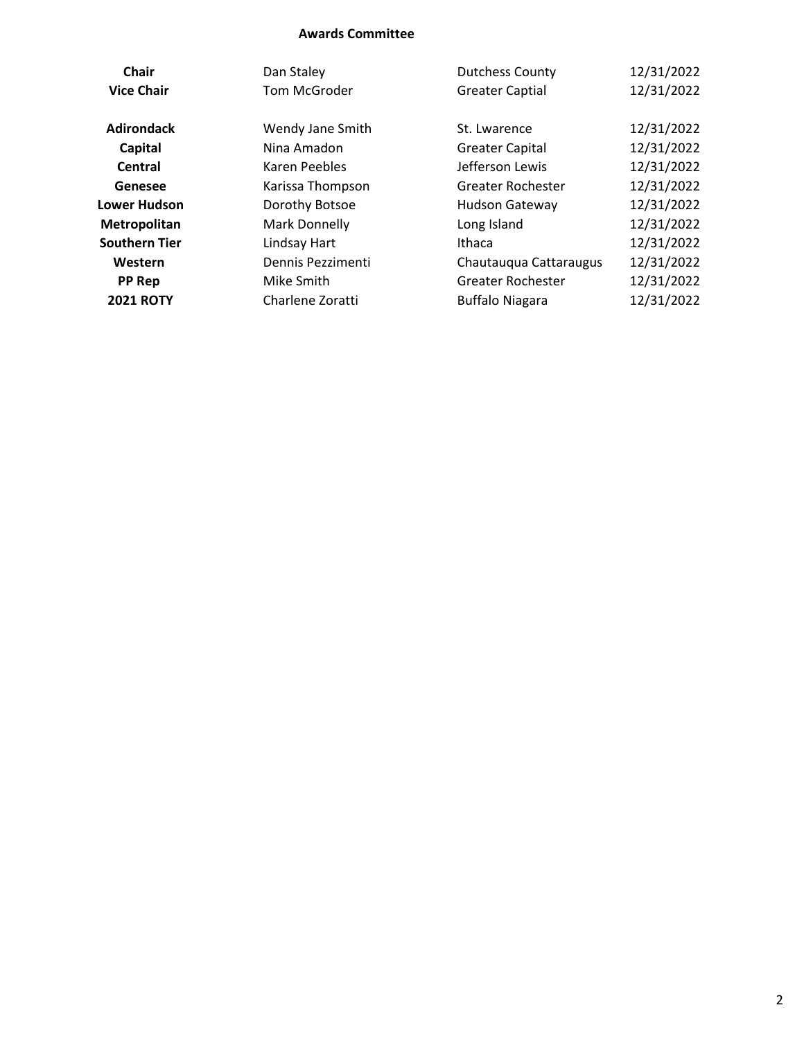## Awards Committee

| | | | |
|---|---|---|---|
| **Chair** | Dan Staley | Dutchess County | 12/31/2022 |
| **Vice Chair** | Tom McGroder | Greater Captial | 12/31/2022 |
| | | | |
| **Adirondack** | Wendy Jane Smith | St. Lwarence | 12/31/2022 |
| **Capital** | Nina Amadon | Greater Capital | 12/31/2022 |
| **Central** | Karen Peebles | Jefferson Lewis | 12/31/2022 |
| **Genesee** | Karissa Thompson | Greater Rochester | 12/31/2022 |
| **Lower Hudson** | Dorothy Botsoe | Hudson Gateway | 12/31/2022 |
| **Metropolitan** | Mark Donnelly | Long Island | 12/31/2022 |
| **Southern Tier** | Lindsay Hart | Ithaca | 12/31/2022 |
| **Western** | Dennis Pezzimenti | Chautauqua Cattaraugus | 12/31/2022 |
| **PP Rep** | Mike Smith | Greater Rochester | 12/31/2022 |
| **2021 ROTY** | Charlene Zoratti | Buffalo Niagara | 12/31/2022 |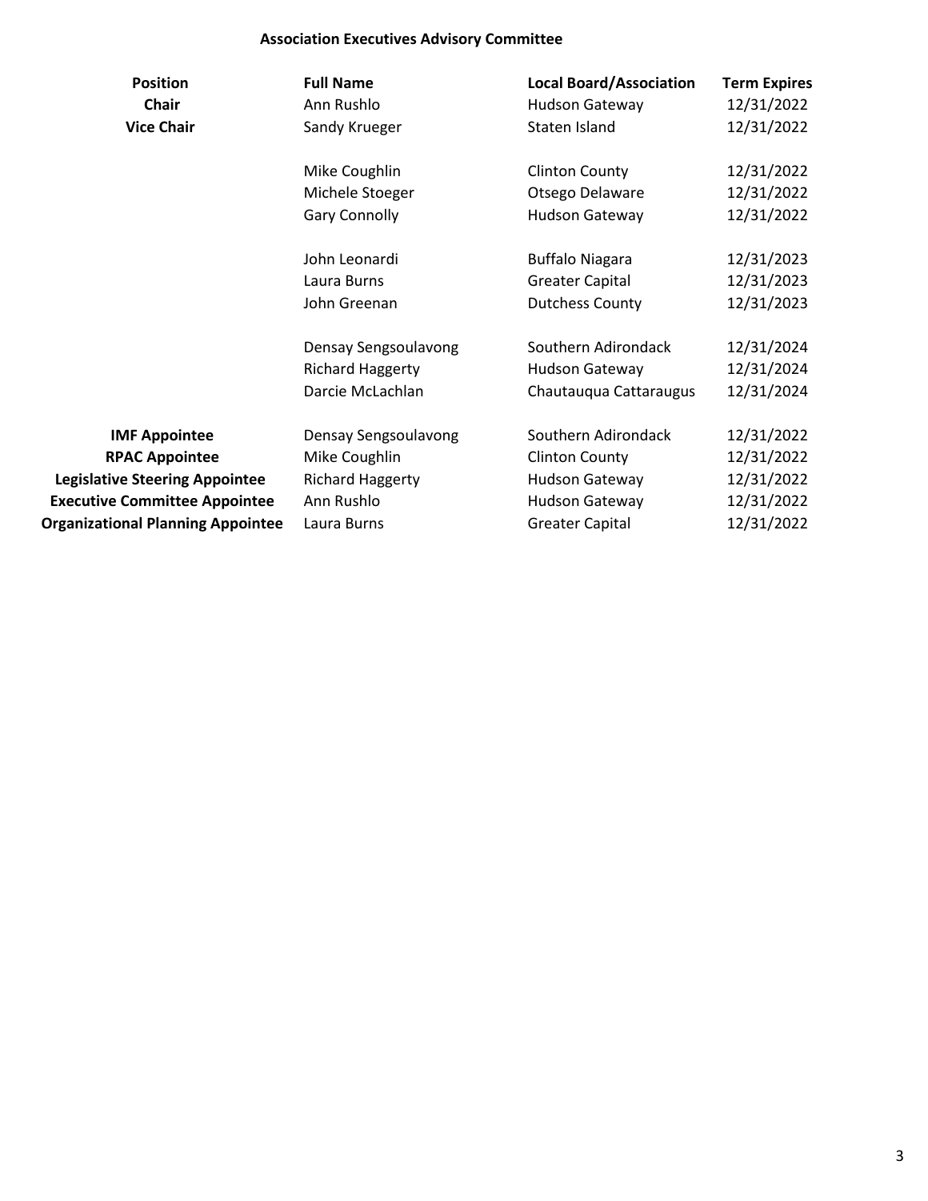## Association Executives Advisory Committee

| Position | Full Name | Local Board/Association | Term Expires |
| --- | --- | --- | --- |
| **Chair** | Ann Rushlo | Hudson Gateway | 12/31/2022 |
| **Vice Chair** | Sandy Krueger | Staten Island | 12/31/2022 |
| | | | |
| | Mike Coughlin | Clinton County | 12/31/2022 |
| | Michele Stoeger | Otsego Delaware | 12/31/2022 |
| | Gary Connolly | Hudson Gateway | 12/31/2022 |
| | | | |
| | John Leonardi | Buffalo Niagara | 12/31/2023 |
| | Laura Burns | Greater Capital | 12/31/2023 |
| | John Greenan | Dutchess County | 12/31/2023 |
| | | | |
| | Densay Sengsoulavong | Southern Adirondack | 12/31/2024 |
| | Richard Haggerty | Hudson Gateway | 12/31/2024 |
| | Darcie McLachlan | Chautauqua Cattaraugus | 12/31/2024 |
| | | | |
| **IMF Appointee** | Densay Sengsoulavong | Southern Adirondack | 12/31/2022 |
| **RPAC Appointee** | Mike Coughlin | Clinton County | 12/31/2022 |
| **Legislative Steering Appointee** | Richard Haggerty | Hudson Gateway | 12/31/2022 |
| **Executive Committee Appointee** | Ann Rushlo | Hudson Gateway | 12/31/2022 |
| **Organizational Planning Appointee** | Laura Burns | Greater Capital | 12/31/2022 |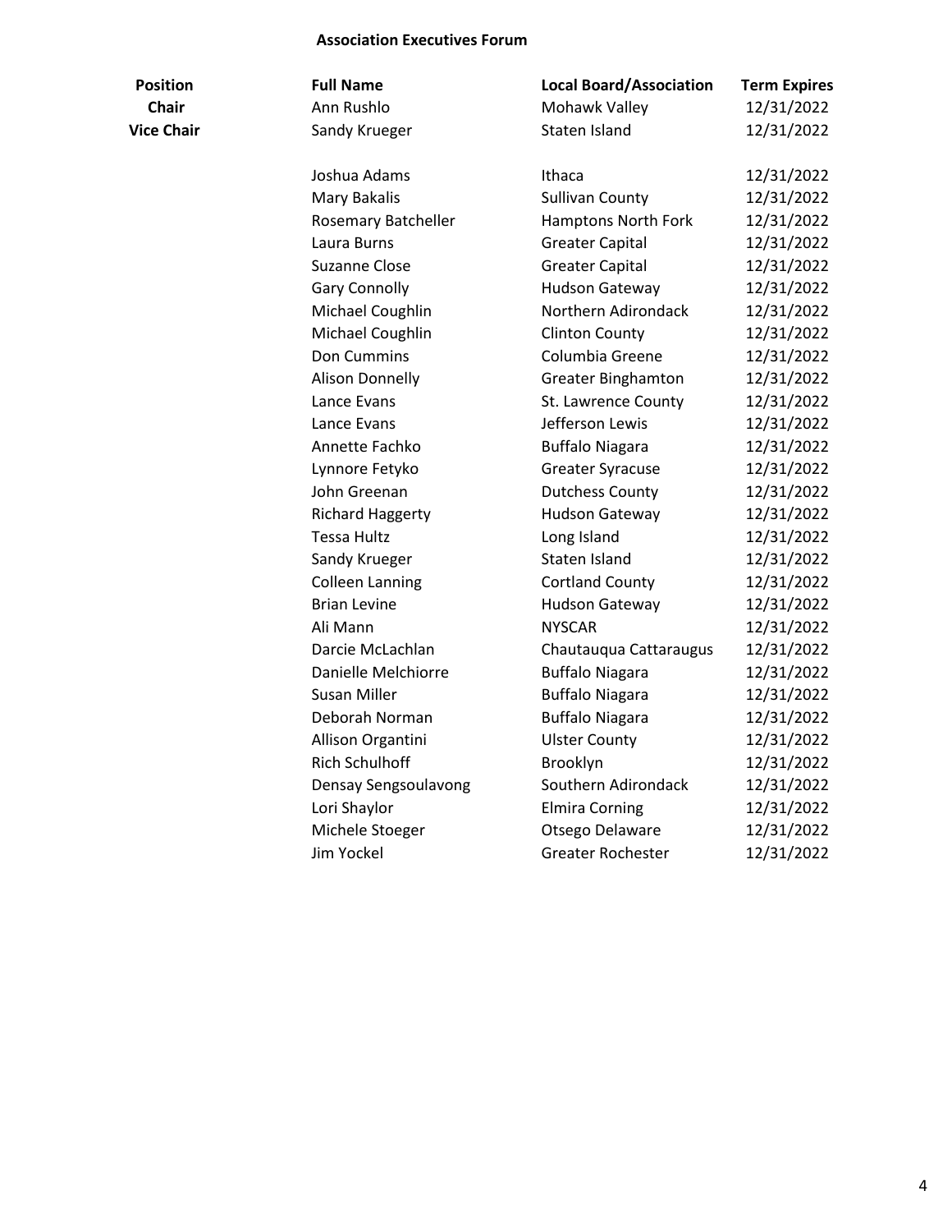**Association Executives Forum**

| Position | Full Name | Local Board/Association | Term Expires |
| --- | --- | --- | --- |
| **Chair** | Ann Rushlo | Mohawk Valley | 12/31/2022 |
| **Vice Chair** | Sandy Krueger | Staten Island | 12/31/2022 |
| | | | |
| | Joshua Adams | Ithaca | 12/31/2022 |
| | Mary Bakalis | Sullivan County | 12/31/2022 |
| | Rosemary Batcheller | Hamptons North Fork | 12/31/2022 |
| | Laura Burns | Greater Capital | 12/31/2022 |
| | Suzanne Close | Greater Capital | 12/31/2022 |
| | Gary Connolly | Hudson Gateway | 12/31/2022 |
| | Michael Coughlin | Northern Adirondack | 12/31/2022 |
| | Michael Coughlin | Clinton County | 12/31/2022 |
| | Don Cummins | Columbia Greene | 12/31/2022 |
| | Alison Donnelly | Greater Binghamton | 12/31/2022 |
| | Lance Evans | St. Lawrence County | 12/31/2022 |
| | Lance Evans | Jefferson Lewis | 12/31/2022 |
| | Annette Fachko | Buffalo Niagara | 12/31/2022 |
| | Lynnore Fetyko | Greater Syracuse | 12/31/2022 |
| | John Greenan | Dutchess County | 12/31/2022 |
| | Richard Haggerty | Hudson Gateway | 12/31/2022 |
| | Tessa Hultz | Long Island | 12/31/2022 |
| | Sandy Krueger | Staten Island | 12/31/2022 |
| | Colleen Lanning | Cortland County | 12/31/2022 |
| | Brian Levine | Hudson Gateway | 12/31/2022 |
| | Ali Mann | NYSCAR | 12/31/2022 |
| | Darcie McLachlan | Chautauqua Cattaraugus | 12/31/2022 |
| | Danielle Melchiorre | Buffalo Niagara | 12/31/2022 |
| | Susan Miller | Buffalo Niagara | 12/31/2022 |
| | Deborah Norman | Buffalo Niagara | 12/31/2022 |
| | Allison Organtini | Ulster County | 12/31/2022 |
| | Rich Schulhoff | Brooklyn | 12/31/2022 |
| | Densay Sengsoulavong | Southern Adirondack | 12/31/2022 |
| | Lori Shaylor | Elmira Corning | 12/31/2022 |
| | Michele Stoeger | Otsego Delaware | 12/31/2022 |
| | Jim Yockel | Greater Rochester | 12/31/2022 |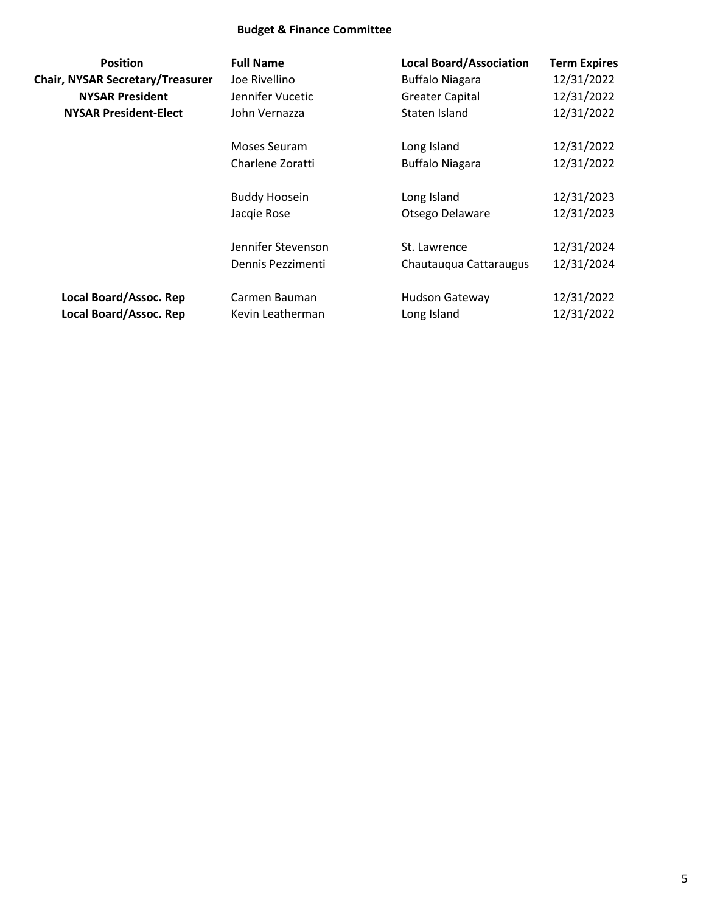## Budget & Finance Committee

| Position | Full Name | Local Board/Association | Term Expires |
|---|---|---|---|
| **Chair, NYSAR Secretary/Treasurer** | Joe Rivellino | Buffalo Niagara | 12/31/2022 |
| **NYSAR President** | Jennifer Vucetic | Greater Capital | 12/31/2022 |
| **NYSAR President-Elect** | John Vernazza | Staten Island | 12/31/2022 |
| | Moses Seuram | Long Island | 12/31/2022 |
| | Charlene Zoratti | Buffalo Niagara | 12/31/2022 |
| | Buddy Hoosein | Long Island | 12/31/2023 |
| | Jacqie Rose | Otsego Delaware | 12/31/2023 |
| | Jennifer Stevenson | St. Lawrence | 12/31/2024 |
| | Dennis Pezzimenti | Chautauqua Cattaraugus | 12/31/2024 |
| **Local Board/Assoc. Rep** | Carmen Bauman | Hudson Gateway | 12/31/2022 |
| **Local Board/Assoc. Rep** | Kevin Leatherman | Long Island | 12/31/2022 |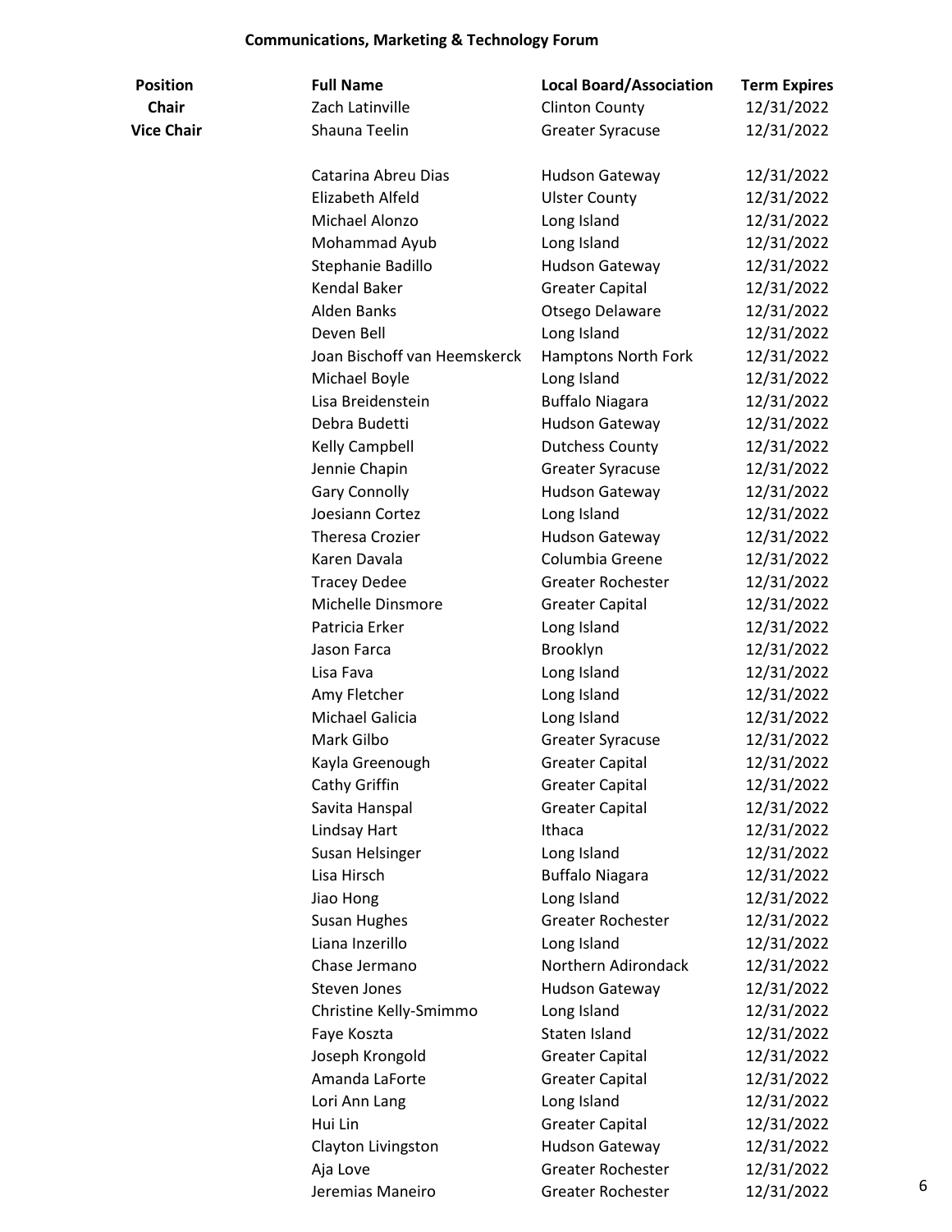## Communications, Marketing & Technology Forum

| Position | Full Name | Local Board/Association | Term Expires |
|---|---|---|---|
| **Chair** | Zach Latinville | Clinton County | 12/31/2022 |
| **Vice Chair** | Shauna Teelin | Greater Syracuse | 12/31/2022 |
| | Catarina Abreu Dias | Hudson Gateway | 12/31/2022 |
| | Elizabeth Alfeld | Ulster County | 12/31/2022 |
| | Michael Alonzo | Long Island | 12/31/2022 |
| | Mohammad Ayub | Long Island | 12/31/2022 |
| | Stephanie Badillo | Hudson Gateway | 12/31/2022 |
| | Kendal Baker | Greater Capital | 12/31/2022 |
| | Alden Banks | Otsego Delaware | 12/31/2022 |
| | Deven Bell | Long Island | 12/31/2022 |
| | Joan Bischoff van Heemskerck | Hamptons North Fork | 12/31/2022 |
| | Michael Boyle | Long Island | 12/31/2022 |
| | Lisa Breidenstein | Buffalo Niagara | 12/31/2022 |
| | Debra Budetti | Hudson Gateway | 12/31/2022 |
| | Kelly Campbell | Dutchess County | 12/31/2022 |
| | Jennie Chapin | Greater Syracuse | 12/31/2022 |
| | Gary Connolly | Hudson Gateway | 12/31/2022 |
| | Joesiann Cortez | Long Island | 12/31/2022 |
| | Theresa Crozier | Hudson Gateway | 12/31/2022 |
| | Karen Davala | Columbia Greene | 12/31/2022 |
| | Tracey Dedee | Greater Rochester | 12/31/2022 |
| | Michelle Dinsmore | Greater Capital | 12/31/2022 |
| | Patricia Erker | Long Island | 12/31/2022 |
| | Jason Farca | Brooklyn | 12/31/2022 |
| | Lisa Fava | Long Island | 12/31/2022 |
| | Amy Fletcher | Long Island | 12/31/2022 |
| | Michael Galicia | Long Island | 12/31/2022 |
| | Mark Gilbo | Greater Syracuse | 12/31/2022 |
| | Kayla Greenough | Greater Capital | 12/31/2022 |
| | Cathy Griffin | Greater Capital | 12/31/2022 |
| | Savita Hanspal | Greater Capital | 12/31/2022 |
| | Lindsay Hart | Ithaca | 12/31/2022 |
| | Susan Helsinger | Long Island | 12/31/2022 |
| | Lisa Hirsch | Buffalo Niagara | 12/31/2022 |
| | Jiao Hong | Long Island | 12/31/2022 |
| | Susan Hughes | Greater Rochester | 12/31/2022 |
| | Liana Inzerillo | Long Island | 12/31/2022 |
| | Chase Jermano | Northern Adirondack | 12/31/2022 |
| | Steven Jones | Hudson Gateway | 12/31/2022 |
| | Christine Kelly-Smimmo | Long Island | 12/31/2022 |
| | Faye Koszta | Staten Island | 12/31/2022 |
| | Joseph Krongold | Greater Capital | 12/31/2022 |
| | Amanda LaForte | Greater Capital | 12/31/2022 |
| | Lori Ann Lang | Long Island | 12/31/2022 |
| | Hui Lin | Greater Capital | 12/31/2022 |
| | Clayton Livingston | Hudson Gateway | 12/31/2022 |
| | Aja Love | Greater Rochester | 12/31/2022 |
| | Jeremias Maneiro | Greater Rochester | 12/31/2022 |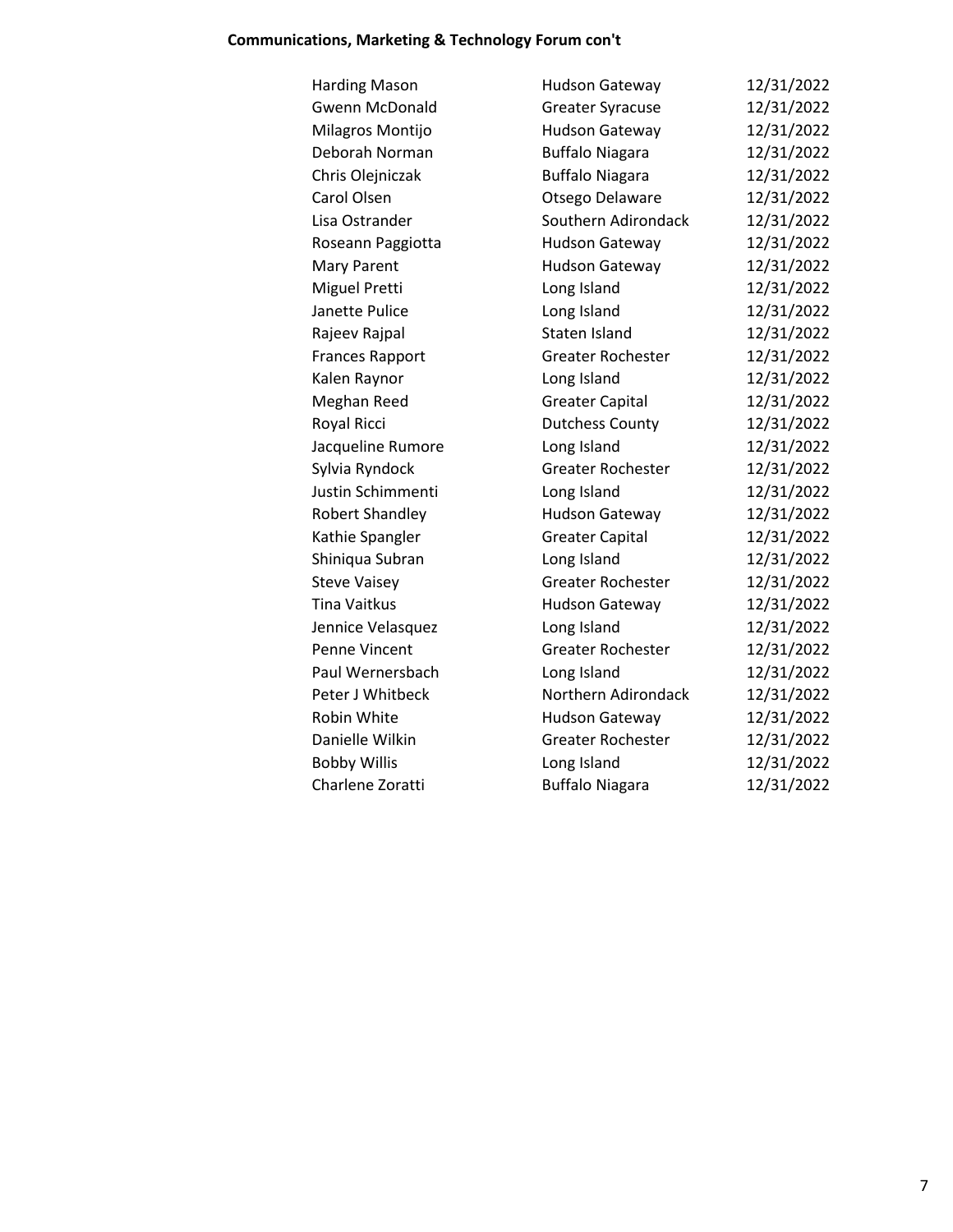**Communications, Marketing & Technology Forum con't**

| | | |
|---|---|---|
| Harding Mason | Hudson Gateway | 12/31/2022 |
| Gwenn McDonald | Greater Syracuse | 12/31/2022 |
| Milagros Montijo | Hudson Gateway | 12/31/2022 |
| Deborah Norman | Buffalo Niagara | 12/31/2022 |
| Chris Olejniczak | Buffalo Niagara | 12/31/2022 |
| Carol Olsen | Otsego Delaware | 12/31/2022 |
| Lisa Ostrander | Southern Adirondack | 12/31/2022 |
| Roseann Paggiotta | Hudson Gateway | 12/31/2022 |
| Mary Parent | Hudson Gateway | 12/31/2022 |
| Miguel Pretti | Long Island | 12/31/2022 |
| Janette Pulice | Long Island | 12/31/2022 |
| Rajeev Rajpal | Staten Island | 12/31/2022 |
| Frances Rapport | Greater Rochester | 12/31/2022 |
| Kalen Raynor | Long Island | 12/31/2022 |
| Meghan Reed | Greater Capital | 12/31/2022 |
| Royal Ricci | Dutchess County | 12/31/2022 |
| Jacqueline Rumore | Long Island | 12/31/2022 |
| Sylvia Ryndock | Greater Rochester | 12/31/2022 |
| Justin Schimmenti | Long Island | 12/31/2022 |
| Robert Shandley | Hudson Gateway | 12/31/2022 |
| Kathie Spangler | Greater Capital | 12/31/2022 |
| Shiniqua Subran | Long Island | 12/31/2022 |
| Steve Vaisey | Greater Rochester | 12/31/2022 |
| Tina Vaitkus | Hudson Gateway | 12/31/2022 |
| Jennice Velasquez | Long Island | 12/31/2022 |
| Penne Vincent | Greater Rochester | 12/31/2022 |
| Paul Wernersbach | Long Island | 12/31/2022 |
| Peter J Whitbeck | Northern Adirondack | 12/31/2022 |
| Robin White | Hudson Gateway | 12/31/2022 |
| Danielle Wilkin | Greater Rochester | 12/31/2022 |
| Bobby Willis | Long Island | 12/31/2022 |
| Charlene Zoratti | Buffalo Niagara | 12/31/2022 |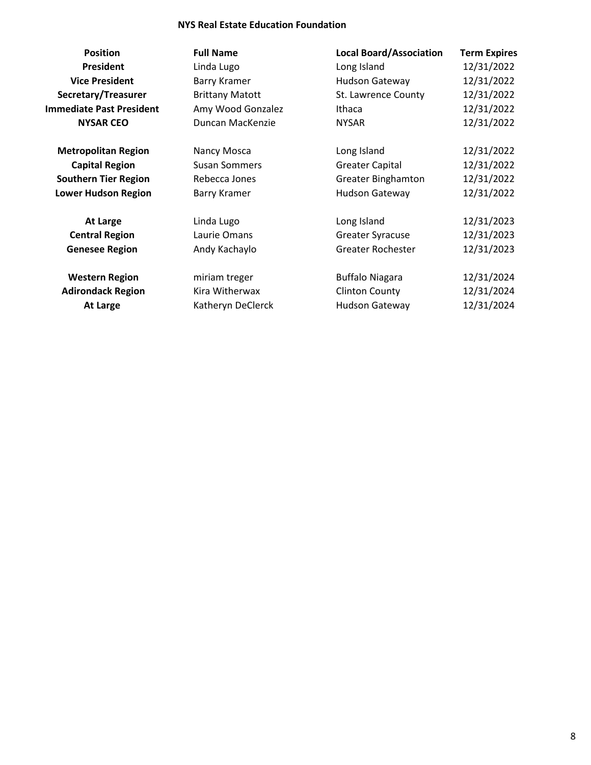**NYS Real Estate Education Foundation**

| Position | Full Name | Local Board/Association | Term Expires |
|---|---|---|---|
| **President** | Linda Lugo | Long Island | 12/31/2022 |
| **Vice President** | Barry Kramer | Hudson Gateway | 12/31/2022 |
| **Secretary/Treasurer** | Brittany Matott | St. Lawrence County | 12/31/2022 |
| **Immediate Past President** | Amy Wood Gonzalez | Ithaca | 12/31/2022 |
| **NYSAR CEO** | Duncan MacKenzie | NYSAR | 12/31/2022 |
| | | | |
| **Metropolitan Region** | Nancy Mosca | Long Island | 12/31/2022 |
| **Capital Region** | Susan Sommers | Greater Capital | 12/31/2022 |
| **Southern Tier Region** | Rebecca Jones | Greater Binghamton | 12/31/2022 |
| **Lower Hudson Region** | Barry Kramer | Hudson Gateway | 12/31/2022 |
| | | | |
| **At Large** | Linda Lugo | Long Island | 12/31/2023 |
| **Central Region** | Laurie Omans | Greater Syracuse | 12/31/2023 |
| **Genesee Region** | Andy Kachaylo | Greater Rochester | 12/31/2023 |
| | | | |
| **Western Region** | miriam treger | Buffalo Niagara | 12/31/2024 |
| **Adirondack Region** | Kira Witherwax | Clinton County | 12/31/2024 |
| **At Large** | Katheryn DeClerck | Hudson Gateway | 12/31/2024 |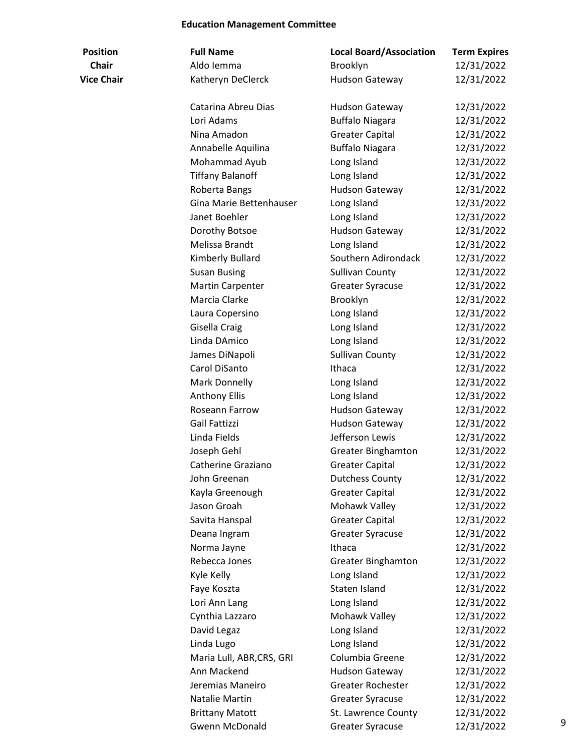## Education Management Committee

| Position | Full Name | Local Board/Association | Term Expires |
|---|---|---|---|
| **Chair** | Aldo Iemma | Brooklyn | 12/31/2022 |
| **Vice Chair** | Katheryn DeClerck | Hudson Gateway | 12/31/2022 |
| | Catarina Abreu Dias | Hudson Gateway | 12/31/2022 |
| | Lori Adams | Buffalo Niagara | 12/31/2022 |
| | Nina Amadon | Greater Capital | 12/31/2022 |
| | Annabelle Aquilina | Buffalo Niagara | 12/31/2022 |
| | Mohammad Ayub | Long Island | 12/31/2022 |
| | Tiffany Balanoff | Long Island | 12/31/2022 |
| | Roberta Bangs | Hudson Gateway | 12/31/2022 |
| | Gina Marie Bettenhauser | Long Island | 12/31/2022 |
| | Janet Boehler | Long Island | 12/31/2022 |
| | Dorothy Botsoe | Hudson Gateway | 12/31/2022 |
| | Melissa Brandt | Long Island | 12/31/2022 |
| | Kimberly Bullard | Southern Adirondack | 12/31/2022 |
| | Susan Busing | Sullivan County | 12/31/2022 |
| | Martin Carpenter | Greater Syracuse | 12/31/2022 |
| | Marcia Clarke | Brooklyn | 12/31/2022 |
| | Laura Copersino | Long Island | 12/31/2022 |
| | Gisella Craig | Long Island | 12/31/2022 |
| | Linda DAmico | Long Island | 12/31/2022 |
| | James DiNapoli | Sullivan County | 12/31/2022 |
| | Carol DiSanto | Ithaca | 12/31/2022 |
| | Mark Donnelly | Long Island | 12/31/2022 |
| | Anthony Ellis | Long Island | 12/31/2022 |
| | Roseann Farrow | Hudson Gateway | 12/31/2022 |
| | Gail Fattizzi | Hudson Gateway | 12/31/2022 |
| | Linda Fields | Jefferson Lewis | 12/31/2022 |
| | Joseph Gehl | Greater Binghamton | 12/31/2022 |
| | Catherine Graziano | Greater Capital | 12/31/2022 |
| | John Greenan | Dutchess County | 12/31/2022 |
| | Kayla Greenough | Greater Capital | 12/31/2022 |
| | Jason Groah | Mohawk Valley | 12/31/2022 |
| | Savita Hanspal | Greater Capital | 12/31/2022 |
| | Deana Ingram | Greater Syracuse | 12/31/2022 |
| | Norma Jayne | Ithaca | 12/31/2022 |
| | Rebecca Jones | Greater Binghamton | 12/31/2022 |
| | Kyle Kelly | Long Island | 12/31/2022 |
| | Faye Koszta | Staten Island | 12/31/2022 |
| | Lori Ann Lang | Long Island | 12/31/2022 |
| | Cynthia Lazzaro | Mohawk Valley | 12/31/2022 |
| | David Legaz | Long Island | 12/31/2022 |
| | Linda Lugo | Long Island | 12/31/2022 |
| | Maria Lull, ABR,CRS, GRI | Columbia Greene | 12/31/2022 |
| | Ann Mackend | Hudson Gateway | 12/31/2022 |
| | Jeremias Maneiro | Greater Rochester | 12/31/2022 |
| | Natalie Martin | Greater Syracuse | 12/31/2022 |
| | Brittany Matott | St. Lawrence County | 12/31/2022 |
| | Gwenn McDonald | Greater Syracuse | 12/31/2022 |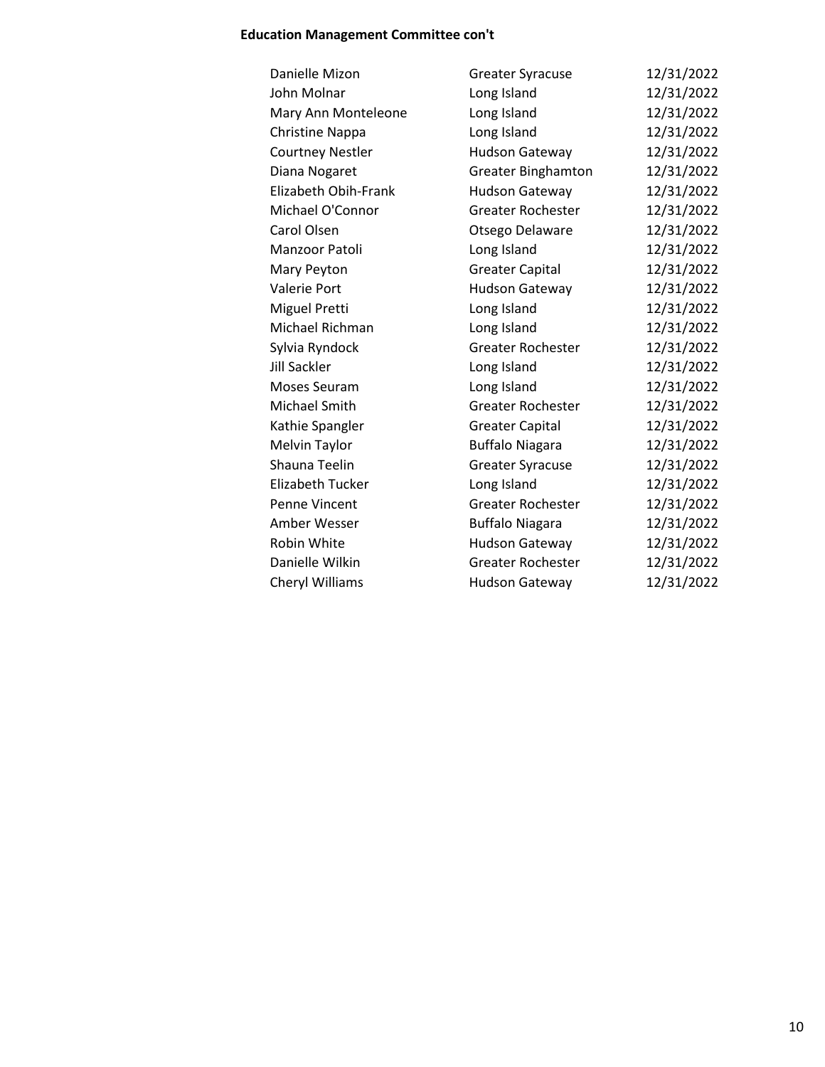**Education Management Committee con't**

| | | |
|---|---|---|
| Danielle Mizon | Greater Syracuse | 12/31/2022 |
| John Molnar | Long Island | 12/31/2022 |
| Mary Ann Monteleone | Long Island | 12/31/2022 |
| Christine Nappa | Long Island | 12/31/2022 |
| Courtney Nestler | Hudson Gateway | 12/31/2022 |
| Diana Nogaret | Greater Binghamton | 12/31/2022 |
| Elizabeth Obih-Frank | Hudson Gateway | 12/31/2022 |
| Michael O'Connor | Greater Rochester | 12/31/2022 |
| Carol Olsen | Otsego Delaware | 12/31/2022 |
| Manzoor Patoli | Long Island | 12/31/2022 |
| Mary Peyton | Greater Capital | 12/31/2022 |
| Valerie Port | Hudson Gateway | 12/31/2022 |
| Miguel Pretti | Long Island | 12/31/2022 |
| Michael Richman | Long Island | 12/31/2022 |
| Sylvia Ryndock | Greater Rochester | 12/31/2022 |
| Jill Sackler | Long Island | 12/31/2022 |
| Moses Seuram | Long Island | 12/31/2022 |
| Michael Smith | Greater Rochester | 12/31/2022 |
| Kathie Spangler | Greater Capital | 12/31/2022 |
| Melvin Taylor | Buffalo Niagara | 12/31/2022 |
| Shauna Teelin | Greater Syracuse | 12/31/2022 |
| Elizabeth Tucker | Long Island | 12/31/2022 |
| Penne Vincent | Greater Rochester | 12/31/2022 |
| Amber Wesser | Buffalo Niagara | 12/31/2022 |
| Robin White | Hudson Gateway | 12/31/2022 |
| Danielle Wilkin | Greater Rochester | 12/31/2022 |
| Cheryl Williams | Hudson Gateway | 12/31/2022 |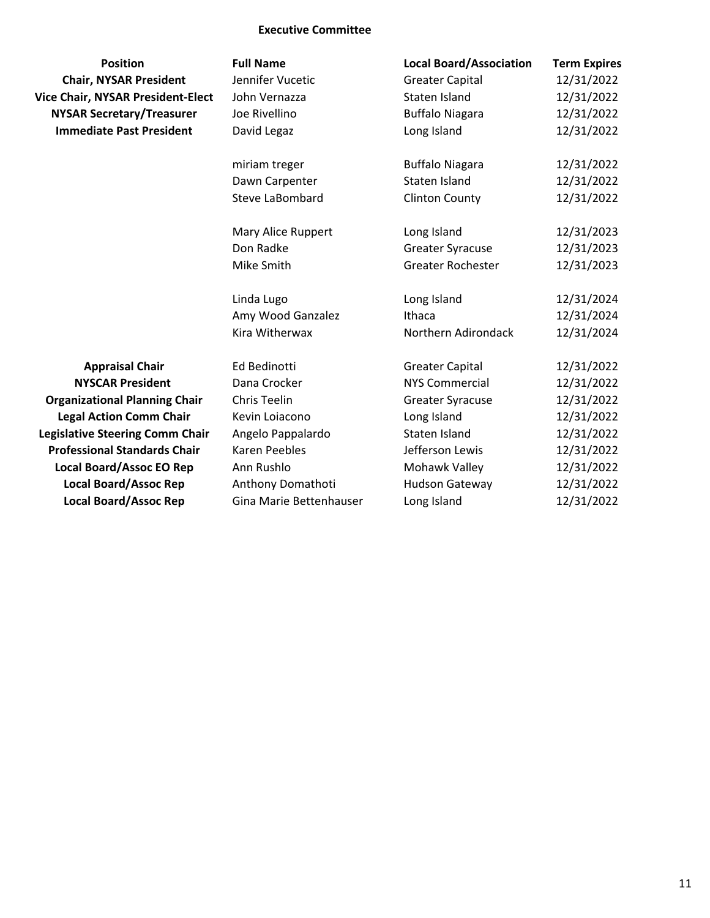**Executive Committee**

| Position | Full Name | Local Board/Association | Term Expires |
|---|---|---|---|
| **Chair, NYSAR President** | Jennifer Vucetic | Greater Capital | 12/31/2022 |
| **Vice Chair, NYSAR President-Elect** | John Vernazza | Staten Island | 12/31/2022 |
| **NYSAR Secretary/Treasurer** | Joe Rivellino | Buffalo Niagara | 12/31/2022 |
| **Immediate Past President** | David Legaz | Long Island | 12/31/2022 |
| | miriam treger | Buffalo Niagara | 12/31/2022 |
| | Dawn Carpenter | Staten Island | 12/31/2022 |
| | Steve LaBombard | Clinton County | 12/31/2022 |
| | Mary Alice Ruppert | Long Island | 12/31/2023 |
| | Don Radke | Greater Syracuse | 12/31/2023 |
| | Mike Smith | Greater Rochester | 12/31/2023 |
| | Linda Lugo | Long Island | 12/31/2024 |
| | Amy Wood Ganzalez | Ithaca | 12/31/2024 |
| | Kira Witherwax | Northern Adirondack | 12/31/2024 |
| **Appraisal Chair** | Ed Bedinotti | Greater Capital | 12/31/2022 |
| **NYSCAR President** | Dana Crocker | NYS Commercial | 12/31/2022 |
| **Organizational Planning Chair** | Chris Teelin | Greater Syracuse | 12/31/2022 |
| **Legal Action Comm Chair** | Kevin Loiacono | Long Island | 12/31/2022 |
| **Legislative Steering Comm Chair** | Angelo Pappalardo | Staten Island | 12/31/2022 |
| **Professional Standards Chair** | Karen Peebles | Jefferson Lewis | 12/31/2022 |
| **Local Board/Assoc EO Rep** | Ann Rushlo | Mohawk Valley | 12/31/2022 |
| **Local Board/Assoc Rep** | Anthony Domathoti | Hudson Gateway | 12/31/2022 |
| **Local Board/Assoc Rep** | Gina Marie Bettenhauser | Long Island | 12/31/2022 |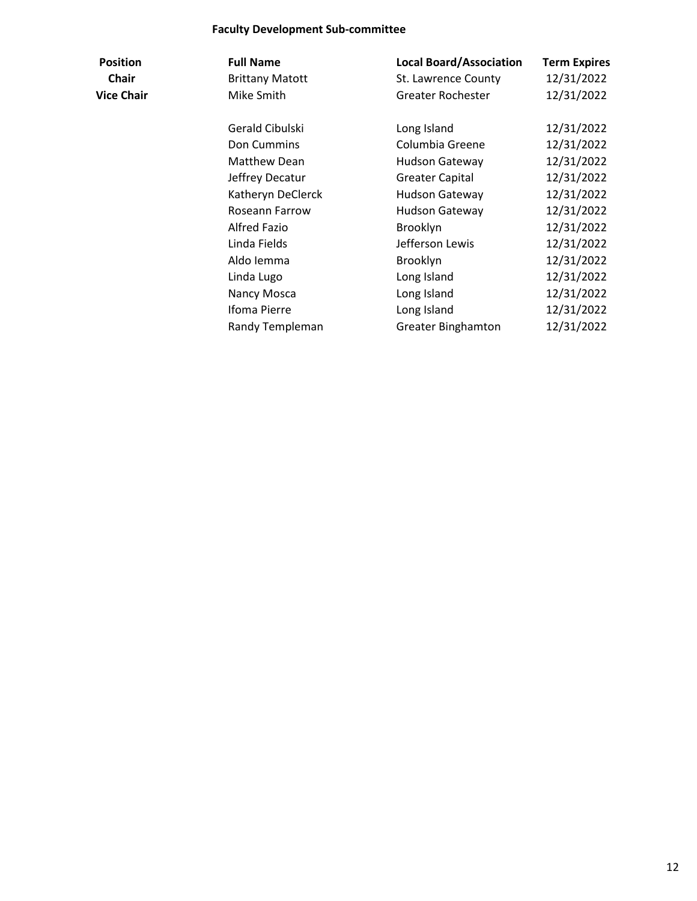## Faculty Development Sub-committee

| Position | Full Name | Local Board/Association | Term Expires |
|---|---|---|---|
| **Chair** | Brittany Matott | St. Lawrence County | 12/31/2022 |
| **Vice Chair** | Mike Smith | Greater Rochester | 12/31/2022 |
| | | | |
| | Gerald Cibulski | Long Island | 12/31/2022 |
| | Don Cummins | Columbia Greene | 12/31/2022 |
| | Matthew Dean | Hudson Gateway | 12/31/2022 |
| | Jeffrey Decatur | Greater Capital | 12/31/2022 |
| | Katheryn DeClerck | Hudson Gateway | 12/31/2022 |
| | Roseann Farrow | Hudson Gateway | 12/31/2022 |
| | Alfred Fazio | Brooklyn | 12/31/2022 |
| | Linda Fields | Jefferson Lewis | 12/31/2022 |
| | Aldo Iemma | Brooklyn | 12/31/2022 |
| | Linda Lugo | Long Island | 12/31/2022 |
| | Nancy Mosca | Long Island | 12/31/2022 |
| | Ifoma Pierre | Long Island | 12/31/2022 |
| | Randy Templeman | Greater Binghamton | 12/31/2022 |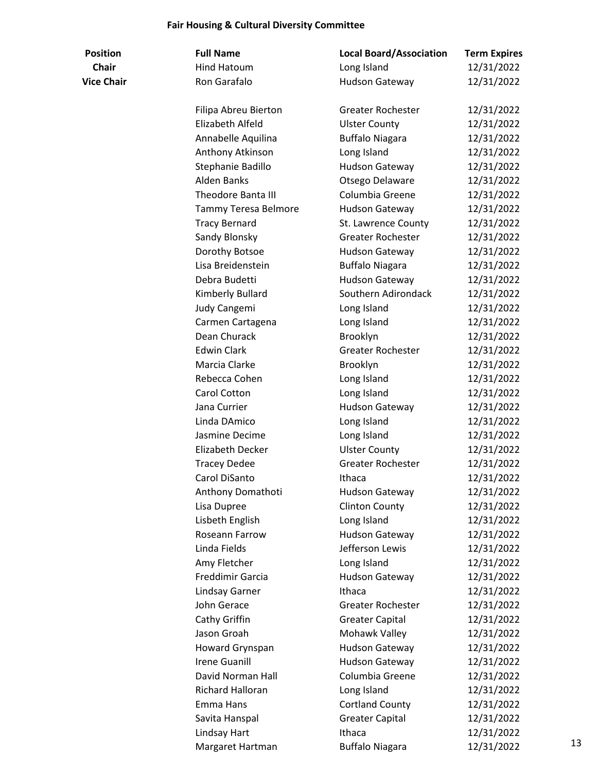## Fair Housing & Cultural Diversity Committee

| Position | Full Name | Local Board/Association | Term Expires |
|---|---|---|---|
| **Chair** | Hind Hatoum | Long Island | 12/31/2022 |
| **Vice Chair** | Ron Garafalo | Hudson Gateway | 12/31/2022 |
| | | | |
| | Filipa Abreu Bierton | Greater Rochester | 12/31/2022 |
| | Elizabeth Alfeld | Ulster County | 12/31/2022 |
| | Annabelle Aquilina | Buffalo Niagara | 12/31/2022 |
| | Anthony Atkinson | Long Island | 12/31/2022 |
| | Stephanie Badillo | Hudson Gateway | 12/31/2022 |
| | Alden Banks | Otsego Delaware | 12/31/2022 |
| | Theodore Banta III | Columbia Greene | 12/31/2022 |
| | Tammy Teresa Belmore | Hudson Gateway | 12/31/2022 |
| | Tracy Bernard | St. Lawrence County | 12/31/2022 |
| | Sandy Blonsky | Greater Rochester | 12/31/2022 |
| | Dorothy Botsoe | Hudson Gateway | 12/31/2022 |
| | Lisa Breidenstein | Buffalo Niagara | 12/31/2022 |
| | Debra Budetti | Hudson Gateway | 12/31/2022 |
| | Kimberly Bullard | Southern Adirondack | 12/31/2022 |
| | Judy Cangemi | Long Island | 12/31/2022 |
| | Carmen Cartagena | Long Island | 12/31/2022 |
| | Dean Churack | Brooklyn | 12/31/2022 |
| | Edwin Clark | Greater Rochester | 12/31/2022 |
| | Marcia Clarke | Brooklyn | 12/31/2022 |
| | Rebecca Cohen | Long Island | 12/31/2022 |
| | Carol Cotton | Long Island | 12/31/2022 |
| | Jana Currier | Hudson Gateway | 12/31/2022 |
| | Linda DAmico | Long Island | 12/31/2022 |
| | Jasmine Decime | Long Island | 12/31/2022 |
| | Elizabeth Decker | Ulster County | 12/31/2022 |
| | Tracey Dedee | Greater Rochester | 12/31/2022 |
| | Carol DiSanto | Ithaca | 12/31/2022 |
| | Anthony Domathoti | Hudson Gateway | 12/31/2022 |
| | Lisa Dupree | Clinton County | 12/31/2022 |
| | Lisbeth English | Long Island | 12/31/2022 |
| | Roseann Farrow | Hudson Gateway | 12/31/2022 |
| | Linda Fields | Jefferson Lewis | 12/31/2022 |
| | Amy Fletcher | Long Island | 12/31/2022 |
| | Freddimir Garcia | Hudson Gateway | 12/31/2022 |
| | Lindsay Garner | Ithaca | 12/31/2022 |
| | John Gerace | Greater Rochester | 12/31/2022 |
| | Cathy Griffin | Greater Capital | 12/31/2022 |
| | Jason Groah | Mohawk Valley | 12/31/2022 |
| | Howard Grynspan | Hudson Gateway | 12/31/2022 |
| | Irene Guanill | Hudson Gateway | 12/31/2022 |
| | David Norman Hall | Columbia Greene | 12/31/2022 |
| | Richard Halloran | Long Island | 12/31/2022 |
| | Emma Hans | Cortland County | 12/31/2022 |
| | Savita Hanspal | Greater Capital | 12/31/2022 |
| | Lindsay Hart | Ithaca | 12/31/2022 |
| | Margaret Hartman | Buffalo Niagara | 12/31/2022 |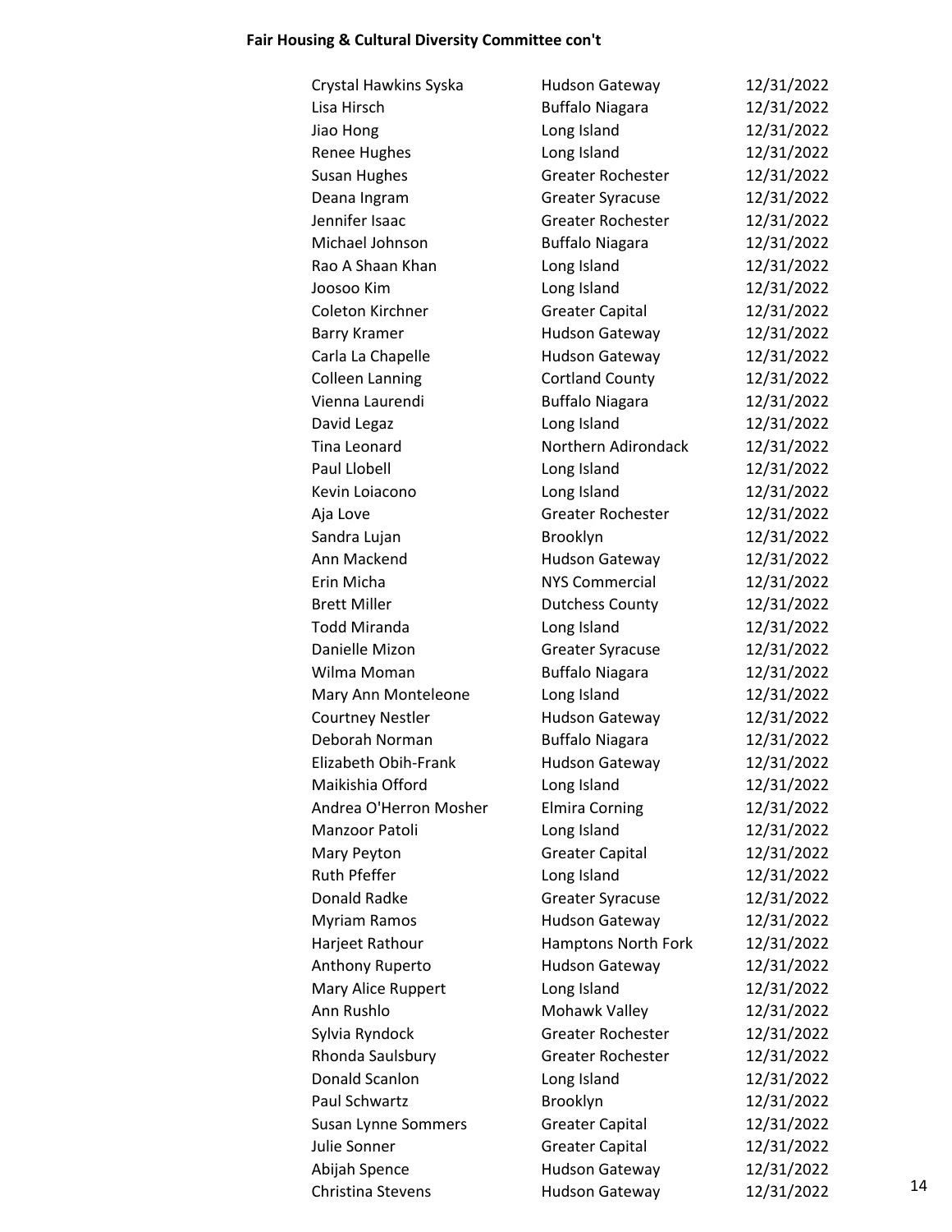**Fair Housing & Cultural Diversity Committee con't**

| | | |
|---|---|---|
| Crystal Hawkins Syska | Hudson Gateway | 12/31/2022 |
| Lisa Hirsch | Buffalo Niagara | 12/31/2022 |
| Jiao Hong | Long Island | 12/31/2022 |
| Renee Hughes | Long Island | 12/31/2022 |
| Susan Hughes | Greater Rochester | 12/31/2022 |
| Deana Ingram | Greater Syracuse | 12/31/2022 |
| Jennifer Isaac | Greater Rochester | 12/31/2022 |
| Michael Johnson | Buffalo Niagara | 12/31/2022 |
| Rao A Shaan Khan | Long Island | 12/31/2022 |
| Joosoo Kim | Long Island | 12/31/2022 |
| Coleton Kirchner | Greater Capital | 12/31/2022 |
| Barry Kramer | Hudson Gateway | 12/31/2022 |
| Carla La Chapelle | Hudson Gateway | 12/31/2022 |
| Colleen Lanning | Cortland County | 12/31/2022 |
| Vienna Laurendi | Buffalo Niagara | 12/31/2022 |
| David Legaz | Long Island | 12/31/2022 |
| Tina Leonard | Northern Adirondack | 12/31/2022 |
| Paul Llobell | Long Island | 12/31/2022 |
| Kevin Loiacono | Long Island | 12/31/2022 |
| Aja Love | Greater Rochester | 12/31/2022 |
| Sandra Lujan | Brooklyn | 12/31/2022 |
| Ann Mackend | Hudson Gateway | 12/31/2022 |
| Erin Micha | NYS Commercial | 12/31/2022 |
| Brett Miller | Dutchess County | 12/31/2022 |
| Todd Miranda | Long Island | 12/31/2022 |
| Danielle Mizon | Greater Syracuse | 12/31/2022 |
| Wilma Moman | Buffalo Niagara | 12/31/2022 |
| Mary Ann Monteleone | Long Island | 12/31/2022 |
| Courtney Nestler | Hudson Gateway | 12/31/2022 |
| Deborah Norman | Buffalo Niagara | 12/31/2022 |
| Elizabeth Obih-Frank | Hudson Gateway | 12/31/2022 |
| Maikishia Offord | Long Island | 12/31/2022 |
| Andrea O'Herron Mosher | Elmira Corning | 12/31/2022 |
| Manzoor Patoli | Long Island | 12/31/2022 |
| Mary Peyton | Greater Capital | 12/31/2022 |
| Ruth Pfeffer | Long Island | 12/31/2022 |
| Donald Radke | Greater Syracuse | 12/31/2022 |
| Myriam Ramos | Hudson Gateway | 12/31/2022 |
| Harjeet Rathour | Hamptons North Fork | 12/31/2022 |
| Anthony Ruperto | Hudson Gateway | 12/31/2022 |
| Mary Alice Ruppert | Long Island | 12/31/2022 |
| Ann Rushlo | Mohawk Valley | 12/31/2022 |
| Sylvia Ryndock | Greater Rochester | 12/31/2022 |
| Rhonda Saulsbury | Greater Rochester | 12/31/2022 |
| Donald Scanlon | Long Island | 12/31/2022 |
| Paul Schwartz | Brooklyn | 12/31/2022 |
| Susan Lynne Sommers | Greater Capital | 12/31/2022 |
| Julie Sonner | Greater Capital | 12/31/2022 |
| Abijah Spence | Hudson Gateway | 12/31/2022 |
| Christina Stevens | Hudson Gateway | 12/31/2022 |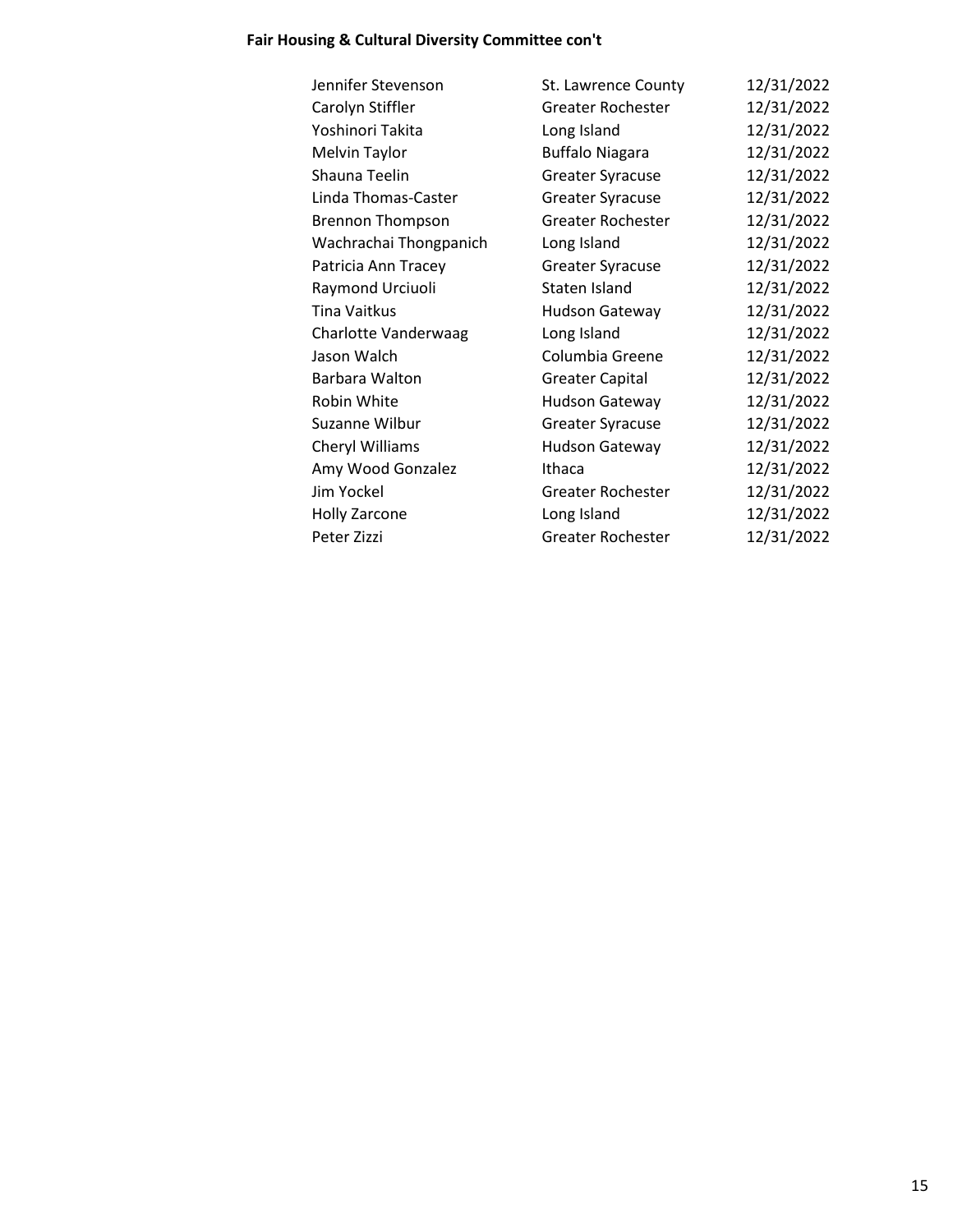**Fair Housing & Cultural Diversity Committee con't**

| | | |
|---|---|---|
| Jennifer Stevenson | St. Lawrence County | 12/31/2022 |
| Carolyn Stiffler | Greater Rochester | 12/31/2022 |
| Yoshinori Takita | Long Island | 12/31/2022 |
| Melvin Taylor | Buffalo Niagara | 12/31/2022 |
| Shauna Teelin | Greater Syracuse | 12/31/2022 |
| Linda Thomas-Caster | Greater Syracuse | 12/31/2022 |
| Brennon Thompson | Greater Rochester | 12/31/2022 |
| Wachrachai Thongpanich | Long Island | 12/31/2022 |
| Patricia Ann Tracey | Greater Syracuse | 12/31/2022 |
| Raymond Urciuoli | Staten Island | 12/31/2022 |
| Tina Vaitkus | Hudson Gateway | 12/31/2022 |
| Charlotte Vanderwaag | Long Island | 12/31/2022 |
| Jason Walch | Columbia Greene | 12/31/2022 |
| Barbara Walton | Greater Capital | 12/31/2022 |
| Robin White | Hudson Gateway | 12/31/2022 |
| Suzanne Wilbur | Greater Syracuse | 12/31/2022 |
| Cheryl Williams | Hudson Gateway | 12/31/2022 |
| Amy Wood Gonzalez | Ithaca | 12/31/2022 |
| Jim Yockel | Greater Rochester | 12/31/2022 |
| Holly Zarcone | Long Island | 12/31/2022 |
| Peter Zizzi | Greater Rochester | 12/31/2022 |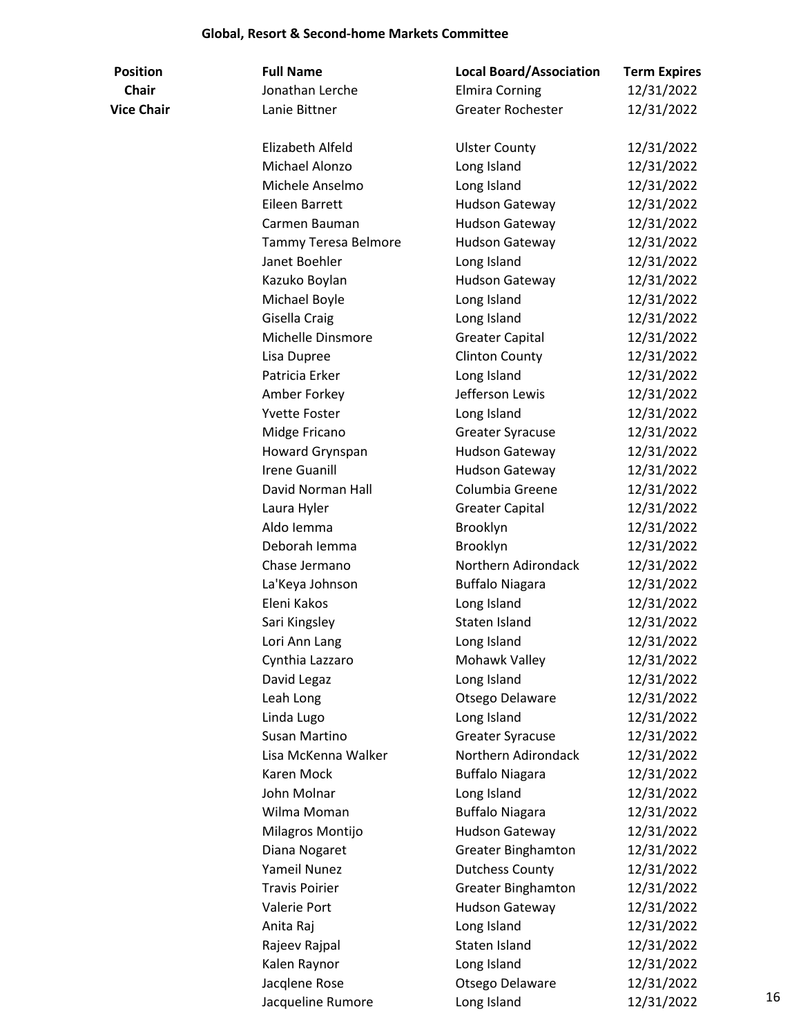## Global, Resort & Second-home Markets Committee

| Position | Full Name | Local Board/Association | Term Expires |
|---|---|---|---|
| **Chair** | Jonathan Lerche | Elmira Corning | 12/31/2022 |
| **Vice Chair** | Lanie Bittner | Greater Rochester | 12/31/2022 |
| | Elizabeth Alfeld | Ulster County | 12/31/2022 |
| | Michael Alonzo | Long Island | 12/31/2022 |
| | Michele Anselmo | Long Island | 12/31/2022 |
| | Eileen Barrett | Hudson Gateway | 12/31/2022 |
| | Carmen Bauman | Hudson Gateway | 12/31/2022 |
| | Tammy Teresa Belmore | Hudson Gateway | 12/31/2022 |
| | Janet Boehler | Long Island | 12/31/2022 |
| | Kazuko Boylan | Hudson Gateway | 12/31/2022 |
| | Michael Boyle | Long Island | 12/31/2022 |
| | Gisella Craig | Long Island | 12/31/2022 |
| | Michelle Dinsmore | Greater Capital | 12/31/2022 |
| | Lisa Dupree | Clinton County | 12/31/2022 |
| | Patricia Erker | Long Island | 12/31/2022 |
| | Amber Forkey | Jefferson Lewis | 12/31/2022 |
| | Yvette Foster | Long Island | 12/31/2022 |
| | Midge Fricano | Greater Syracuse | 12/31/2022 |
| | Howard Grynspan | Hudson Gateway | 12/31/2022 |
| | Irene Guanill | Hudson Gateway | 12/31/2022 |
| | David Norman Hall | Columbia Greene | 12/31/2022 |
| | Laura Hyler | Greater Capital | 12/31/2022 |
| | Aldo Iemma | Brooklyn | 12/31/2022 |
| | Deborah Iemma | Brooklyn | 12/31/2022 |
| | Chase Jermano | Northern Adirondack | 12/31/2022 |
| | La'Keya Johnson | Buffalo Niagara | 12/31/2022 |
| | Eleni Kakos | Long Island | 12/31/2022 |
| | Sari Kingsley | Staten Island | 12/31/2022 |
| | Lori Ann Lang | Long Island | 12/31/2022 |
| | Cynthia Lazzaro | Mohawk Valley | 12/31/2022 |
| | David Legaz | Long Island | 12/31/2022 |
| | Leah Long | Otsego Delaware | 12/31/2022 |
| | Linda Lugo | Long Island | 12/31/2022 |
| | Susan Martino | Greater Syracuse | 12/31/2022 |
| | Lisa McKenna Walker | Northern Adirondack | 12/31/2022 |
| | Karen Mock | Buffalo Niagara | 12/31/2022 |
| | John Molnar | Long Island | 12/31/2022 |
| | Wilma Moman | Buffalo Niagara | 12/31/2022 |
| | Milagros Montijo | Hudson Gateway | 12/31/2022 |
| | Diana Nogaret | Greater Binghamton | 12/31/2022 |
| | Yameil Nunez | Dutchess County | 12/31/2022 |
| | Travis Poirier | Greater Binghamton | 12/31/2022 |
| | Valerie Port | Hudson Gateway | 12/31/2022 |
| | Anita Raj | Long Island | 12/31/2022 |
| | Rajeev Rajpal | Staten Island | 12/31/2022 |
| | Kalen Raynor | Long Island | 12/31/2022 |
| | Jacqlene Rose | Otsego Delaware | 12/31/2022 |
| | Jacqueline Rumore | Long Island | 12/31/2022 |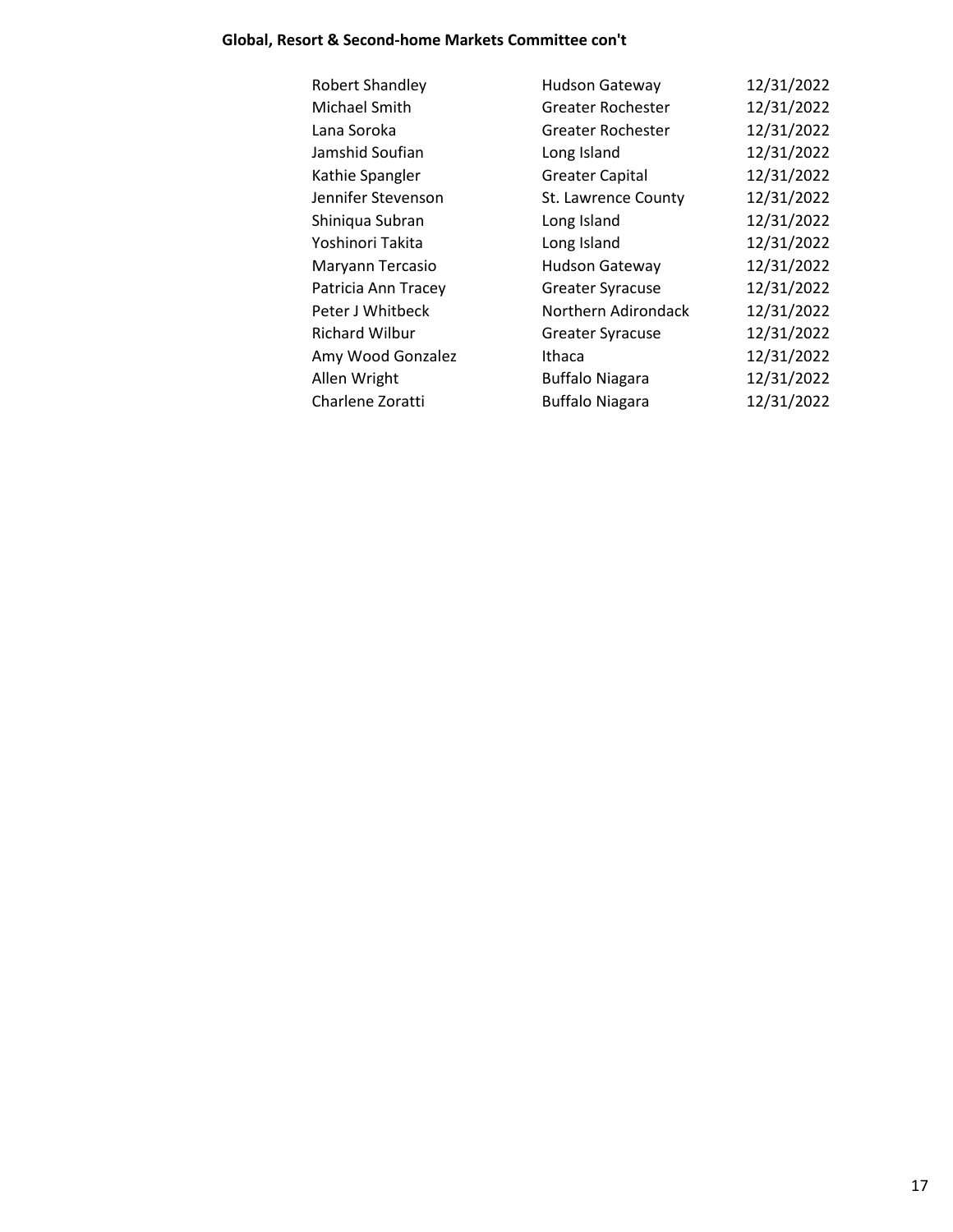**Global, Resort & Second-home Markets Committee con't**

| | | |
|---|---|---|
| Robert Shandley | Hudson Gateway | 12/31/2022 |
| Michael Smith | Greater Rochester | 12/31/2022 |
| Lana Soroka | Greater Rochester | 12/31/2022 |
| Jamshid Soufian | Long Island | 12/31/2022 |
| Kathie Spangler | Greater Capital | 12/31/2022 |
| Jennifer Stevenson | St. Lawrence County | 12/31/2022 |
| Shiniqua Subran | Long Island | 12/31/2022 |
| Yoshinori Takita | Long Island | 12/31/2022 |
| Maryann Tercasio | Hudson Gateway | 12/31/2022 |
| Patricia Ann Tracey | Greater Syracuse | 12/31/2022 |
| Peter J Whitbeck | Northern Adirondack | 12/31/2022 |
| Richard Wilbur | Greater Syracuse | 12/31/2022 |
| Amy Wood Gonzalez | Ithaca | 12/31/2022 |
| Allen Wright | Buffalo Niagara | 12/31/2022 |
| Charlene Zoratti | Buffalo Niagara | 12/31/2022 |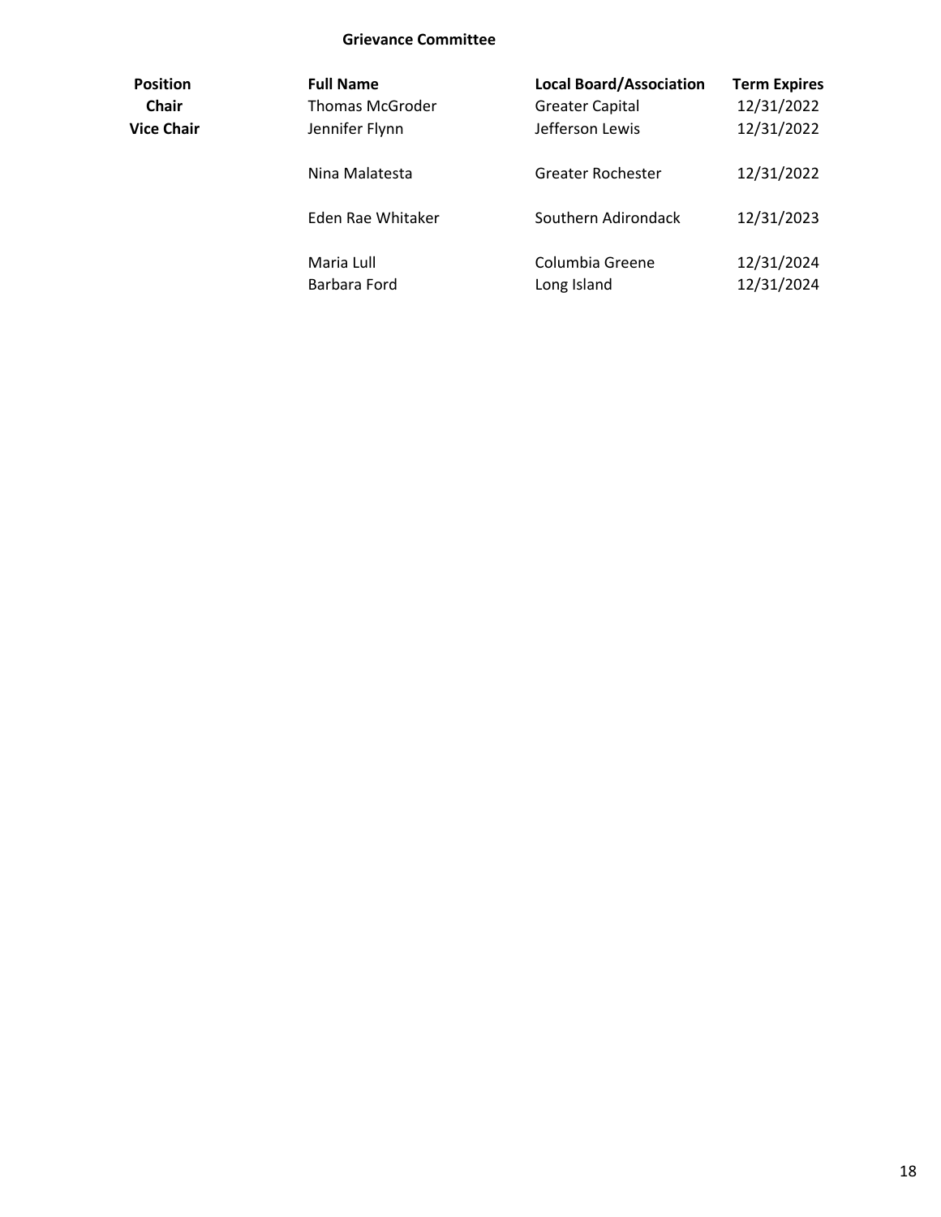## Grievance Committee

| Position | Full Name | Local Board/Association | Term Expires |
|---|---|---|---|
| **Chair** | Thomas McGroder | Greater Capital | 12/31/2022 |
| **Vice Chair** | Jennifer Flynn | Jefferson Lewis | 12/31/2022 |
| | Nina Malatesta | Greater Rochester | 12/31/2022 |
| | Eden Rae Whitaker | Southern Adirondack | 12/31/2023 |
| | Maria Lull | Columbia Greene | 12/31/2024 |
| | Barbara Ford | Long Island | 12/31/2024 |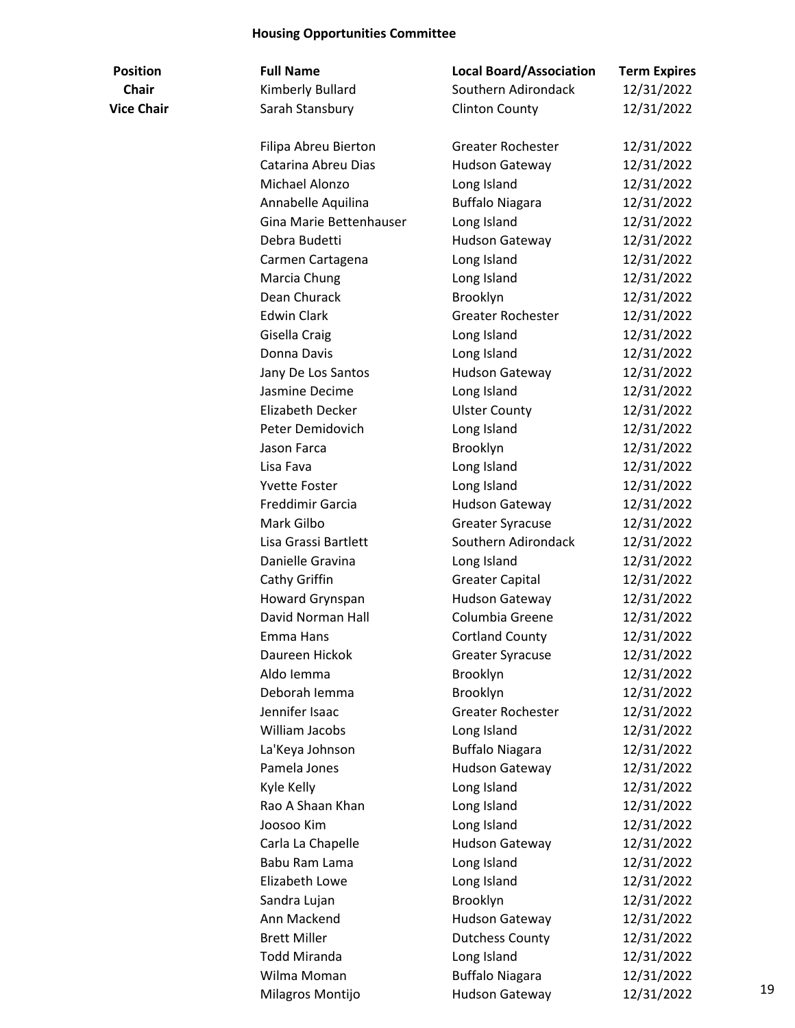## Housing Opportunities Committee

| Position | Full Name | Local Board/Association | Term Expires |
|---|---|---|---|
| **Chair** | Kimberly Bullard | Southern Adirondack | 12/31/2022 |
| **Vice Chair** | Sarah Stansbury | Clinton County | 12/31/2022 |
| | | | |
| | Filipa Abreu Bierton | Greater Rochester | 12/31/2022 |
| | Catarina Abreu Dias | Hudson Gateway | 12/31/2022 |
| | Michael Alonzo | Long Island | 12/31/2022 |
| | Annabelle Aquilina | Buffalo Niagara | 12/31/2022 |
| | Gina Marie Bettenhauser | Long Island | 12/31/2022 |
| | Debra Budetti | Hudson Gateway | 12/31/2022 |
| | Carmen Cartagena | Long Island | 12/31/2022 |
| | Marcia Chung | Long Island | 12/31/2022 |
| | Dean Churack | Brooklyn | 12/31/2022 |
| | Edwin Clark | Greater Rochester | 12/31/2022 |
| | Gisella Craig | Long Island | 12/31/2022 |
| | Donna Davis | Long Island | 12/31/2022 |
| | Jany De Los Santos | Hudson Gateway | 12/31/2022 |
| | Jasmine Decime | Long Island | 12/31/2022 |
| | Elizabeth Decker | Ulster County | 12/31/2022 |
| | Peter Demidovich | Long Island | 12/31/2022 |
| | Jason Farca | Brooklyn | 12/31/2022 |
| | Lisa Fava | Long Island | 12/31/2022 |
| | Yvette Foster | Long Island | 12/31/2022 |
| | Freddimir Garcia | Hudson Gateway | 12/31/2022 |
| | Mark Gilbo | Greater Syracuse | 12/31/2022 |
| | Lisa Grassi Bartlett | Southern Adirondack | 12/31/2022 |
| | Danielle Gravina | Long Island | 12/31/2022 |
| | Cathy Griffin | Greater Capital | 12/31/2022 |
| | Howard Grynspan | Hudson Gateway | 12/31/2022 |
| | David Norman Hall | Columbia Greene | 12/31/2022 |
| | Emma Hans | Cortland County | 12/31/2022 |
| | Daureen Hickok | Greater Syracuse | 12/31/2022 |
| | Aldo Iemma | Brooklyn | 12/31/2022 |
| | Deborah Iemma | Brooklyn | 12/31/2022 |
| | Jennifer Isaac | Greater Rochester | 12/31/2022 |
| | William Jacobs | Long Island | 12/31/2022 |
| | La'Keya Johnson | Buffalo Niagara | 12/31/2022 |
| | Pamela Jones | Hudson Gateway | 12/31/2022 |
| | Kyle Kelly | Long Island | 12/31/2022 |
| | Rao A Shaan Khan | Long Island | 12/31/2022 |
| | Joosoo Kim | Long Island | 12/31/2022 |
| | Carla La Chapelle | Hudson Gateway | 12/31/2022 |
| | Babu Ram Lama | Long Island | 12/31/2022 |
| | Elizabeth Lowe | Long Island | 12/31/2022 |
| | Sandra Lujan | Brooklyn | 12/31/2022 |
| | Ann Mackend | Hudson Gateway | 12/31/2022 |
| | Brett Miller | Dutchess County | 12/31/2022 |
| | Todd Miranda | Long Island | 12/31/2022 |
| | Wilma Moman | Buffalo Niagara | 12/31/2022 |
| | Milagros Montijo | Hudson Gateway | 12/31/2022 |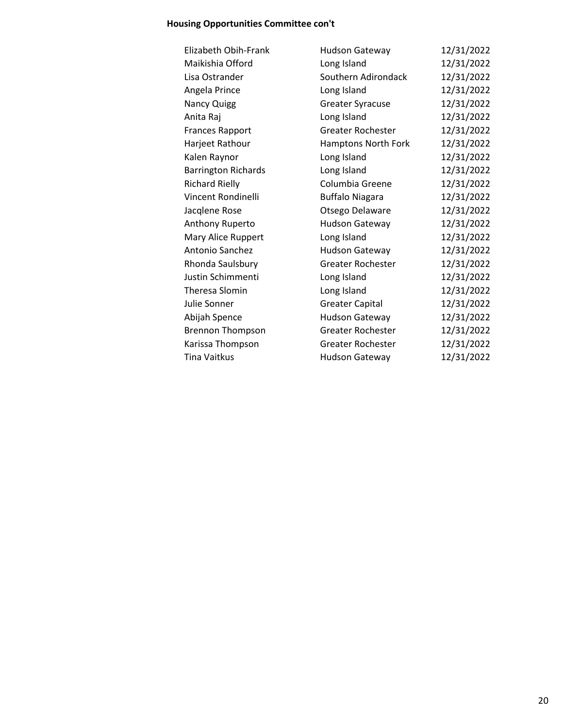**Housing Opportunities Committee con't**

| | | |
|---|---|---|
| Elizabeth Obih-Frank | Hudson Gateway | 12/31/2022 |
| Maikishia Offord | Long Island | 12/31/2022 |
| Lisa Ostrander | Southern Adirondack | 12/31/2022 |
| Angela Prince | Long Island | 12/31/2022 |
| Nancy Quigg | Greater Syracuse | 12/31/2022 |
| Anita Raj | Long Island | 12/31/2022 |
| Frances Rapport | Greater Rochester | 12/31/2022 |
| Harjeet Rathour | Hamptons North Fork | 12/31/2022 |
| Kalen Raynor | Long Island | 12/31/2022 |
| Barrington Richards | Long Island | 12/31/2022 |
| Richard Rielly | Columbia Greene | 12/31/2022 |
| Vincent Rondinelli | Buffalo Niagara | 12/31/2022 |
| Jacqlene Rose | Otsego Delaware | 12/31/2022 |
| Anthony Ruperto | Hudson Gateway | 12/31/2022 |
| Mary Alice Ruppert | Long Island | 12/31/2022 |
| Antonio Sanchez | Hudson Gateway | 12/31/2022 |
| Rhonda Saulsbury | Greater Rochester | 12/31/2022 |
| Justin Schimmenti | Long Island | 12/31/2022 |
| Theresa Slomin | Long Island | 12/31/2022 |
| Julie Sonner | Greater Capital | 12/31/2022 |
| Abijah Spence | Hudson Gateway | 12/31/2022 |
| Brennon Thompson | Greater Rochester | 12/31/2022 |
| Karissa Thompson | Greater Rochester | 12/31/2022 |
| Tina Vaitkus | Hudson Gateway | 12/31/2022 |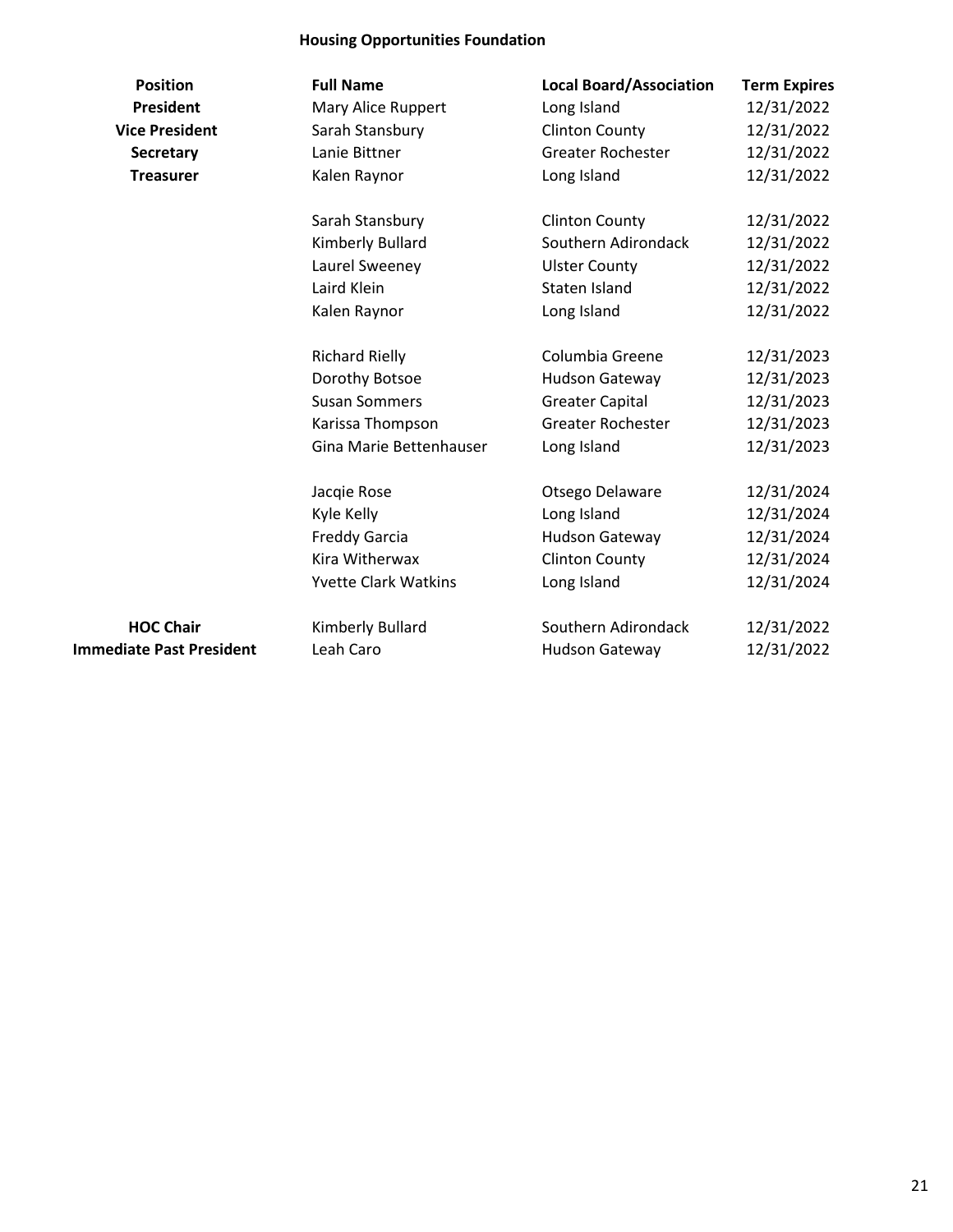# Housing Opportunities Foundation

| Position | Full Name | Local Board/Association | Term Expires |
|---|---|---|---|
| **President** | Mary Alice Ruppert | Long Island | 12/31/2022 |
| **Vice President** | Sarah Stansbury | Clinton County | 12/31/2022 |
| **Secretary** | Lanie Bittner | Greater Rochester | 12/31/2022 |
| **Treasurer** | Kalen Raynor | Long Island | 12/31/2022 |
| | | | |
| | Sarah Stansbury | Clinton County | 12/31/2022 |
| | Kimberly Bullard | Southern Adirondack | 12/31/2022 |
| | Laurel Sweeney | Ulster County | 12/31/2022 |
| | Laird Klein | Staten Island | 12/31/2022 |
| | Kalen Raynor | Long Island | 12/31/2022 |
| | | | |
| | Richard Rielly | Columbia Greene | 12/31/2023 |
| | Dorothy Botsoe | Hudson Gateway | 12/31/2023 |
| | Susan Sommers | Greater Capital | 12/31/2023 |
| | Karissa Thompson | Greater Rochester | 12/31/2023 |
| | Gina Marie Bettenhauser | Long Island | 12/31/2023 |
| | | | |
| | Jacqie Rose | Otsego Delaware | 12/31/2024 |
| | Kyle Kelly | Long Island | 12/31/2024 |
| | Freddy Garcia | Hudson Gateway | 12/31/2024 |
| | Kira Witherwax | Clinton County | 12/31/2024 |
| | Yvette Clark Watkins | Long Island | 12/31/2024 |
| | | | |
| **HOC Chair** | Kimberly Bullard | Southern Adirondack | 12/31/2022 |
| **Immediate Past President** | Leah Caro | Hudson Gateway | 12/31/2022 |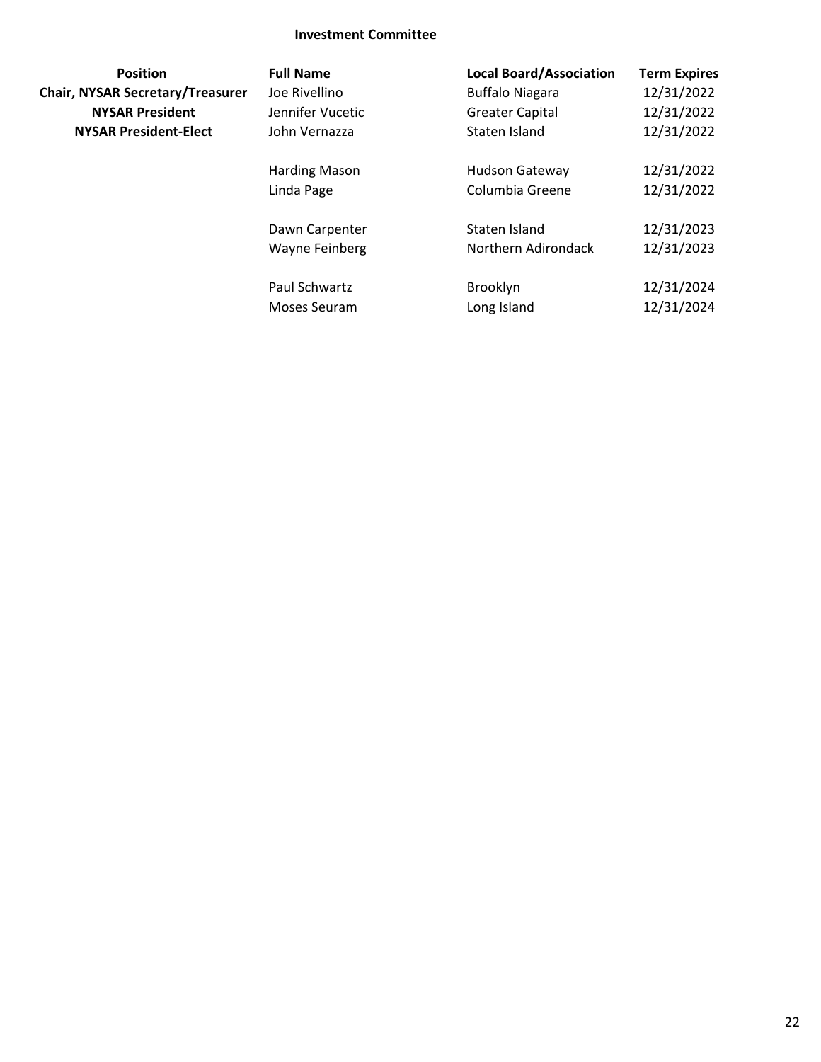## Investment Committee

| Position | Full Name | Local Board/Association | Term Expires |
| --- | --- | --- | --- |
| **Chair, NYSAR Secretary/Treasurer** | Joe Rivellino | Buffalo Niagara | 12/31/2022 |
| **NYSAR President** | Jennifer Vucetic | Greater Capital | 12/31/2022 |
| **NYSAR President-Elect** | John Vernazza | Staten Island | 12/31/2022 |
| | Harding Mason | Hudson Gateway | 12/31/2022 |
| | Linda Page | Columbia Greene | 12/31/2022 |
| | Dawn Carpenter | Staten Island | 12/31/2023 |
| | Wayne Feinberg | Northern Adirondack | 12/31/2023 |
| | Paul Schwartz | Brooklyn | 12/31/2024 |
| | Moses Seuram | Long Island | 12/31/2024 |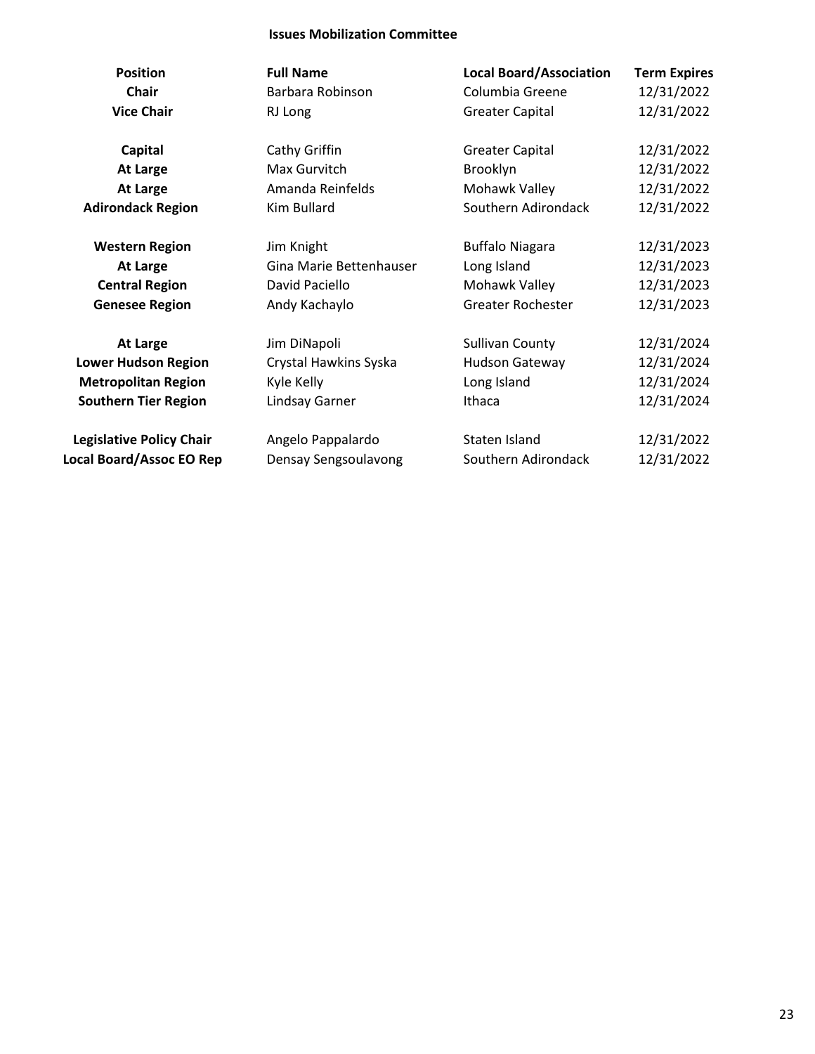**Issues Mobilization Committee**

| Position | Full Name | Local Board/Association | Term Expires |
|---|---|---|---|
| **Chair** | Barbara Robinson | Columbia Greene | 12/31/2022 |
| **Vice Chair** | RJ Long | Greater Capital | 12/31/2022 |
| | | | |
| **Capital** | Cathy Griffin | Greater Capital | 12/31/2022 |
| **At Large** | Max Gurvitch | Brooklyn | 12/31/2022 |
| **At Large** | Amanda Reinfelds | Mohawk Valley | 12/31/2022 |
| **Adirondack Region** | Kim Bullard | Southern Adirondack | 12/31/2022 |
| | | | |
| **Western Region** | Jim Knight | Buffalo Niagara | 12/31/2023 |
| **At Large** | Gina Marie Bettenhauser | Long Island | 12/31/2023 |
| **Central Region** | David Paciello | Mohawk Valley | 12/31/2023 |
| **Genesee Region** | Andy Kachaylo | Greater Rochester | 12/31/2023 |
| | | | |
| **At Large** | Jim DiNapoli | Sullivan County | 12/31/2024 |
| **Lower Hudson Region** | Crystal Hawkins Syska | Hudson Gateway | 12/31/2024 |
| **Metropolitan Region** | Kyle Kelly | Long Island | 12/31/2024 |
| **Southern Tier Region** | Lindsay Garner | Ithaca | 12/31/2024 |
| | | | |
| **Legislative Policy Chair** | Angelo Pappalardo | Staten Island | 12/31/2022 |
| **Local Board/Assoc EO Rep** | Densay Sengsoulavong | Southern Adirondack | 12/31/2022 |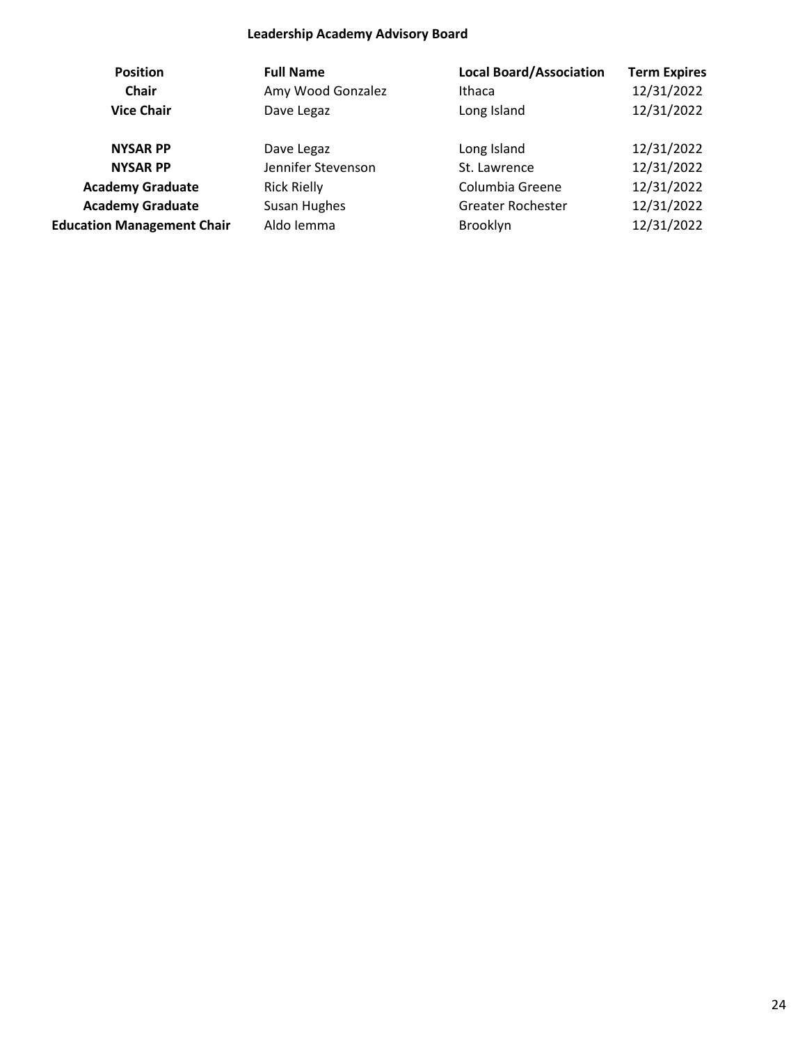## Leadership Academy Advisory Board

| Position | Full Name | Local Board/Association | Term Expires |
|---|---|---|---|
| **Chair** | Amy Wood Gonzalez | Ithaca | 12/31/2022 |
| **Vice Chair** | Dave Legaz | Long Island | 12/31/2022 |
| | | | |
| **NYSAR PP** | Dave Legaz | Long Island | 12/31/2022 |
| **NYSAR PP** | Jennifer Stevenson | St. Lawrence | 12/31/2022 |
| **Academy Graduate** | Rick Rielly | Columbia Greene | 12/31/2022 |
| **Academy Graduate** | Susan Hughes | Greater Rochester | 12/31/2022 |
| **Education Management Chair** | Aldo Iemma | Brooklyn | 12/31/2022 |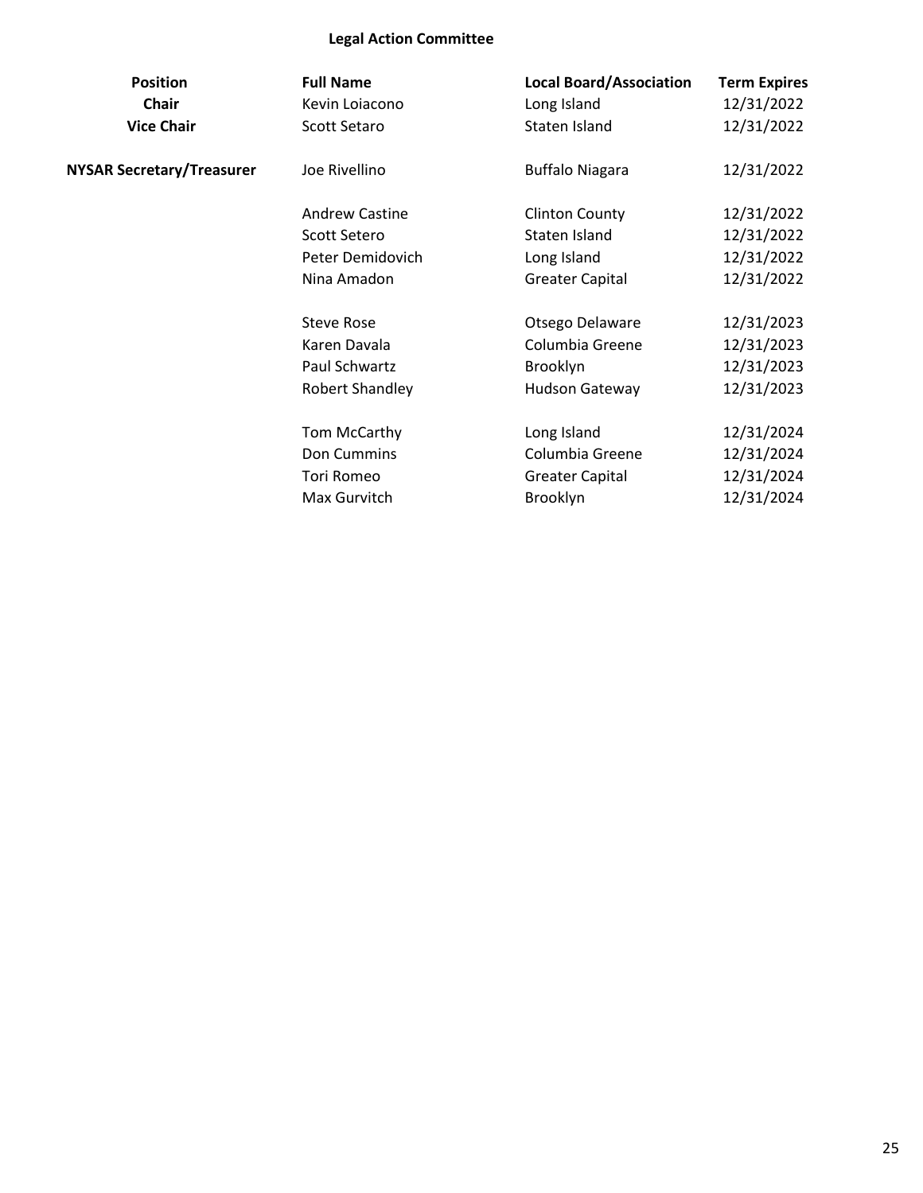**Legal Action Committee**

| Position | Full Name | Local Board/Association | Term Expires |
|---|---|---|---|
| **Chair** | Kevin Loiacono | Long Island | 12/31/2022 |
| **Vice Chair** | Scott Setaro | Staten Island | 12/31/2022 |
| **NYSAR Secretary/Treasurer** | Joe Rivellino | Buffalo Niagara | 12/31/2022 |
| | Andrew Castine | Clinton County | 12/31/2022 |
| | Scott Setero | Staten Island | 12/31/2022 |
| | Peter Demidovich | Long Island | 12/31/2022 |
| | Nina Amadon | Greater Capital | 12/31/2022 |
| | Steve Rose | Otsego Delaware | 12/31/2023 |
| | Karen Davala | Columbia Greene | 12/31/2023 |
| | Paul Schwartz | Brooklyn | 12/31/2023 |
| | Robert Shandley | Hudson Gateway | 12/31/2023 |
| | Tom McCarthy | Long Island | 12/31/2024 |
| | Don Cummins | Columbia Greene | 12/31/2024 |
| | Tori Romeo | Greater Capital | 12/31/2024 |
| | Max Gurvitch | Brooklyn | 12/31/2024 |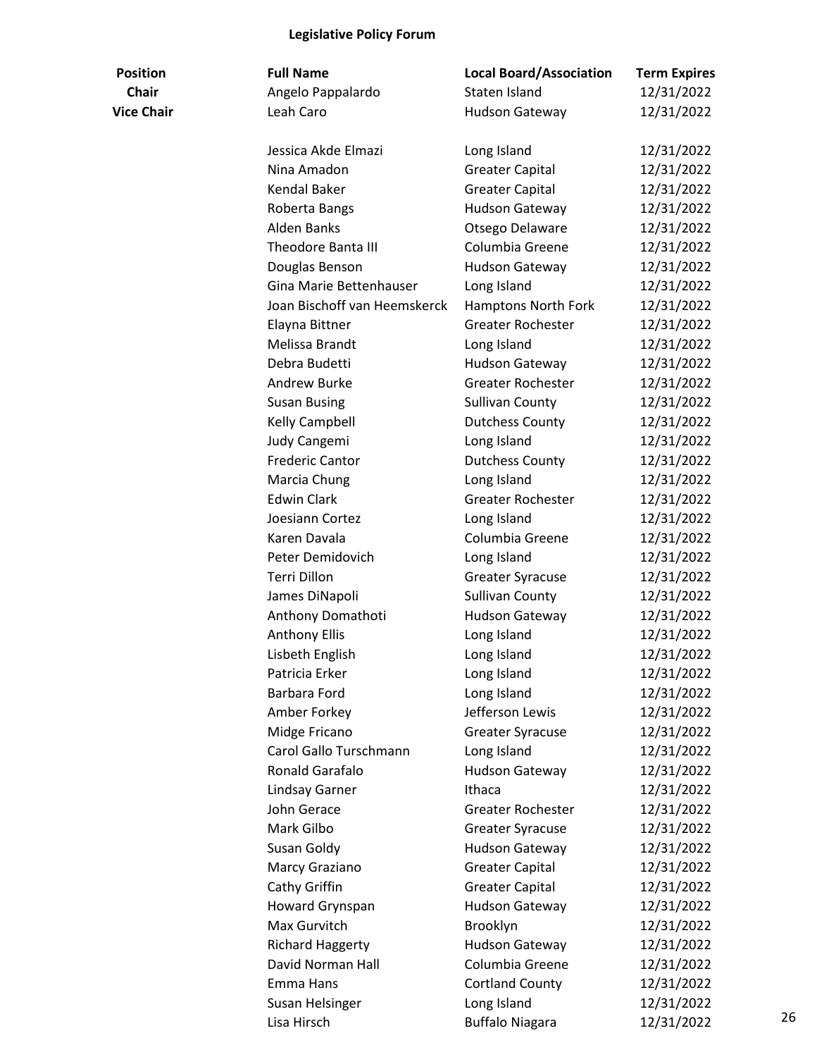## Legislative Policy Forum

| Position | Full Name | Local Board/Association | Term Expires |
|---|---|---|---|
| **Chair** | Angelo Pappalardo | Staten Island | 12/31/2022 |
| **Vice Chair** | Leah Caro | Hudson Gateway | 12/31/2022 |
| | Jessica Akde Elmazi | Long Island | 12/31/2022 |
| | Nina Amadon | Greater Capital | 12/31/2022 |
| | Kendal Baker | Greater Capital | 12/31/2022 |
| | Roberta Bangs | Hudson Gateway | 12/31/2022 |
| | Alden Banks | Otsego Delaware | 12/31/2022 |
| | Theodore Banta III | Columbia Greene | 12/31/2022 |
| | Douglas Benson | Hudson Gateway | 12/31/2022 |
| | Gina Marie Bettenhauser | Long Island | 12/31/2022 |
| | Joan Bischoff van Heemskerck | Hamptons North Fork | 12/31/2022 |
| | Elayna Bittner | Greater Rochester | 12/31/2022 |
| | Melissa Brandt | Long Island | 12/31/2022 |
| | Debra Budetti | Hudson Gateway | 12/31/2022 |
| | Andrew Burke | Greater Rochester | 12/31/2022 |
| | Susan Busing | Sullivan County | 12/31/2022 |
| | Kelly Campbell | Dutchess County | 12/31/2022 |
| | Judy Cangemi | Long Island | 12/31/2022 |
| | Frederic Cantor | Dutchess County | 12/31/2022 |
| | Marcia Chung | Long Island | 12/31/2022 |
| | Edwin Clark | Greater Rochester | 12/31/2022 |
| | Joesiann Cortez | Long Island | 12/31/2022 |
| | Karen Davala | Columbia Greene | 12/31/2022 |
| | Peter Demidovich | Long Island | 12/31/2022 |
| | Terri Dillon | Greater Syracuse | 12/31/2022 |
| | James DiNapoli | Sullivan County | 12/31/2022 |
| | Anthony Domathoti | Hudson Gateway | 12/31/2022 |
| | Anthony Ellis | Long Island | 12/31/2022 |
| | Lisbeth English | Long Island | 12/31/2022 |
| | Patricia Erker | Long Island | 12/31/2022 |
| | Barbara Ford | Long Island | 12/31/2022 |
| | Amber Forkey | Jefferson Lewis | 12/31/2022 |
| | Midge Fricano | Greater Syracuse | 12/31/2022 |
| | Carol Gallo Turschmann | Long Island | 12/31/2022 |
| | Ronald Garafalo | Hudson Gateway | 12/31/2022 |
| | Lindsay Garner | Ithaca | 12/31/2022 |
| | John Gerace | Greater Rochester | 12/31/2022 |
| | Mark Gilbo | Greater Syracuse | 12/31/2022 |
| | Susan Goldy | Hudson Gateway | 12/31/2022 |
| | Marcy Graziano | Greater Capital | 12/31/2022 |
| | Cathy Griffin | Greater Capital | 12/31/2022 |
| | Howard Grynspan | Hudson Gateway | 12/31/2022 |
| | Max Gurvitch | Brooklyn | 12/31/2022 |
| | Richard Haggerty | Hudson Gateway | 12/31/2022 |
| | David Norman Hall | Columbia Greene | 12/31/2022 |
| | Emma Hans | Cortland County | 12/31/2022 |
| | Susan Helsinger | Long Island | 12/31/2022 |
| | Lisa Hirsch | Buffalo Niagara | 12/31/2022 |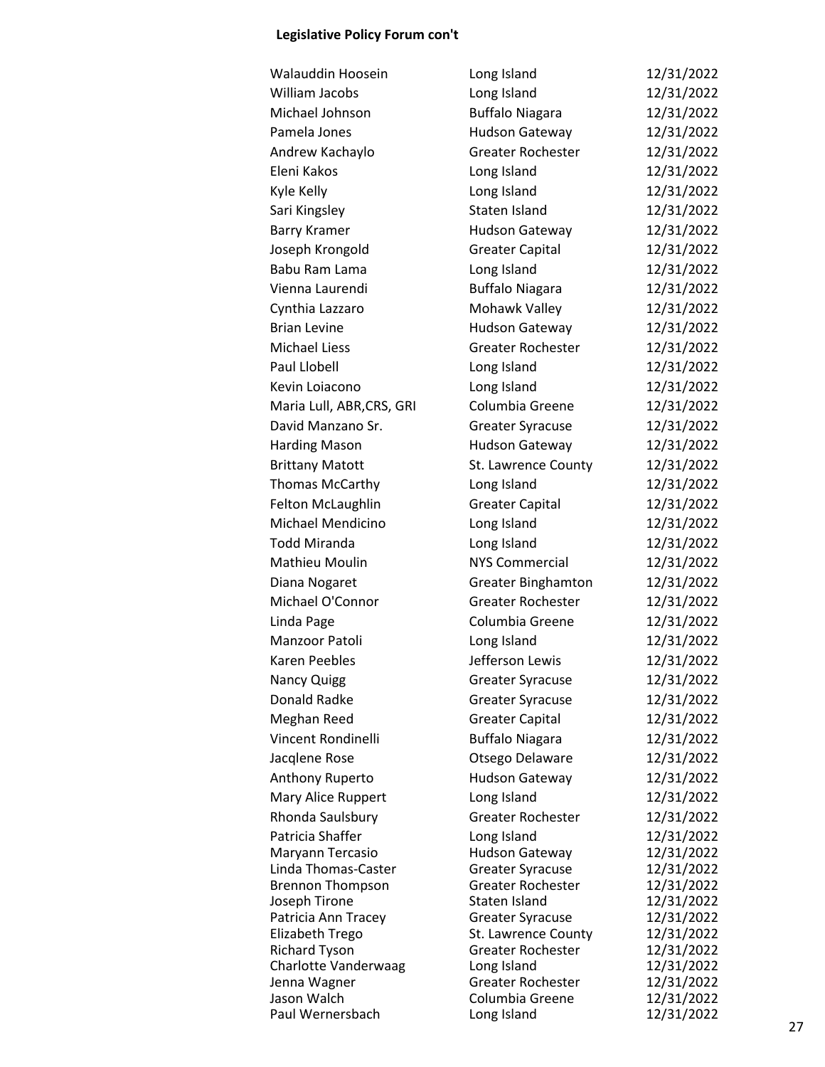**Legislative Policy Forum con't**

| | | |
|---|---|---|
| Walauddin Hoosein | Long Island | 12/31/2022 |
| William Jacobs | Long Island | 12/31/2022 |
| Michael Johnson | Buffalo Niagara | 12/31/2022 |
| Pamela Jones | Hudson Gateway | 12/31/2022 |
| Andrew Kachaylo | Greater Rochester | 12/31/2022 |
| Eleni Kakos | Long Island | 12/31/2022 |
| Kyle Kelly | Long Island | 12/31/2022 |
| Sari Kingsley | Staten Island | 12/31/2022 |
| Barry Kramer | Hudson Gateway | 12/31/2022 |
| Joseph Krongold | Greater Capital | 12/31/2022 |
| Babu Ram Lama | Long Island | 12/31/2022 |
| Vienna Laurendi | Buffalo Niagara | 12/31/2022 |
| Cynthia Lazzaro | Mohawk Valley | 12/31/2022 |
| Brian Levine | Hudson Gateway | 12/31/2022 |
| Michael Liess | Greater Rochester | 12/31/2022 |
| Paul Llobell | Long Island | 12/31/2022 |
| Kevin Loiacono | Long Island | 12/31/2022 |
| Maria Lull, ABR,CRS, GRI | Columbia Greene | 12/31/2022 |
| David Manzano Sr. | Greater Syracuse | 12/31/2022 |
| Harding Mason | Hudson Gateway | 12/31/2022 |
| Brittany Matott | St. Lawrence County | 12/31/2022 |
| Thomas McCarthy | Long Island | 12/31/2022 |
| Felton McLaughlin | Greater Capital | 12/31/2022 |
| Michael Mendicino | Long Island | 12/31/2022 |
| Todd Miranda | Long Island | 12/31/2022 |
| Mathieu Moulin | NYS Commercial | 12/31/2022 |
| Diana Nogaret | Greater Binghamton | 12/31/2022 |
| Michael O'Connor | Greater Rochester | 12/31/2022 |
| Linda Page | Columbia Greene | 12/31/2022 |
| Manzoor Patoli | Long Island | 12/31/2022 |
| Karen Peebles | Jefferson Lewis | 12/31/2022 |
| Nancy Quigg | Greater Syracuse | 12/31/2022 |
| Donald Radke | Greater Syracuse | 12/31/2022 |
| Meghan Reed | Greater Capital | 12/31/2022 |
| Vincent Rondinelli | Buffalo Niagara | 12/31/2022 |
| Jacqlene Rose | Otsego Delaware | 12/31/2022 |
| Anthony Ruperto | Hudson Gateway | 12/31/2022 |
| Mary Alice Ruppert | Long Island | 12/31/2022 |
| Rhonda Saulsbury | Greater Rochester | 12/31/2022 |
| Patricia Shaffer | Long Island | 12/31/2022 |
| Maryann Tercasio | Hudson Gateway | 12/31/2022 |
| Linda Thomas-Caster | Greater Syracuse | 12/31/2022 |
| Brennon Thompson | Greater Rochester | 12/31/2022 |
| Joseph Tirone | Staten Island | 12/31/2022 |
| Patricia Ann Tracey | Greater Syracuse | 12/31/2022 |
| Elizabeth Trego | St. Lawrence County | 12/31/2022 |
| Richard Tyson | Greater Rochester | 12/31/2022 |
| Charlotte Vanderwaag | Long Island | 12/31/2022 |
| Jenna Wagner | Greater Rochester | 12/31/2022 |
| Jason Walch | Columbia Greene | 12/31/2022 |
| Paul Wernersbach | Long Island | 12/31/2022 |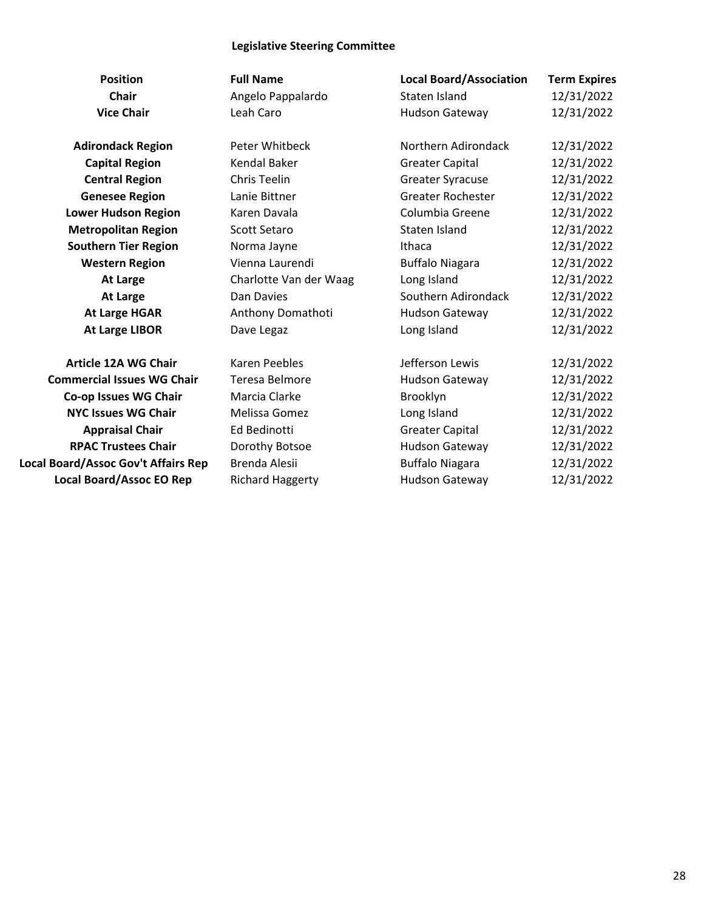## Legislative Steering Committee

| Position | Full Name | Local Board/Association | Term Expires |
|---|---|---|---|
| **Chair** | Angelo Pappalardo | Staten Island | 12/31/2022 |
| **Vice Chair** | Leah Caro | Hudson Gateway | 12/31/2022 |
| | | | |
| **Adirondack Region** | Peter Whitbeck | Northern Adirondack | 12/31/2022 |
| **Capital Region** | Kendal Baker | Greater Capital | 12/31/2022 |
| **Central Region** | Chris Teelin | Greater Syracuse | 12/31/2022 |
| **Genesee Region** | Lanie Bittner | Greater Rochester | 12/31/2022 |
| **Lower Hudson Region** | Karen Davala | Columbia Greene | 12/31/2022 |
| **Metropolitan Region** | Scott Setaro | Staten Island | 12/31/2022 |
| **Southern Tier Region** | Norma Jayne | Ithaca | 12/31/2022 |
| **Western Region** | Vienna Laurendi | Buffalo Niagara | 12/31/2022 |
| **At Large** | Charlotte Van der Waag | Long Island | 12/31/2022 |
| **At Large** | Dan Davies | Southern Adirondack | 12/31/2022 |
| **At Large HGAR** | Anthony Domathoti | Hudson Gateway | 12/31/2022 |
| **At Large LIBOR** | Dave Legaz | Long Island | 12/31/2022 |
| | | | |
| **Article 12A WG Chair** | Karen Peebles | Jefferson Lewis | 12/31/2022 |
| **Commercial Issues WG Chair** | Teresa Belmore | Hudson Gateway | 12/31/2022 |
| **Co-op Issues WG Chair** | Marcia Clarke | Brooklyn | 12/31/2022 |
| **NYC Issues WG Chair** | Melissa Gomez | Long Island | 12/31/2022 |
| **Appraisal Chair** | Ed Bedinotti | Greater Capital | 12/31/2022 |
| **RPAC Trustees Chair** | Dorothy Botsoe | Hudson Gateway | 12/31/2022 |
| **Local Board/Assoc Gov't Affairs Rep** | Brenda Alesii | Buffalo Niagara | 12/31/2022 |
| **Local Board/Assoc EO Rep** | Richard Haggerty | Hudson Gateway | 12/31/2022 |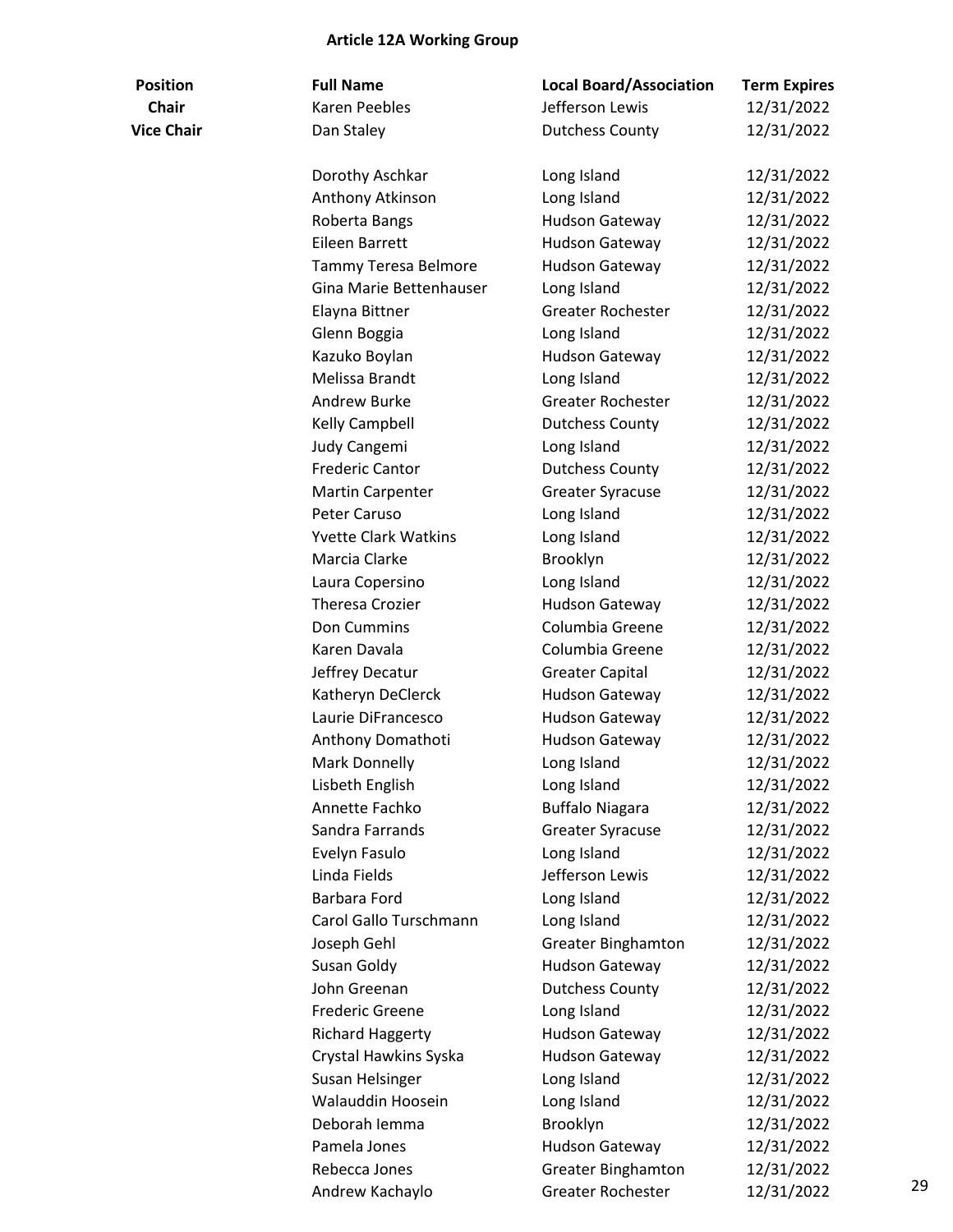**Article 12A Working Group**

| Position | Full Name | Local Board/Association | Term Expires |
|---|---|---|---|
| **Chair** | Karen Peebles | Jefferson Lewis | 12/31/2022 |
| **Vice Chair** | Dan Staley | Dutchess County | 12/31/2022 |
| | Dorothy Aschkar | Long Island | 12/31/2022 |
| | Anthony Atkinson | Long Island | 12/31/2022 |
| | Roberta Bangs | Hudson Gateway | 12/31/2022 |
| | Eileen Barrett | Hudson Gateway | 12/31/2022 |
| | Tammy Teresa Belmore | Hudson Gateway | 12/31/2022 |
| | Gina Marie Bettenhauser | Long Island | 12/31/2022 |
| | Elayna Bittner | Greater Rochester | 12/31/2022 |
| | Glenn Boggia | Long Island | 12/31/2022 |
| | Kazuko Boylan | Hudson Gateway | 12/31/2022 |
| | Melissa Brandt | Long Island | 12/31/2022 |
| | Andrew Burke | Greater Rochester | 12/31/2022 |
| | Kelly Campbell | Dutchess County | 12/31/2022 |
| | Judy Cangemi | Long Island | 12/31/2022 |
| | Frederic Cantor | Dutchess County | 12/31/2022 |
| | Martin Carpenter | Greater Syracuse | 12/31/2022 |
| | Peter Caruso | Long Island | 12/31/2022 |
| | Yvette Clark Watkins | Long Island | 12/31/2022 |
| | Marcia Clarke | Brooklyn | 12/31/2022 |
| | Laura Copersino | Long Island | 12/31/2022 |
| | Theresa Crozier | Hudson Gateway | 12/31/2022 |
| | Don Cummins | Columbia Greene | 12/31/2022 |
| | Karen Davala | Columbia Greene | 12/31/2022 |
| | Jeffrey Decatur | Greater Capital | 12/31/2022 |
| | Katheryn DeClerck | Hudson Gateway | 12/31/2022 |
| | Laurie DiFrancesco | Hudson Gateway | 12/31/2022 |
| | Anthony Domathoti | Hudson Gateway | 12/31/2022 |
| | Mark Donnelly | Long Island | 12/31/2022 |
| | Lisbeth English | Long Island | 12/31/2022 |
| | Annette Fachko | Buffalo Niagara | 12/31/2022 |
| | Sandra Farrands | Greater Syracuse | 12/31/2022 |
| | Evelyn Fasulo | Long Island | 12/31/2022 |
| | Linda Fields | Jefferson Lewis | 12/31/2022 |
| | Barbara Ford | Long Island | 12/31/2022 |
| | Carol Gallo Turschmann | Long Island | 12/31/2022 |
| | Joseph Gehl | Greater Binghamton | 12/31/2022 |
| | Susan Goldy | Hudson Gateway | 12/31/2022 |
| | John Greenan | Dutchess County | 12/31/2022 |
| | Frederic Greene | Long Island | 12/31/2022 |
| | Richard Haggerty | Hudson Gateway | 12/31/2022 |
| | Crystal Hawkins Syska | Hudson Gateway | 12/31/2022 |
| | Susan Helsinger | Long Island | 12/31/2022 |
| | Walauddin Hoosein | Long Island | 12/31/2022 |
| | Deborah Iemma | Brooklyn | 12/31/2022 |
| | Pamela Jones | Hudson Gateway | 12/31/2022 |
| | Rebecca Jones | Greater Binghamton | 12/31/2022 |
| | Andrew Kachaylo | Greater Rochester | 12/31/2022 |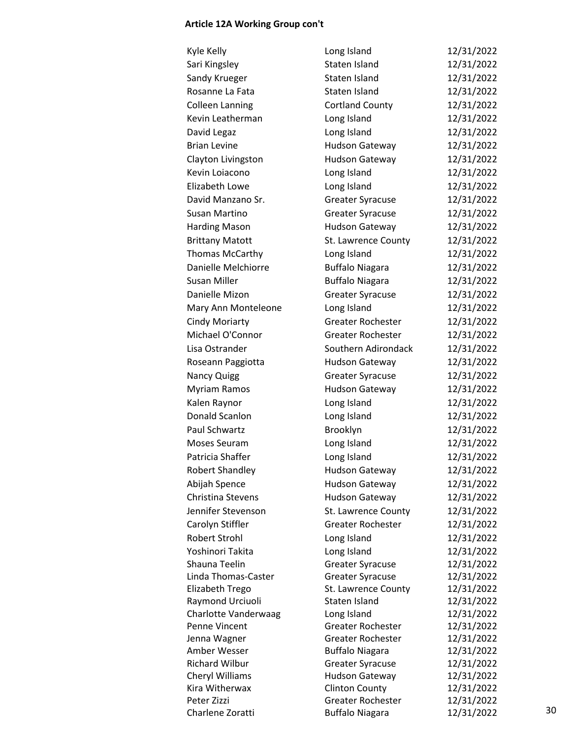**Article 12A Working Group con't**

| | | |
|---|---|---|
| Kyle Kelly | Long Island | 12/31/2022 |
| Sari Kingsley | Staten Island | 12/31/2022 |
| Sandy Krueger | Staten Island | 12/31/2022 |
| Rosanne La Fata | Staten Island | 12/31/2022 |
| Colleen Lanning | Cortland County | 12/31/2022 |
| Kevin Leatherman | Long Island | 12/31/2022 |
| David Legaz | Long Island | 12/31/2022 |
| Brian Levine | Hudson Gateway | 12/31/2022 |
| Clayton Livingston | Hudson Gateway | 12/31/2022 |
| Kevin Loiacono | Long Island | 12/31/2022 |
| Elizabeth Lowe | Long Island | 12/31/2022 |
| David Manzano Sr. | Greater Syracuse | 12/31/2022 |
| Susan Martino | Greater Syracuse | 12/31/2022 |
| Harding Mason | Hudson Gateway | 12/31/2022 |
| Brittany Matott | St. Lawrence County | 12/31/2022 |
| Thomas McCarthy | Long Island | 12/31/2022 |
| Danielle Melchiorre | Buffalo Niagara | 12/31/2022 |
| Susan Miller | Buffalo Niagara | 12/31/2022 |
| Danielle Mizon | Greater Syracuse | 12/31/2022 |
| Mary Ann Monteleone | Long Island | 12/31/2022 |
| Cindy Moriarty | Greater Rochester | 12/31/2022 |
| Michael O'Connor | Greater Rochester | 12/31/2022 |
| Lisa Ostrander | Southern Adirondack | 12/31/2022 |
| Roseann Paggiotta | Hudson Gateway | 12/31/2022 |
| Nancy Quigg | Greater Syracuse | 12/31/2022 |
| Myriam Ramos | Hudson Gateway | 12/31/2022 |
| Kalen Raynor | Long Island | 12/31/2022 |
| Donald Scanlon | Long Island | 12/31/2022 |
| Paul Schwartz | Brooklyn | 12/31/2022 |
| Moses Seuram | Long Island | 12/31/2022 |
| Patricia Shaffer | Long Island | 12/31/2022 |
| Robert Shandley | Hudson Gateway | 12/31/2022 |
| Abijah Spence | Hudson Gateway | 12/31/2022 |
| Christina Stevens | Hudson Gateway | 12/31/2022 |
| Jennifer Stevenson | St. Lawrence County | 12/31/2022 |
| Carolyn Stiffler | Greater Rochester | 12/31/2022 |
| Robert Strohl | Long Island | 12/31/2022 |
| Yoshinori Takita | Long Island | 12/31/2022 |
| Shauna Teelin | Greater Syracuse | 12/31/2022 |
| Linda Thomas-Caster | Greater Syracuse | 12/31/2022 |
| Elizabeth Trego | St. Lawrence County | 12/31/2022 |
| Raymond Urciuoli | Staten Island | 12/31/2022 |
| Charlotte Vanderwaag | Long Island | 12/31/2022 |
| Penne Vincent | Greater Rochester | 12/31/2022 |
| Jenna Wagner | Greater Rochester | 12/31/2022 |
| Amber Wesser | Buffalo Niagara | 12/31/2022 |
| Richard Wilbur | Greater Syracuse | 12/31/2022 |
| Cheryl Williams | Hudson Gateway | 12/31/2022 |
| Kira Witherwax | Clinton County | 12/31/2022 |
| Peter Zizzi | Greater Rochester | 12/31/2022 |
| Charlene Zoratti | Buffalo Niagara | 12/31/2022 |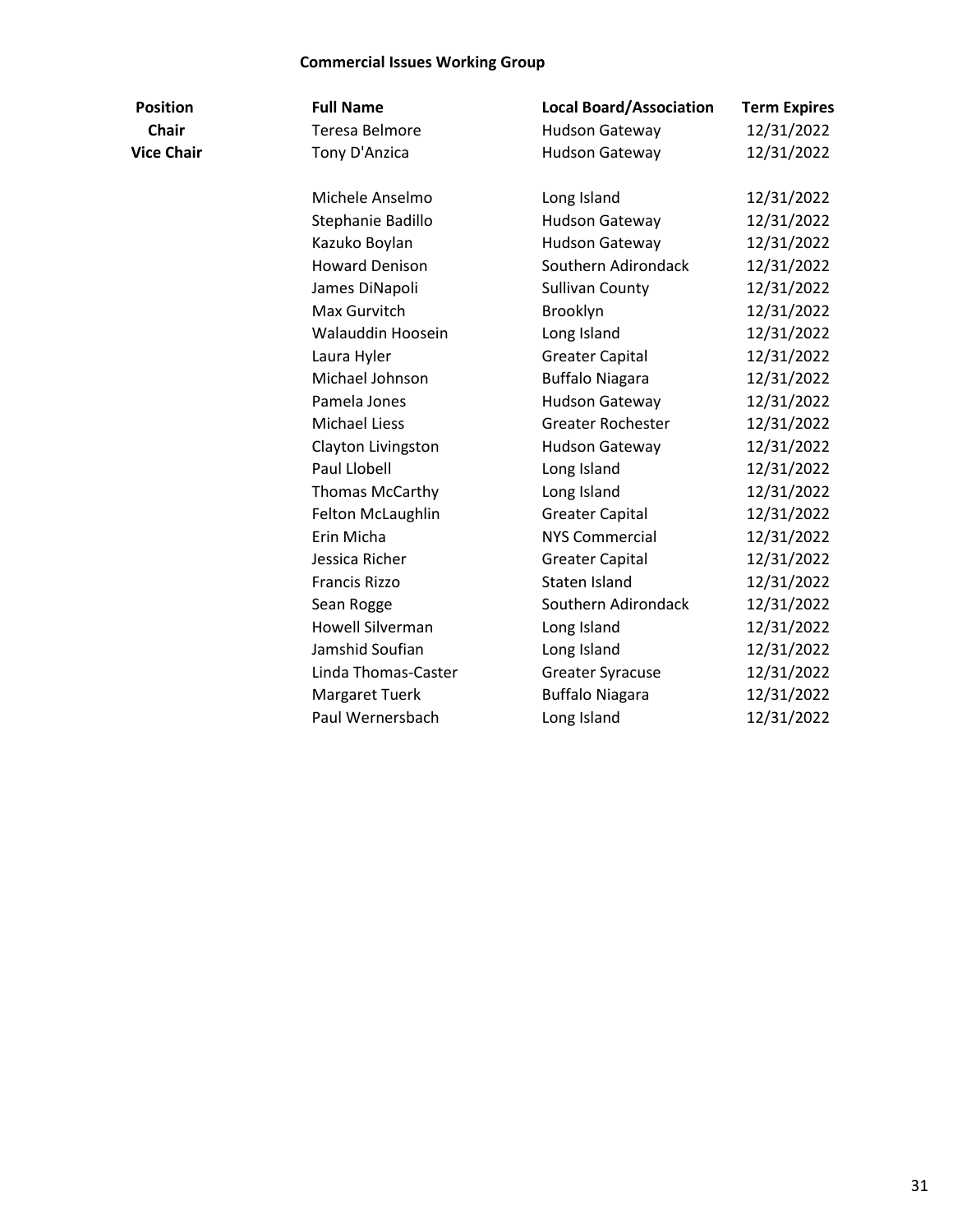## Commercial Issues Working Group

| Position | Full Name | Local Board/Association | Term Expires |
|---|---|---|---|
| **Chair** | Teresa Belmore | Hudson Gateway | 12/31/2022 |
| **Vice Chair** | Tony D'Anzica | Hudson Gateway | 12/31/2022 |
| | | | |
| | Michele Anselmo | Long Island | 12/31/2022 |
| | Stephanie Badillo | Hudson Gateway | 12/31/2022 |
| | Kazuko Boylan | Hudson Gateway | 12/31/2022 |
| | Howard Denison | Southern Adirondack | 12/31/2022 |
| | James DiNapoli | Sullivan County | 12/31/2022 |
| | Max Gurvitch | Brooklyn | 12/31/2022 |
| | Walauddin Hoosein | Long Island | 12/31/2022 |
| | Laura Hyler | Greater Capital | 12/31/2022 |
| | Michael Johnson | Buffalo Niagara | 12/31/2022 |
| | Pamela Jones | Hudson Gateway | 12/31/2022 |
| | Michael Liess | Greater Rochester | 12/31/2022 |
| | Clayton Livingston | Hudson Gateway | 12/31/2022 |
| | Paul Llobell | Long Island | 12/31/2022 |
| | Thomas McCarthy | Long Island | 12/31/2022 |
| | Felton McLaughlin | Greater Capital | 12/31/2022 |
| | Erin Micha | NYS Commercial | 12/31/2022 |
| | Jessica Richer | Greater Capital | 12/31/2022 |
| | Francis Rizzo | Staten Island | 12/31/2022 |
| | Sean Rogge | Southern Adirondack | 12/31/2022 |
| | Howell Silverman | Long Island | 12/31/2022 |
| | Jamshid Soufian | Long Island | 12/31/2022 |
| | Linda Thomas-Caster | Greater Syracuse | 12/31/2022 |
| | Margaret Tuerk | Buffalo Niagara | 12/31/2022 |
| | Paul Wernersbach | Long Island | 12/31/2022 |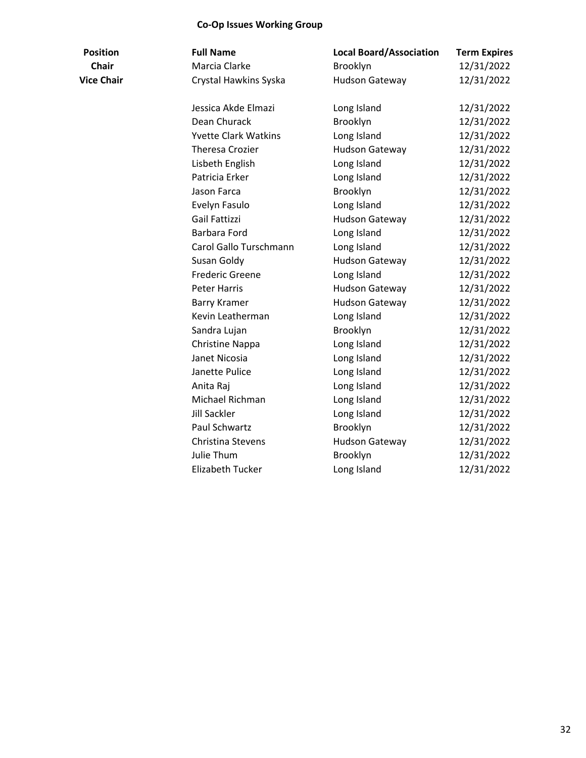## Co-Op Issues Working Group

| Position | Full Name | Local Board/Association | Term Expires |
|---|---|---|---|
| **Chair** | Marcia Clarke | Brooklyn | 12/31/2022 |
| **Vice Chair** | Crystal Hawkins Syska | Hudson Gateway | 12/31/2022 |
| | Jessica Akde Elmazi | Long Island | 12/31/2022 |
| | Dean Churack | Brooklyn | 12/31/2022 |
| | Yvette Clark Watkins | Long Island | 12/31/2022 |
| | Theresa Crozier | Hudson Gateway | 12/31/2022 |
| | Lisbeth English | Long Island | 12/31/2022 |
| | Patricia Erker | Long Island | 12/31/2022 |
| | Jason Farca | Brooklyn | 12/31/2022 |
| | Evelyn Fasulo | Long Island | 12/31/2022 |
| | Gail Fattizzi | Hudson Gateway | 12/31/2022 |
| | Barbara Ford | Long Island | 12/31/2022 |
| | Carol Gallo Turschmann | Long Island | 12/31/2022 |
| | Susan Goldy | Hudson Gateway | 12/31/2022 |
| | Frederic Greene | Long Island | 12/31/2022 |
| | Peter Harris | Hudson Gateway | 12/31/2022 |
| | Barry Kramer | Hudson Gateway | 12/31/2022 |
| | Kevin Leatherman | Long Island | 12/31/2022 |
| | Sandra Lujan | Brooklyn | 12/31/2022 |
| | Christine Nappa | Long Island | 12/31/2022 |
| | Janet Nicosia | Long Island | 12/31/2022 |
| | Janette Pulice | Long Island | 12/31/2022 |
| | Anita Raj | Long Island | 12/31/2022 |
| | Michael Richman | Long Island | 12/31/2022 |
| | Jill Sackler | Long Island | 12/31/2022 |
| | Paul Schwartz | Brooklyn | 12/31/2022 |
| | Christina Stevens | Hudson Gateway | 12/31/2022 |
| | Julie Thum | Brooklyn | 12/31/2022 |
| | Elizabeth Tucker | Long Island | 12/31/2022 |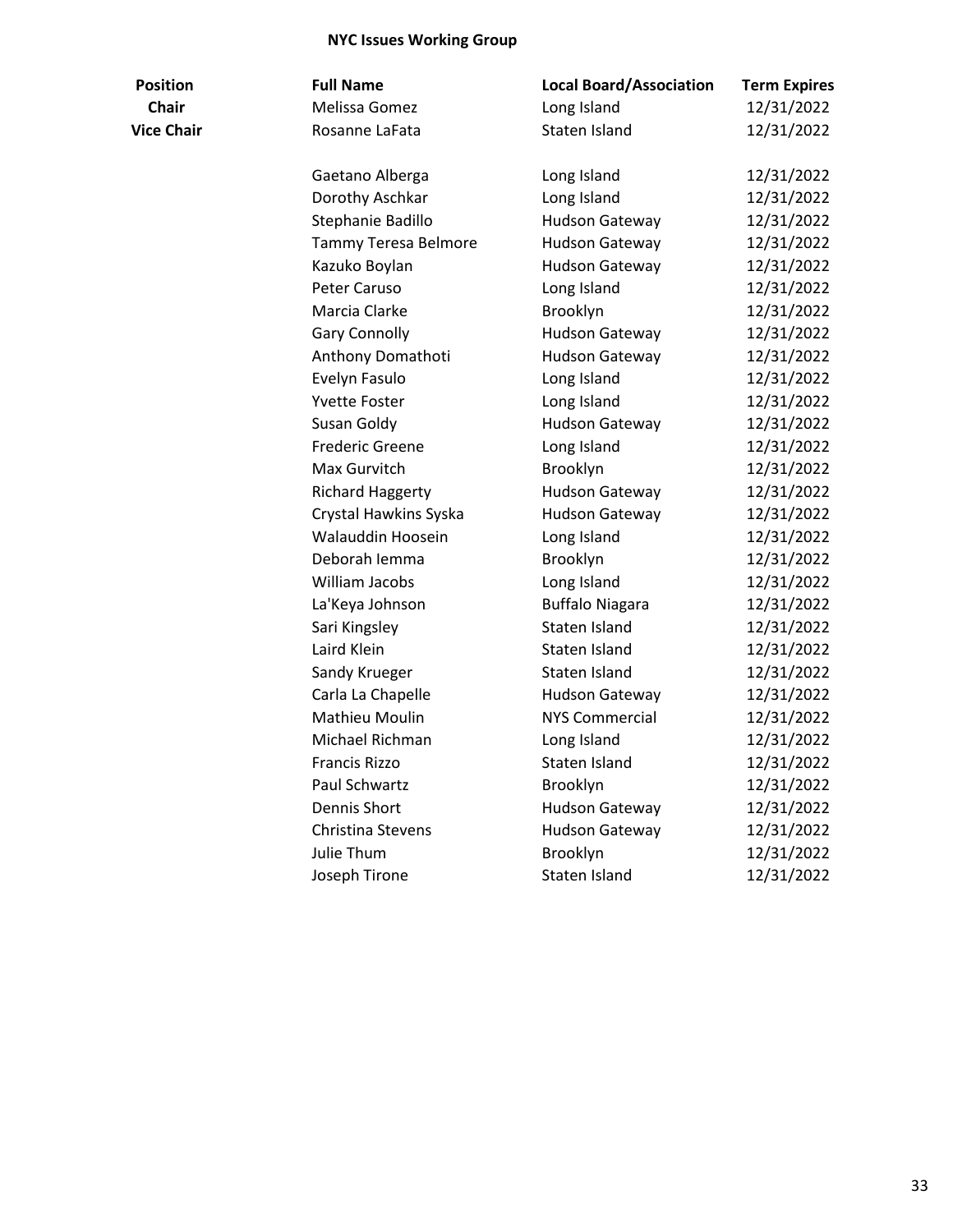## NYC Issues Working Group

| Position | Full Name | Local Board/Association | Term Expires |
|---|---|---|---|
| **Chair** | Melissa Gomez | Long Island | 12/31/2022 |
| **Vice Chair** | Rosanne LaFata | Staten Island | 12/31/2022 |
| | | | |
| | Gaetano Alberga | Long Island | 12/31/2022 |
| | Dorothy Aschkar | Long Island | 12/31/2022 |
| | Stephanie Badillo | Hudson Gateway | 12/31/2022 |
| | Tammy Teresa Belmore | Hudson Gateway | 12/31/2022 |
| | Kazuko Boylan | Hudson Gateway | 12/31/2022 |
| | Peter Caruso | Long Island | 12/31/2022 |
| | Marcia Clarke | Brooklyn | 12/31/2022 |
| | Gary Connolly | Hudson Gateway | 12/31/2022 |
| | Anthony Domathoti | Hudson Gateway | 12/31/2022 |
| | Evelyn Fasulo | Long Island | 12/31/2022 |
| | Yvette Foster | Long Island | 12/31/2022 |
| | Susan Goldy | Hudson Gateway | 12/31/2022 |
| | Frederic Greene | Long Island | 12/31/2022 |
| | Max Gurvitch | Brooklyn | 12/31/2022 |
| | Richard Haggerty | Hudson Gateway | 12/31/2022 |
| | Crystal Hawkins Syska | Hudson Gateway | 12/31/2022 |
| | Walauddin Hoosein | Long Island | 12/31/2022 |
| | Deborah Iemma | Brooklyn | 12/31/2022 |
| | William Jacobs | Long Island | 12/31/2022 |
| | La'Keya Johnson | Buffalo Niagara | 12/31/2022 |
| | Sari Kingsley | Staten Island | 12/31/2022 |
| | Laird Klein | Staten Island | 12/31/2022 |
| | Sandy Krueger | Staten Island | 12/31/2022 |
| | Carla La Chapelle | Hudson Gateway | 12/31/2022 |
| | Mathieu Moulin | NYS Commercial | 12/31/2022 |
| | Michael Richman | Long Island | 12/31/2022 |
| | Francis Rizzo | Staten Island | 12/31/2022 |
| | Paul Schwartz | Brooklyn | 12/31/2022 |
| | Dennis Short | Hudson Gateway | 12/31/2022 |
| | Christina Stevens | Hudson Gateway | 12/31/2022 |
| | Julie Thum | Brooklyn | 12/31/2022 |
| | Joseph Tirone | Staten Island | 12/31/2022 |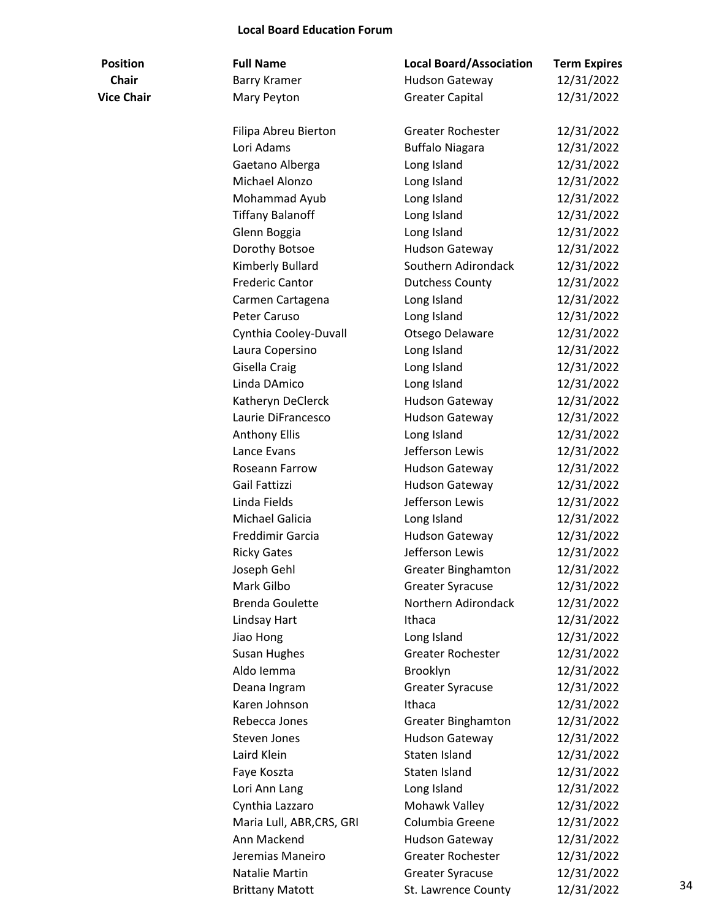**Local Board Education Forum**

| Position | Full Name | Local Board/Association | Term Expires |
|---|---|---|---|
| **Chair** | Barry Kramer | Hudson Gateway | 12/31/2022 |
| **Vice Chair** | Mary Peyton | Greater Capital | 12/31/2022 |
| | | | |
| | Filipa Abreu Bierton | Greater Rochester | 12/31/2022 |
| | Lori Adams | Buffalo Niagara | 12/31/2022 |
| | Gaetano Alberga | Long Island | 12/31/2022 |
| | Michael Alonzo | Long Island | 12/31/2022 |
| | Mohammad Ayub | Long Island | 12/31/2022 |
| | Tiffany Balanoff | Long Island | 12/31/2022 |
| | Glenn Boggia | Long Island | 12/31/2022 |
| | Dorothy Botsoe | Hudson Gateway | 12/31/2022 |
| | Kimberly Bullard | Southern Adirondack | 12/31/2022 |
| | Frederic Cantor | Dutchess County | 12/31/2022 |
| | Carmen Cartagena | Long Island | 12/31/2022 |
| | Peter Caruso | Long Island | 12/31/2022 |
| | Cynthia Cooley-Duvall | Otsego Delaware | 12/31/2022 |
| | Laura Copersino | Long Island | 12/31/2022 |
| | Gisella Craig | Long Island | 12/31/2022 |
| | Linda DAmico | Long Island | 12/31/2022 |
| | Katheryn DeClerck | Hudson Gateway | 12/31/2022 |
| | Laurie DiFrancesco | Hudson Gateway | 12/31/2022 |
| | Anthony Ellis | Long Island | 12/31/2022 |
| | Lance Evans | Jefferson Lewis | 12/31/2022 |
| | Roseann Farrow | Hudson Gateway | 12/31/2022 |
| | Gail Fattizzi | Hudson Gateway | 12/31/2022 |
| | Linda Fields | Jefferson Lewis | 12/31/2022 |
| | Michael Galicia | Long Island | 12/31/2022 |
| | Freddimir Garcia | Hudson Gateway | 12/31/2022 |
| | Ricky Gates | Jefferson Lewis | 12/31/2022 |
| | Joseph Gehl | Greater Binghamton | 12/31/2022 |
| | Mark Gilbo | Greater Syracuse | 12/31/2022 |
| | Brenda Goulette | Northern Adirondack | 12/31/2022 |
| | Lindsay Hart | Ithaca | 12/31/2022 |
| | Jiao Hong | Long Island | 12/31/2022 |
| | Susan Hughes | Greater Rochester | 12/31/2022 |
| | Aldo Iemma | Brooklyn | 12/31/2022 |
| | Deana Ingram | Greater Syracuse | 12/31/2022 |
| | Karen Johnson | Ithaca | 12/31/2022 |
| | Rebecca Jones | Greater Binghamton | 12/31/2022 |
| | Steven Jones | Hudson Gateway | 12/31/2022 |
| | Laird Klein | Staten Island | 12/31/2022 |
| | Faye Koszta | Staten Island | 12/31/2022 |
| | Lori Ann Lang | Long Island | 12/31/2022 |
| | Cynthia Lazzaro | Mohawk Valley | 12/31/2022 |
| | Maria Lull, ABR,CRS, GRI | Columbia Greene | 12/31/2022 |
| | Ann Mackend | Hudson Gateway | 12/31/2022 |
| | Jeremias Maneiro | Greater Rochester | 12/31/2022 |
| | Natalie Martin | Greater Syracuse | 12/31/2022 |
| | Brittany Matott | St. Lawrence County | 12/31/2022 |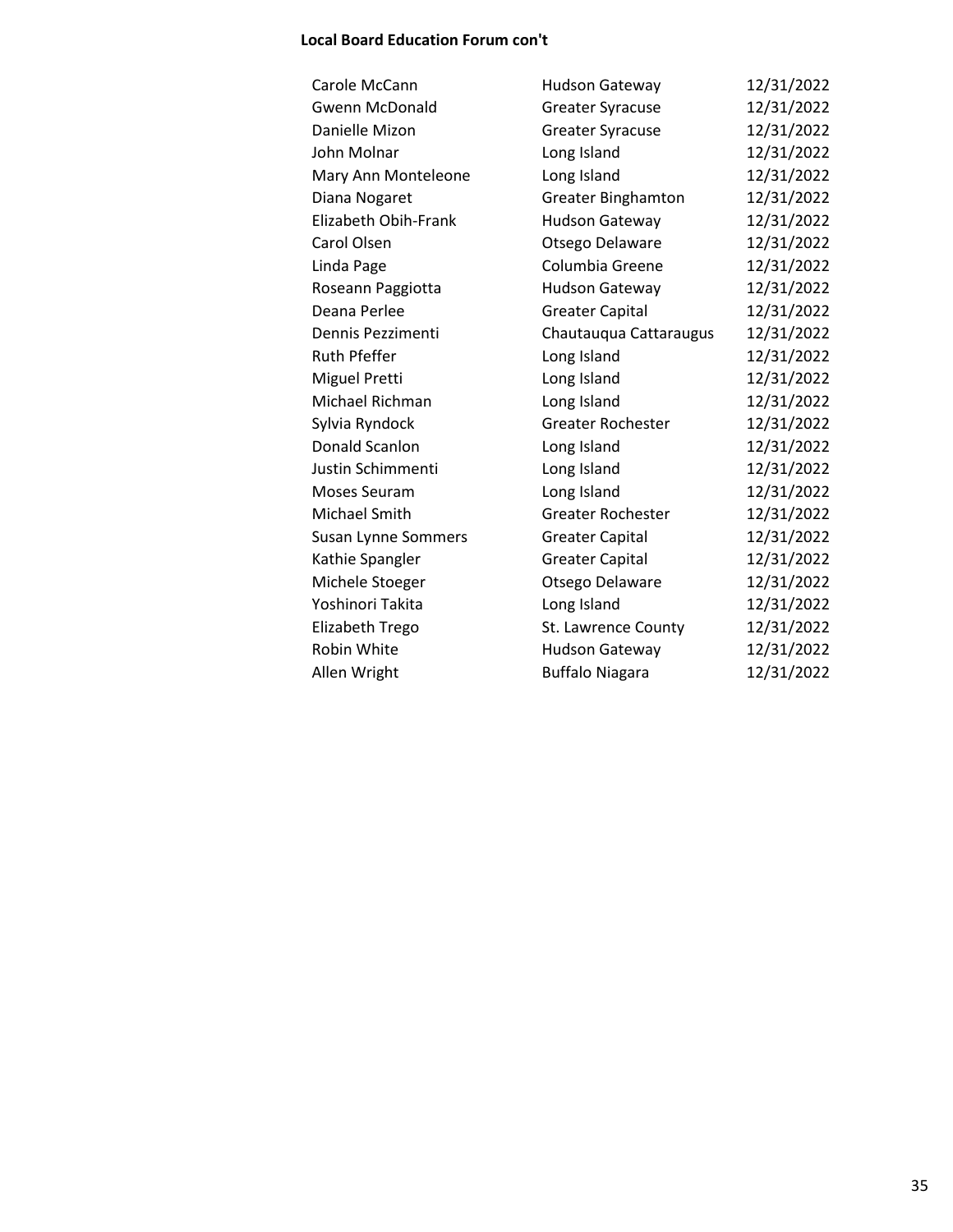**Local Board Education Forum con't**

| | | |
|---|---|---|
| Carole McCann | Hudson Gateway | 12/31/2022 |
| Gwenn McDonald | Greater Syracuse | 12/31/2022 |
| Danielle Mizon | Greater Syracuse | 12/31/2022 |
| John Molnar | Long Island | 12/31/2022 |
| Mary Ann Monteleone | Long Island | 12/31/2022 |
| Diana Nogaret | Greater Binghamton | 12/31/2022 |
| Elizabeth Obih-Frank | Hudson Gateway | 12/31/2022 |
| Carol Olsen | Otsego Delaware | 12/31/2022 |
| Linda Page | Columbia Greene | 12/31/2022 |
| Roseann Paggiotta | Hudson Gateway | 12/31/2022 |
| Deana Perlee | Greater Capital | 12/31/2022 |
| Dennis Pezzimenti | Chautauqua Cattaraugus | 12/31/2022 |
| Ruth Pfeffer | Long Island | 12/31/2022 |
| Miguel Pretti | Long Island | 12/31/2022 |
| Michael Richman | Long Island | 12/31/2022 |
| Sylvia Ryndock | Greater Rochester | 12/31/2022 |
| Donald Scanlon | Long Island | 12/31/2022 |
| Justin Schimmenti | Long Island | 12/31/2022 |
| Moses Seuram | Long Island | 12/31/2022 |
| Michael Smith | Greater Rochester | 12/31/2022 |
| Susan Lynne Sommers | Greater Capital | 12/31/2022 |
| Kathie Spangler | Greater Capital | 12/31/2022 |
| Michele Stoeger | Otsego Delaware | 12/31/2022 |
| Yoshinori Takita | Long Island | 12/31/2022 |
| Elizabeth Trego | St. Lawrence County | 12/31/2022 |
| Robin White | Hudson Gateway | 12/31/2022 |
| Allen Wright | Buffalo Niagara | 12/31/2022 |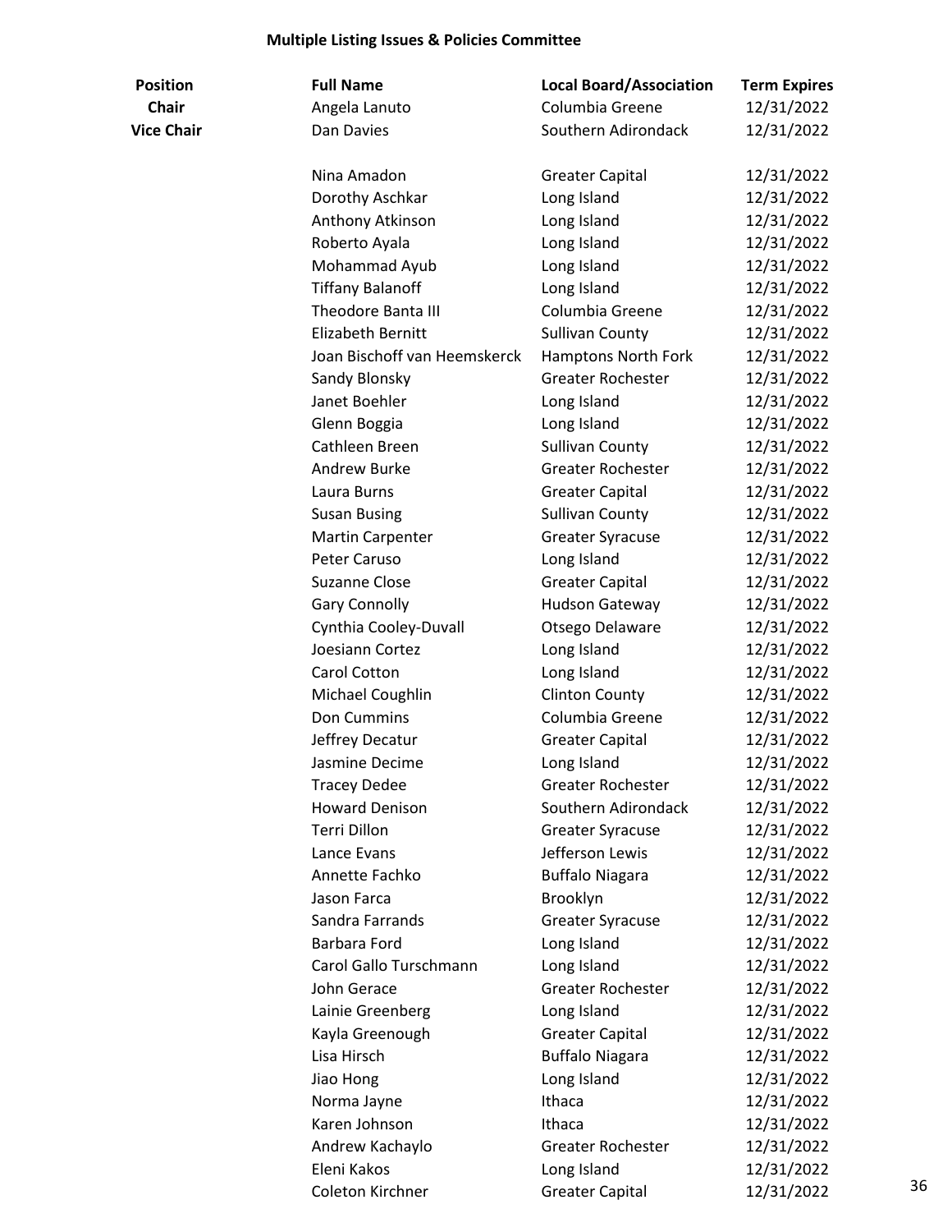## Multiple Listing Issues & Policies Committee

| Position | Full Name | Local Board/Association | Term Expires |
|---|---|---|---|
| **Chair** | Angela Lanuto | Columbia Greene | 12/31/2022 |
| **Vice Chair** | Dan Davies | Southern Adirondack | 12/31/2022 |
| | | | |
| | Nina Amadon | Greater Capital | 12/31/2022 |
| | Dorothy Aschkar | Long Island | 12/31/2022 |
| | Anthony Atkinson | Long Island | 12/31/2022 |
| | Roberto Ayala | Long Island | 12/31/2022 |
| | Mohammad Ayub | Long Island | 12/31/2022 |
| | Tiffany Balanoff | Long Island | 12/31/2022 |
| | Theodore Banta III | Columbia Greene | 12/31/2022 |
| | Elizabeth Bernitt | Sullivan County | 12/31/2022 |
| | Joan Bischoff van Heemskerck | Hamptons North Fork | 12/31/2022 |
| | Sandy Blonsky | Greater Rochester | 12/31/2022 |
| | Janet Boehler | Long Island | 12/31/2022 |
| | Glenn Boggia | Long Island | 12/31/2022 |
| | Cathleen Breen | Sullivan County | 12/31/2022 |
| | Andrew Burke | Greater Rochester | 12/31/2022 |
| | Laura Burns | Greater Capital | 12/31/2022 |
| | Susan Busing | Sullivan County | 12/31/2022 |
| | Martin Carpenter | Greater Syracuse | 12/31/2022 |
| | Peter Caruso | Long Island | 12/31/2022 |
| | Suzanne Close | Greater Capital | 12/31/2022 |
| | Gary Connolly | Hudson Gateway | 12/31/2022 |
| | Cynthia Cooley-Duvall | Otsego Delaware | 12/31/2022 |
| | Joesiann Cortez | Long Island | 12/31/2022 |
| | Carol Cotton | Long Island | 12/31/2022 |
| | Michael Coughlin | Clinton County | 12/31/2022 |
| | Don Cummins | Columbia Greene | 12/31/2022 |
| | Jeffrey Decatur | Greater Capital | 12/31/2022 |
| | Jasmine Decime | Long Island | 12/31/2022 |
| | Tracey Dedee | Greater Rochester | 12/31/2022 |
| | Howard Denison | Southern Adirondack | 12/31/2022 |
| | Terri Dillon | Greater Syracuse | 12/31/2022 |
| | Lance Evans | Jefferson Lewis | 12/31/2022 |
| | Annette Fachko | Buffalo Niagara | 12/31/2022 |
| | Jason Farca | Brooklyn | 12/31/2022 |
| | Sandra Farrands | Greater Syracuse | 12/31/2022 |
| | Barbara Ford | Long Island | 12/31/2022 |
| | Carol Gallo Turschmann | Long Island | 12/31/2022 |
| | John Gerace | Greater Rochester | 12/31/2022 |
| | Lainie Greenberg | Long Island | 12/31/2022 |
| | Kayla Greenough | Greater Capital | 12/31/2022 |
| | Lisa Hirsch | Buffalo Niagara | 12/31/2022 |
| | Jiao Hong | Long Island | 12/31/2022 |
| | Norma Jayne | Ithaca | 12/31/2022 |
| | Karen Johnson | Ithaca | 12/31/2022 |
| | Andrew Kachaylo | Greater Rochester | 12/31/2022 |
| | Eleni Kakos | Long Island | 12/31/2022 |
| | Coleton Kirchner | Greater Capital | 12/31/2022 |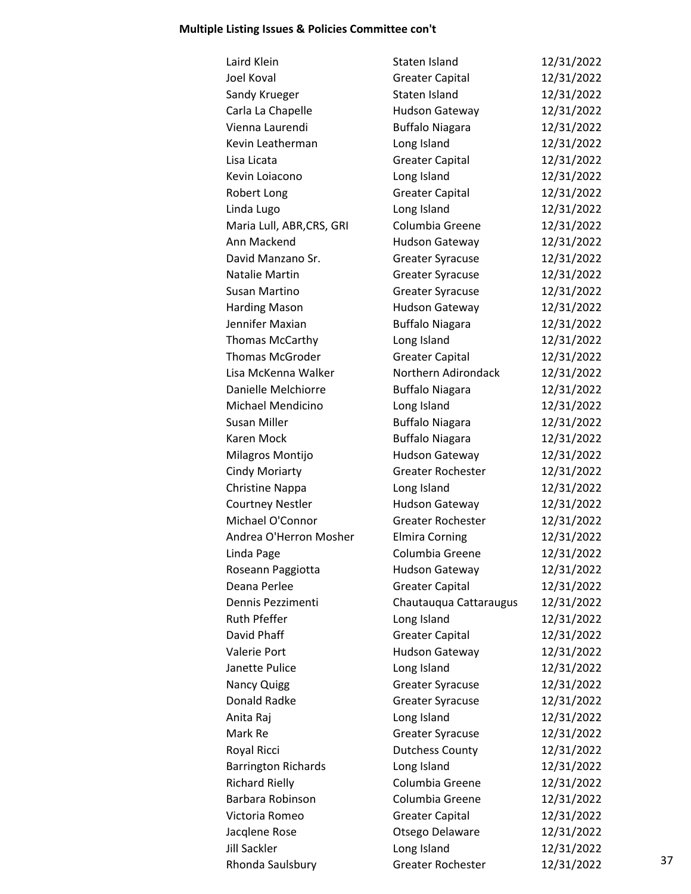**Multiple Listing Issues & Policies Committee con't**

| | | |
|---|---|---|
| Laird Klein | Staten Island | 12/31/2022 |
| Joel Koval | Greater Capital | 12/31/2022 |
| Sandy Krueger | Staten Island | 12/31/2022 |
| Carla La Chapelle | Hudson Gateway | 12/31/2022 |
| Vienna Laurendi | Buffalo Niagara | 12/31/2022 |
| Kevin Leatherman | Long Island | 12/31/2022 |
| Lisa Licata | Greater Capital | 12/31/2022 |
| Kevin Loiacono | Long Island | 12/31/2022 |
| Robert Long | Greater Capital | 12/31/2022 |
| Linda Lugo | Long Island | 12/31/2022 |
| Maria Lull, ABR,CRS, GRI | Columbia Greene | 12/31/2022 |
| Ann Mackend | Hudson Gateway | 12/31/2022 |
| David Manzano Sr. | Greater Syracuse | 12/31/2022 |
| Natalie Martin | Greater Syracuse | 12/31/2022 |
| Susan Martino | Greater Syracuse | 12/31/2022 |
| Harding Mason | Hudson Gateway | 12/31/2022 |
| Jennifer Maxian | Buffalo Niagara | 12/31/2022 |
| Thomas McCarthy | Long Island | 12/31/2022 |
| Thomas McGroder | Greater Capital | 12/31/2022 |
| Lisa McKenna Walker | Northern Adirondack | 12/31/2022 |
| Danielle Melchiorre | Buffalo Niagara | 12/31/2022 |
| Michael Mendicino | Long Island | 12/31/2022 |
| Susan Miller | Buffalo Niagara | 12/31/2022 |
| Karen Mock | Buffalo Niagara | 12/31/2022 |
| Milagros Montijo | Hudson Gateway | 12/31/2022 |
| Cindy Moriarty | Greater Rochester | 12/31/2022 |
| Christine Nappa | Long Island | 12/31/2022 |
| Courtney Nestler | Hudson Gateway | 12/31/2022 |
| Michael O'Connor | Greater Rochester | 12/31/2022 |
| Andrea O'Herron Mosher | Elmira Corning | 12/31/2022 |
| Linda Page | Columbia Greene | 12/31/2022 |
| Roseann Paggiotta | Hudson Gateway | 12/31/2022 |
| Deana Perlee | Greater Capital | 12/31/2022 |
| Dennis Pezzimenti | Chautauqua Cattaraugus | 12/31/2022 |
| Ruth Pfeffer | Long Island | 12/31/2022 |
| David Phaff | Greater Capital | 12/31/2022 |
| Valerie Port | Hudson Gateway | 12/31/2022 |
| Janette Pulice | Long Island | 12/31/2022 |
| Nancy Quigg | Greater Syracuse | 12/31/2022 |
| Donald Radke | Greater Syracuse | 12/31/2022 |
| Anita Raj | Long Island | 12/31/2022 |
| Mark Re | Greater Syracuse | 12/31/2022 |
| Royal Ricci | Dutchess County | 12/31/2022 |
| Barrington Richards | Long Island | 12/31/2022 |
| Richard Rielly | Columbia Greene | 12/31/2022 |
| Barbara Robinson | Columbia Greene | 12/31/2022 |
| Victoria Romeo | Greater Capital | 12/31/2022 |
| Jacqlene Rose | Otsego Delaware | 12/31/2022 |
| Jill Sackler | Long Island | 12/31/2022 |
| Rhonda Saulsbury | Greater Rochester | 12/31/2022 |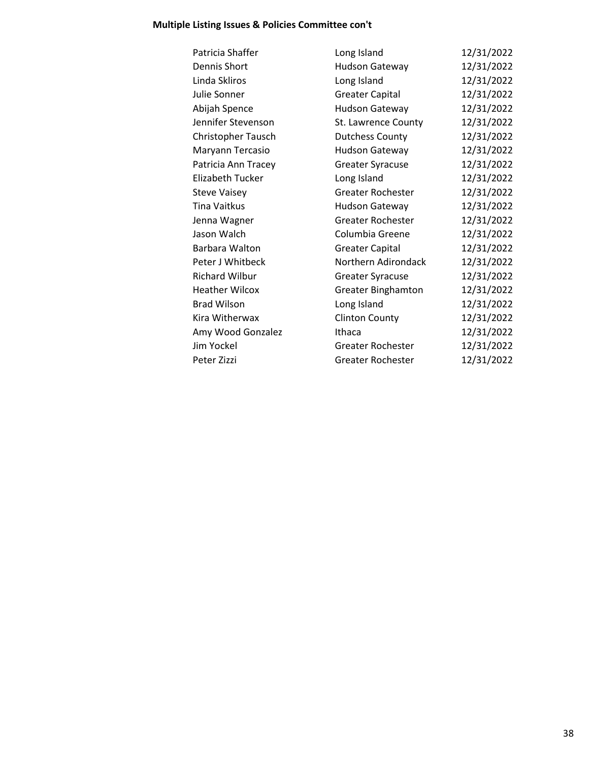**Multiple Listing Issues & Policies Committee con't**

| | | |
|---|---|---|
| Patricia Shaffer | Long Island | 12/31/2022 |
| Dennis Short | Hudson Gateway | 12/31/2022 |
| Linda Skliros | Long Island | 12/31/2022 |
| Julie Sonner | Greater Capital | 12/31/2022 |
| Abijah Spence | Hudson Gateway | 12/31/2022 |
| Jennifer Stevenson | St. Lawrence County | 12/31/2022 |
| Christopher Tausch | Dutchess County | 12/31/2022 |
| Maryann Tercasio | Hudson Gateway | 12/31/2022 |
| Patricia Ann Tracey | Greater Syracuse | 12/31/2022 |
| Elizabeth Tucker | Long Island | 12/31/2022 |
| Steve Vaisey | Greater Rochester | 12/31/2022 |
| Tina Vaitkus | Hudson Gateway | 12/31/2022 |
| Jenna Wagner | Greater Rochester | 12/31/2022 |
| Jason Walch | Columbia Greene | 12/31/2022 |
| Barbara Walton | Greater Capital | 12/31/2022 |
| Peter J Whitbeck | Northern Adirondack | 12/31/2022 |
| Richard Wilbur | Greater Syracuse | 12/31/2022 |
| Heather Wilcox | Greater Binghamton | 12/31/2022 |
| Brad Wilson | Long Island | 12/31/2022 |
| Kira Witherwax | Clinton County | 12/31/2022 |
| Amy Wood Gonzalez | Ithaca | 12/31/2022 |
| Jim Yockel | Greater Rochester | 12/31/2022 |
| Peter Zizzi | Greater Rochester | 12/31/2022 |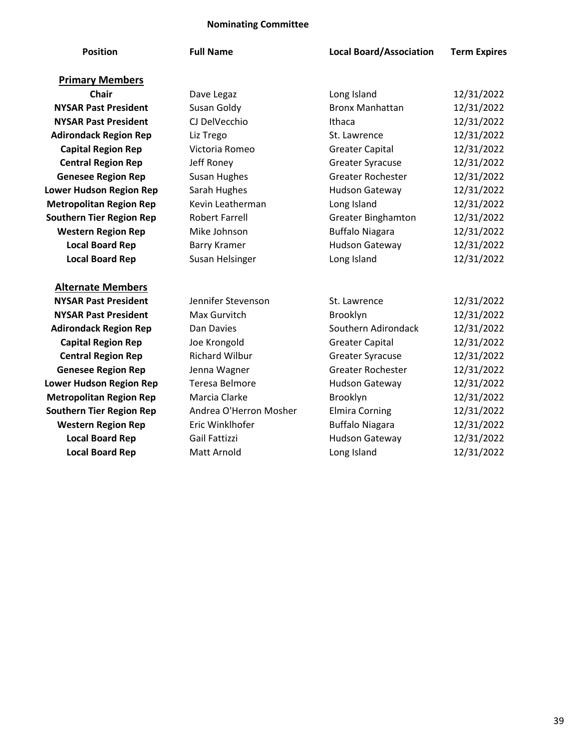## Nominating Committee

| Position | Full Name | Local Board/Association | Term Expires |
|---|---|---|---|
| **Primary Members** | | | |
| **Chair** | Dave Legaz | Long Island | 12/31/2022 |
| **NYSAR Past President** | Susan Goldy | Bronx Manhattan | 12/31/2022 |
| **NYSAR Past President** | CJ DelVecchio | Ithaca | 12/31/2022 |
| **Adirondack Region Rep** | Liz Trego | St. Lawrence | 12/31/2022 |
| **Capital Region Rep** | Victoria Romeo | Greater Capital | 12/31/2022 |
| **Central Region Rep** | Jeff Roney | Greater Syracuse | 12/31/2022 |
| **Genesee Region Rep** | Susan Hughes | Greater Rochester | 12/31/2022 |
| **Lower Hudson Region Rep** | Sarah Hughes | Hudson Gateway | 12/31/2022 |
| **Metropolitan Region Rep** | Kevin Leatherman | Long Island | 12/31/2022 |
| **Southern Tier Region Rep** | Robert Farrell | Greater Binghamton | 12/31/2022 |
| **Western Region Rep** | Mike Johnson | Buffalo Niagara | 12/31/2022 |
| **Local Board Rep** | Barry Kramer | Hudson Gateway | 12/31/2022 |
| **Local Board Rep** | Susan Helsinger | Long Island | 12/31/2022 |
| **Alternate Members** | | | |
| **NYSAR Past President** | Jennifer Stevenson | St. Lawrence | 12/31/2022 |
| **NYSAR Past President** | Max Gurvitch | Brooklyn | 12/31/2022 |
| **Adirondack Region Rep** | Dan Davies | Southern Adirondack | 12/31/2022 |
| **Capital Region Rep** | Joe Krongold | Greater Capital | 12/31/2022 |
| **Central Region Rep** | Richard Wilbur | Greater Syracuse | 12/31/2022 |
| **Genesee Region Rep** | Jenna Wagner | Greater Rochester | 12/31/2022 |
| **Lower Hudson Region Rep** | Teresa Belmore | Hudson Gateway | 12/31/2022 |
| **Metropolitan Region Rep** | Marcia Clarke | Brooklyn | 12/31/2022 |
| **Southern Tier Region Rep** | Andrea O'Herron Mosher | Elmira Corning | 12/31/2022 |
| **Western Region Rep** | Eric Winklhofer | Buffalo Niagara | 12/31/2022 |
| **Local Board Rep** | Gail Fattizzi | Hudson Gateway | 12/31/2022 |
| **Local Board Rep** | Matt Arnold | Long Island | 12/31/2022 |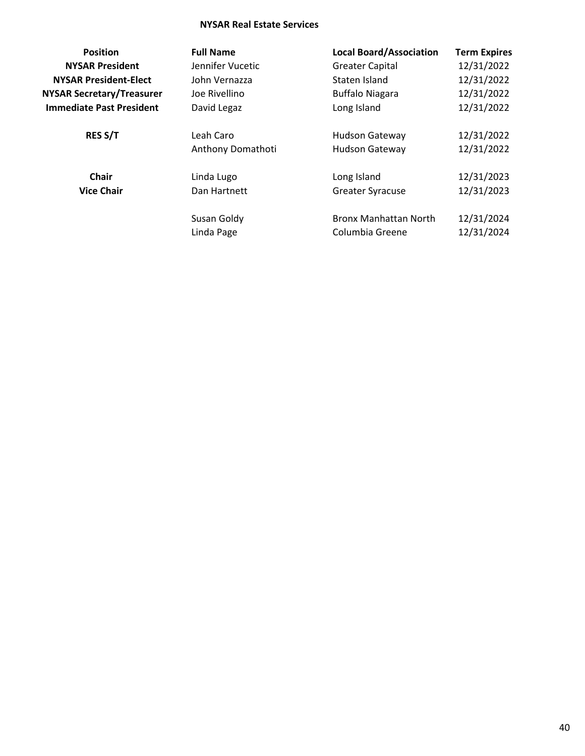**NYSAR Real Estate Services**

| Position | Full Name | Local Board/Association | Term Expires |
|---|---|---|---|
| **NYSAR President** | Jennifer Vucetic | Greater Capital | 12/31/2022 |
| **NYSAR President-Elect** | John Vernazza | Staten Island | 12/31/2022 |
| **NYSAR Secretary/Treasurer** | Joe Rivellino | Buffalo Niagara | 12/31/2022 |
| **Immediate Past President** | David Legaz | Long Island | 12/31/2022 |
| | | | |
| **RES S/T** | Leah Caro | Hudson Gateway | 12/31/2022 |
| | Anthony Domathoti | Hudson Gateway | 12/31/2022 |
| | | | |
| **Chair** | Linda Lugo | Long Island | 12/31/2023 |
| **Vice Chair** | Dan Hartnett | Greater Syracuse | 12/31/2023 |
| | | | |
| | Susan Goldy | Bronx Manhattan North | 12/31/2024 |
| | Linda Page | Columbia Greene | 12/31/2024 |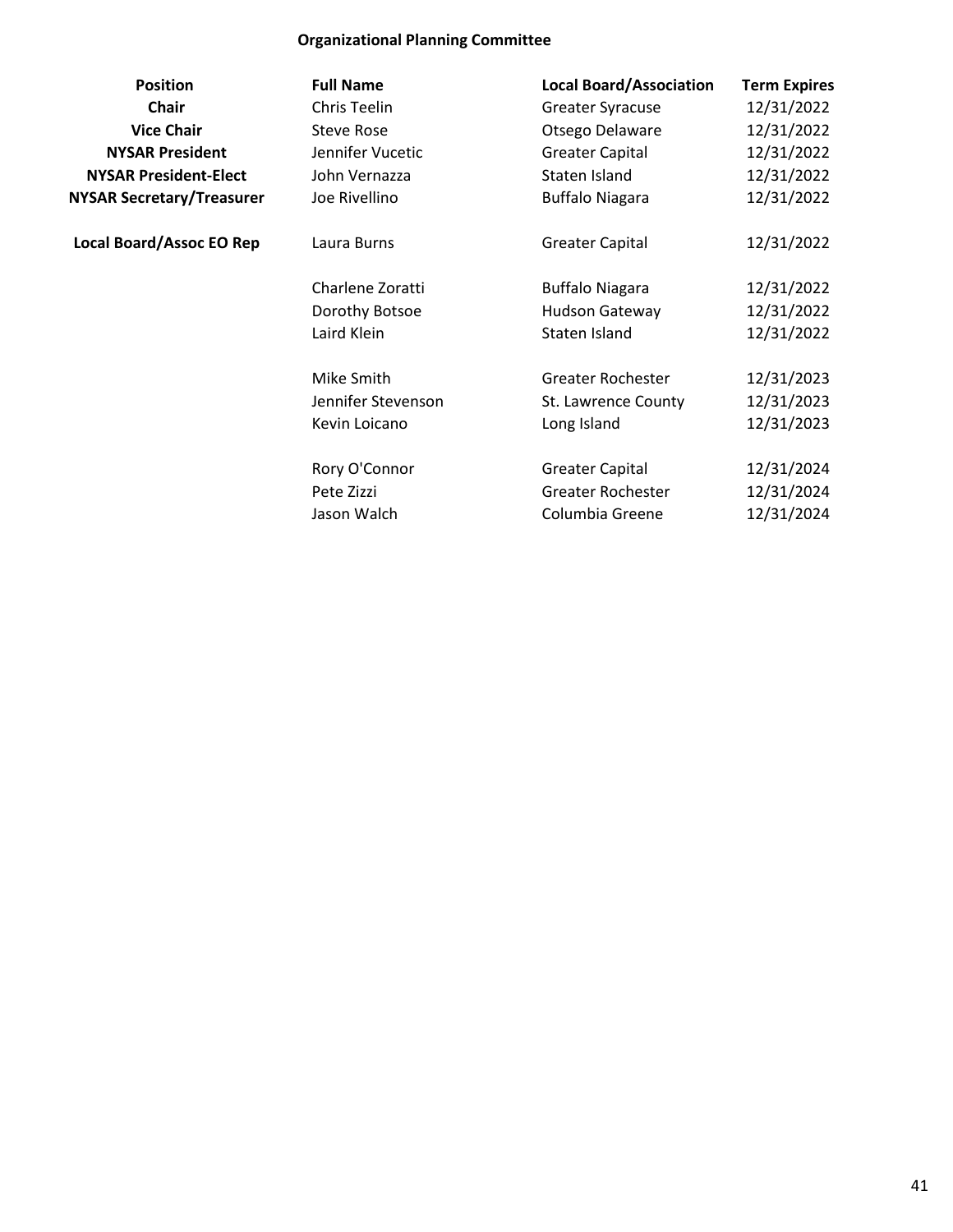## Organizational Planning Committee

| Position | Full Name | Local Board/Association | Term Expires |
|---|---|---|---|
| **Chair** | Chris Teelin | Greater Syracuse | 12/31/2022 |
| **Vice Chair** | Steve Rose | Otsego Delaware | 12/31/2022 |
| **NYSAR President** | Jennifer Vucetic | Greater Capital | 12/31/2022 |
| **NYSAR President-Elect** | John Vernazza | Staten Island | 12/31/2022 |
| **NYSAR Secretary/Treasurer** | Joe Rivellino | Buffalo Niagara | 12/31/2022 |
| **Local Board/Assoc EO Rep** | Laura Burns | Greater Capital | 12/31/2022 |
| | Charlene Zoratti | Buffalo Niagara | 12/31/2022 |
| | Dorothy Botsoe | Hudson Gateway | 12/31/2022 |
| | Laird Klein | Staten Island | 12/31/2022 |
| | Mike Smith | Greater Rochester | 12/31/2023 |
| | Jennifer Stevenson | St. Lawrence County | 12/31/2023 |
| | Kevin Loicano | Long Island | 12/31/2023 |
| | Rory O'Connor | Greater Capital | 12/31/2024 |
| | Pete Zizzi | Greater Rochester | 12/31/2024 |
| | Jason Walch | Columbia Greene | 12/31/2024 |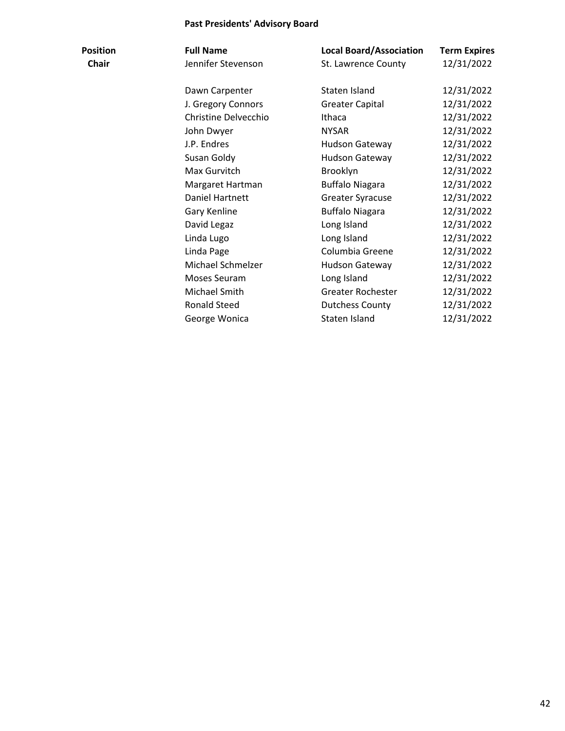## Past Presidents' Advisory Board

| Position | Full Name | Local Board/Association | Term Expires |
|---|---|---|---|
| Chair | Jennifer Stevenson | St. Lawrence County | 12/31/2022 |
| | Dawn Carpenter | Staten Island | 12/31/2022 |
| | J. Gregory Connors | Greater Capital | 12/31/2022 |
| | Christine Delvecchio | Ithaca | 12/31/2022 |
| | John Dwyer | NYSAR | 12/31/2022 |
| | J.P. Endres | Hudson Gateway | 12/31/2022 |
| | Susan Goldy | Hudson Gateway | 12/31/2022 |
| | Max Gurvitch | Brooklyn | 12/31/2022 |
| | Margaret Hartman | Buffalo Niagara | 12/31/2022 |
| | Daniel Hartnett | Greater Syracuse | 12/31/2022 |
| | Gary Kenline | Buffalo Niagara | 12/31/2022 |
| | David Legaz | Long Island | 12/31/2022 |
| | Linda Lugo | Long Island | 12/31/2022 |
| | Linda Page | Columbia Greene | 12/31/2022 |
| | Michael Schmelzer | Hudson Gateway | 12/31/2022 |
| | Moses Seuram | Long Island | 12/31/2022 |
| | Michael Smith | Greater Rochester | 12/31/2022 |
| | Ronald Steed | Dutchess County | 12/31/2022 |
| | George Wonica | Staten Island | 12/31/2022 |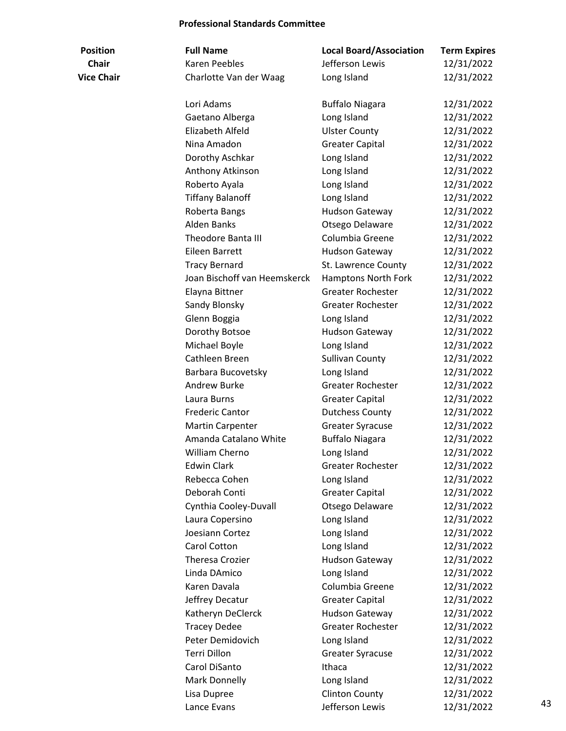## Professional Standards Committee

| Position | Full Name | Local Board/Association | Term Expires |
|---|---|---|---|
| **Chair** | Karen Peebles | Jefferson Lewis | 12/31/2022 |
| **Vice Chair** | Charlotte Van der Waag | Long Island | 12/31/2022 |
| | | | |
| | Lori Adams | Buffalo Niagara | 12/31/2022 |
| | Gaetano Alberga | Long Island | 12/31/2022 |
| | Elizabeth Alfeld | Ulster County | 12/31/2022 |
| | Nina Amadon | Greater Capital | 12/31/2022 |
| | Dorothy Aschkar | Long Island | 12/31/2022 |
| | Anthony Atkinson | Long Island | 12/31/2022 |
| | Roberto Ayala | Long Island | 12/31/2022 |
| | Tiffany Balanoff | Long Island | 12/31/2022 |
| | Roberta Bangs | Hudson Gateway | 12/31/2022 |
| | Alden Banks | Otsego Delaware | 12/31/2022 |
| | Theodore Banta III | Columbia Greene | 12/31/2022 |
| | Eileen Barrett | Hudson Gateway | 12/31/2022 |
| | Tracy Bernard | St. Lawrence County | 12/31/2022 |
| | Joan Bischoff van Heemskerck | Hamptons North Fork | 12/31/2022 |
| | Elayna Bittner | Greater Rochester | 12/31/2022 |
| | Sandy Blonsky | Greater Rochester | 12/31/2022 |
| | Glenn Boggia | Long Island | 12/31/2022 |
| | Dorothy Botsoe | Hudson Gateway | 12/31/2022 |
| | Michael Boyle | Long Island | 12/31/2022 |
| | Cathleen Breen | Sullivan County | 12/31/2022 |
| | Barbara Bucovetsky | Long Island | 12/31/2022 |
| | Andrew Burke | Greater Rochester | 12/31/2022 |
| | Laura Burns | Greater Capital | 12/31/2022 |
| | Frederic Cantor | Dutchess County | 12/31/2022 |
| | Martin Carpenter | Greater Syracuse | 12/31/2022 |
| | Amanda Catalano White | Buffalo Niagara | 12/31/2022 |
| | William Cherno | Long Island | 12/31/2022 |
| | Edwin Clark | Greater Rochester | 12/31/2022 |
| | Rebecca Cohen | Long Island | 12/31/2022 |
| | Deborah Conti | Greater Capital | 12/31/2022 |
| | Cynthia Cooley-Duvall | Otsego Delaware | 12/31/2022 |
| | Laura Copersino | Long Island | 12/31/2022 |
| | Joesiann Cortez | Long Island | 12/31/2022 |
| | Carol Cotton | Long Island | 12/31/2022 |
| | Theresa Crozier | Hudson Gateway | 12/31/2022 |
| | Linda DAmico | Long Island | 12/31/2022 |
| | Karen Davala | Columbia Greene | 12/31/2022 |
| | Jeffrey Decatur | Greater Capital | 12/31/2022 |
| | Katheryn DeClerck | Hudson Gateway | 12/31/2022 |
| | Tracey Dedee | Greater Rochester | 12/31/2022 |
| | Peter Demidovich | Long Island | 12/31/2022 |
| | Terri Dillon | Greater Syracuse | 12/31/2022 |
| | Carol DiSanto | Ithaca | 12/31/2022 |
| | Mark Donnelly | Long Island | 12/31/2022 |
| | Lisa Dupree | Clinton County | 12/31/2022 |
| | Lance Evans | Jefferson Lewis | 12/31/2022 |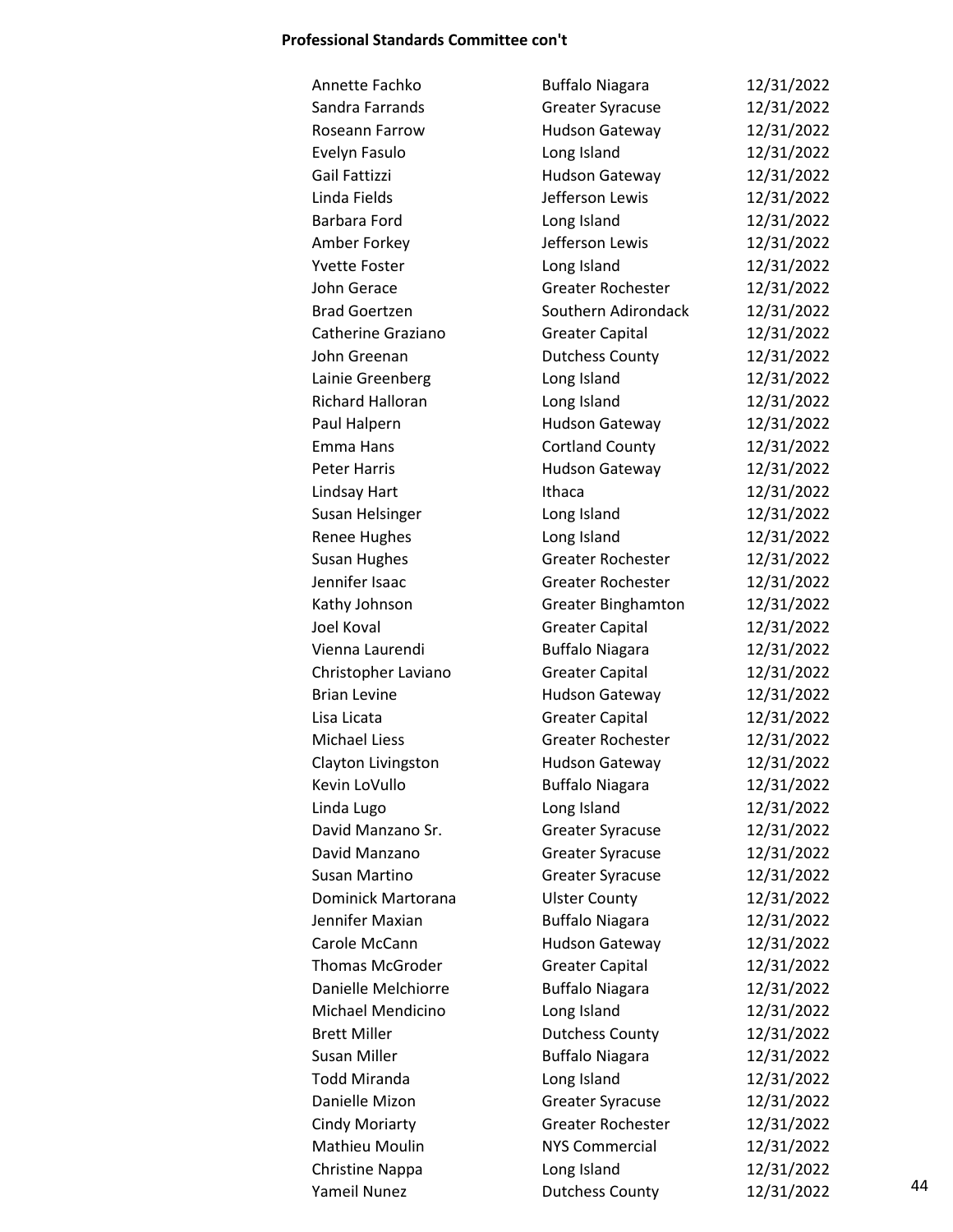**Professional Standards Committee con't**

| | | |
|---|---|---|
| Annette Fachko | Buffalo Niagara | 12/31/2022 |
| Sandra Farrands | Greater Syracuse | 12/31/2022 |
| Roseann Farrow | Hudson Gateway | 12/31/2022 |
| Evelyn Fasulo | Long Island | 12/31/2022 |
| Gail Fattizzi | Hudson Gateway | 12/31/2022 |
| Linda Fields | Jefferson Lewis | 12/31/2022 |
| Barbara Ford | Long Island | 12/31/2022 |
| Amber Forkey | Jefferson Lewis | 12/31/2022 |
| Yvette Foster | Long Island | 12/31/2022 |
| John Gerace | Greater Rochester | 12/31/2022 |
| Brad Goertzen | Southern Adirondack | 12/31/2022 |
| Catherine Graziano | Greater Capital | 12/31/2022 |
| John Greenan | Dutchess County | 12/31/2022 |
| Lainie Greenberg | Long Island | 12/31/2022 |
| Richard Halloran | Long Island | 12/31/2022 |
| Paul Halpern | Hudson Gateway | 12/31/2022 |
| Emma Hans | Cortland County | 12/31/2022 |
| Peter Harris | Hudson Gateway | 12/31/2022 |
| Lindsay Hart | Ithaca | 12/31/2022 |
| Susan Helsinger | Long Island | 12/31/2022 |
| Renee Hughes | Long Island | 12/31/2022 |
| Susan Hughes | Greater Rochester | 12/31/2022 |
| Jennifer Isaac | Greater Rochester | 12/31/2022 |
| Kathy Johnson | Greater Binghamton | 12/31/2022 |
| Joel Koval | Greater Capital | 12/31/2022 |
| Vienna Laurendi | Buffalo Niagara | 12/31/2022 |
| Christopher Laviano | Greater Capital | 12/31/2022 |
| Brian Levine | Hudson Gateway | 12/31/2022 |
| Lisa Licata | Greater Capital | 12/31/2022 |
| Michael Liess | Greater Rochester | 12/31/2022 |
| Clayton Livingston | Hudson Gateway | 12/31/2022 |
| Kevin LoVullo | Buffalo Niagara | 12/31/2022 |
| Linda Lugo | Long Island | 12/31/2022 |
| David Manzano Sr. | Greater Syracuse | 12/31/2022 |
| David Manzano | Greater Syracuse | 12/31/2022 |
| Susan Martino | Greater Syracuse | 12/31/2022 |
| Dominick Martorana | Ulster County | 12/31/2022 |
| Jennifer Maxian | Buffalo Niagara | 12/31/2022 |
| Carole McCann | Hudson Gateway | 12/31/2022 |
| Thomas McGroder | Greater Capital | 12/31/2022 |
| Danielle Melchiorre | Buffalo Niagara | 12/31/2022 |
| Michael Mendicino | Long Island | 12/31/2022 |
| Brett Miller | Dutchess County | 12/31/2022 |
| Susan Miller | Buffalo Niagara | 12/31/2022 |
| Todd Miranda | Long Island | 12/31/2022 |
| Danielle Mizon | Greater Syracuse | 12/31/2022 |
| Cindy Moriarty | Greater Rochester | 12/31/2022 |
| Mathieu Moulin | NYS Commercial | 12/31/2022 |
| Christine Nappa | Long Island | 12/31/2022 |
| Yameil Nunez | Dutchess County | 12/31/2022 |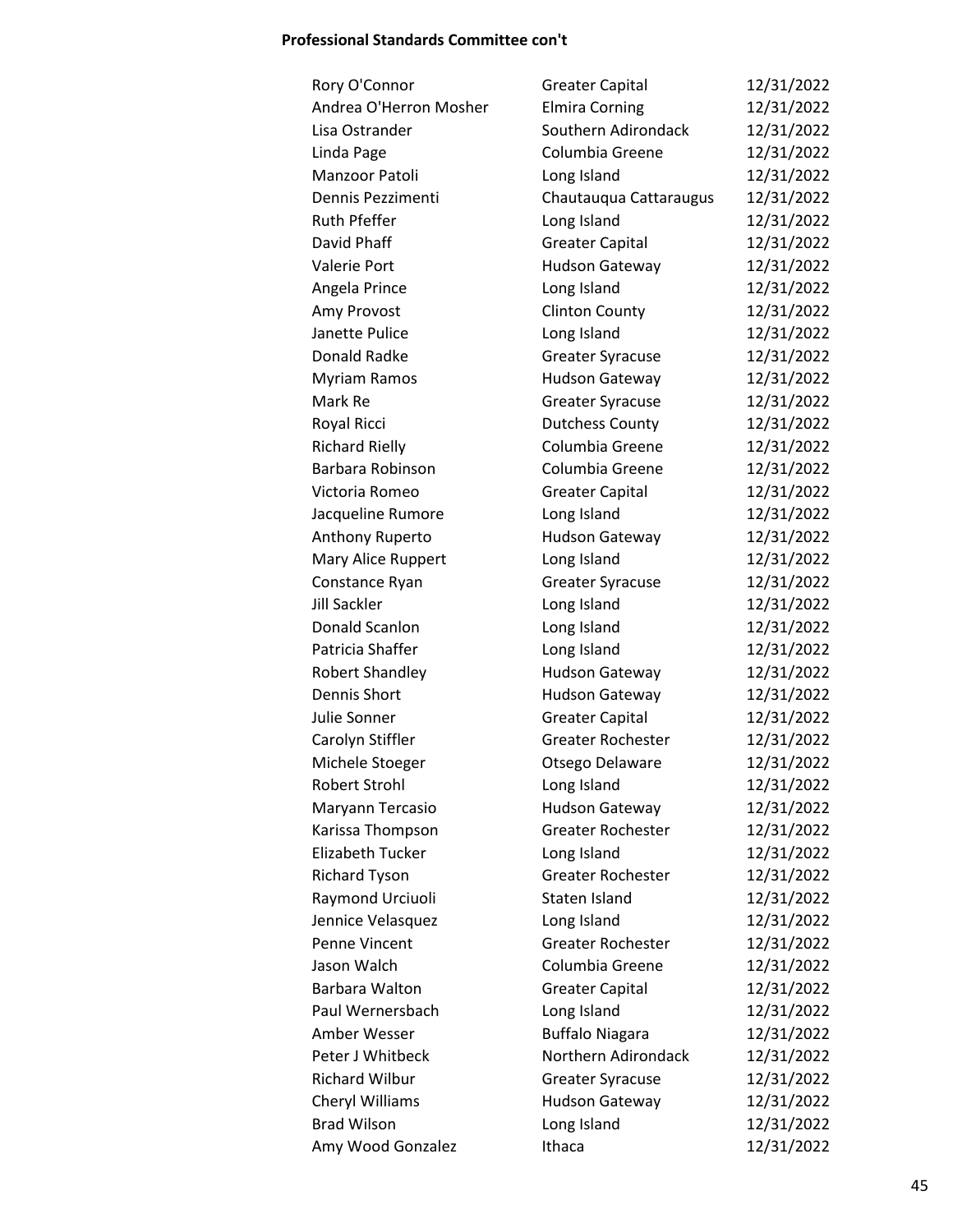**Professional Standards Committee con't**

| | | |
|---|---|---|
| Rory O'Connor | Greater Capital | 12/31/2022 |
| Andrea O'Herron Mosher | Elmira Corning | 12/31/2022 |
| Lisa Ostrander | Southern Adirondack | 12/31/2022 |
| Linda Page | Columbia Greene | 12/31/2022 |
| Manzoor Patoli | Long Island | 12/31/2022 |
| Dennis Pezzimenti | Chautauqua Cattaraugus | 12/31/2022 |
| Ruth Pfeffer | Long Island | 12/31/2022 |
| David Phaff | Greater Capital | 12/31/2022 |
| Valerie Port | Hudson Gateway | 12/31/2022 |
| Angela Prince | Long Island | 12/31/2022 |
| Amy Provost | Clinton County | 12/31/2022 |
| Janette Pulice | Long Island | 12/31/2022 |
| Donald Radke | Greater Syracuse | 12/31/2022 |
| Myriam Ramos | Hudson Gateway | 12/31/2022 |
| Mark Re | Greater Syracuse | 12/31/2022 |
| Royal Ricci | Dutchess County | 12/31/2022 |
| Richard Rielly | Columbia Greene | 12/31/2022 |
| Barbara Robinson | Columbia Greene | 12/31/2022 |
| Victoria Romeo | Greater Capital | 12/31/2022 |
| Jacqueline Rumore | Long Island | 12/31/2022 |
| Anthony Ruperto | Hudson Gateway | 12/31/2022 |
| Mary Alice Ruppert | Long Island | 12/31/2022 |
| Constance Ryan | Greater Syracuse | 12/31/2022 |
| Jill Sackler | Long Island | 12/31/2022 |
| Donald Scanlon | Long Island | 12/31/2022 |
| Patricia Shaffer | Long Island | 12/31/2022 |
| Robert Shandley | Hudson Gateway | 12/31/2022 |
| Dennis Short | Hudson Gateway | 12/31/2022 |
| Julie Sonner | Greater Capital | 12/31/2022 |
| Carolyn Stiffler | Greater Rochester | 12/31/2022 |
| Michele Stoeger | Otsego Delaware | 12/31/2022 |
| Robert Strohl | Long Island | 12/31/2022 |
| Maryann Tercasio | Hudson Gateway | 12/31/2022 |
| Karissa Thompson | Greater Rochester | 12/31/2022 |
| Elizabeth Tucker | Long Island | 12/31/2022 |
| Richard Tyson | Greater Rochester | 12/31/2022 |
| Raymond Urciuoli | Staten Island | 12/31/2022 |
| Jennice Velasquez | Long Island | 12/31/2022 |
| Penne Vincent | Greater Rochester | 12/31/2022 |
| Jason Walch | Columbia Greene | 12/31/2022 |
| Barbara Walton | Greater Capital | 12/31/2022 |
| Paul Wernersbach | Long Island | 12/31/2022 |
| Amber Wesser | Buffalo Niagara | 12/31/2022 |
| Peter J Whitbeck | Northern Adirondack | 12/31/2022 |
| Richard Wilbur | Greater Syracuse | 12/31/2022 |
| Cheryl Williams | Hudson Gateway | 12/31/2022 |
| Brad Wilson | Long Island | 12/31/2022 |
| Amy Wood Gonzalez | Ithaca | 12/31/2022 |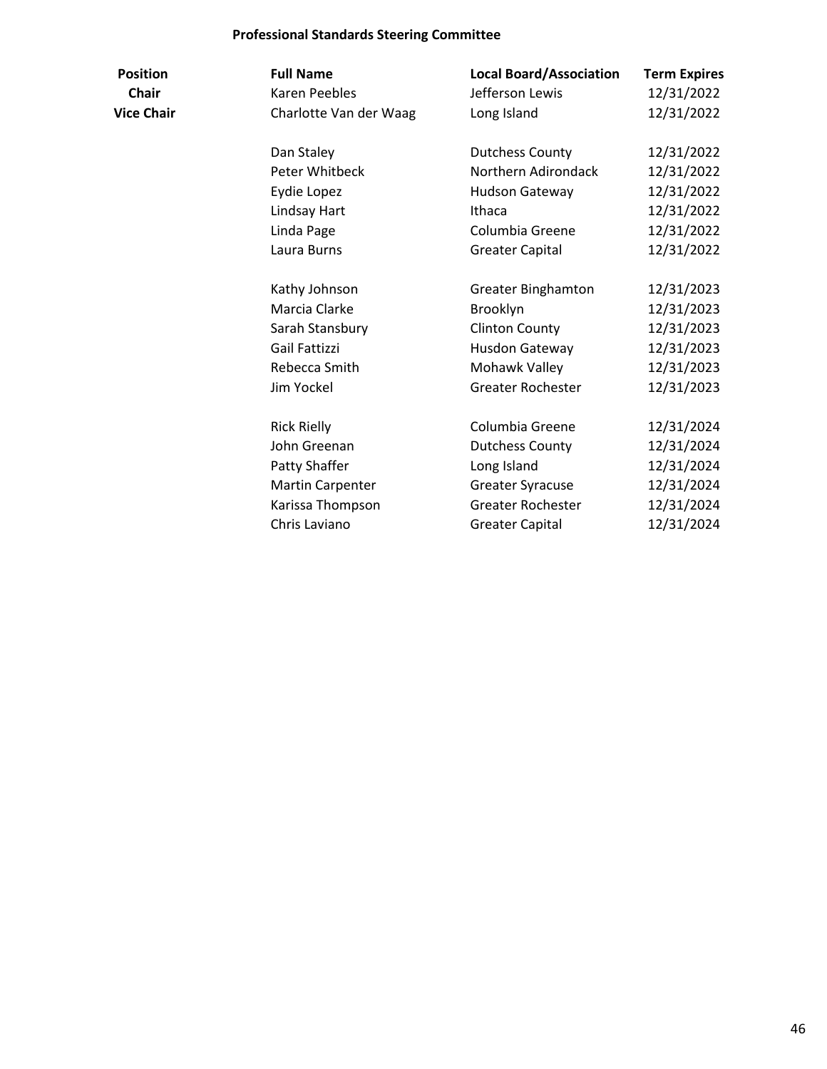## Professional Standards Steering Committee

| Position | Full Name | Local Board/Association | Term Expires |
|---|---|---|---|
| **Chair** | Karen Peebles | Jefferson Lewis | 12/31/2022 |
| **Vice Chair** | Charlotte Van der Waag | Long Island | 12/31/2022 |
| | | | |
| | Dan Staley | Dutchess County | 12/31/2022 |
| | Peter Whitbeck | Northern Adirondack | 12/31/2022 |
| | Eydie Lopez | Hudson Gateway | 12/31/2022 |
| | Lindsay Hart | Ithaca | 12/31/2022 |
| | Linda Page | Columbia Greene | 12/31/2022 |
| | Laura Burns | Greater Capital | 12/31/2022 |
| | | | |
| | Kathy Johnson | Greater Binghamton | 12/31/2023 |
| | Marcia Clarke | Brooklyn | 12/31/2023 |
| | Sarah Stansbury | Clinton County | 12/31/2023 |
| | Gail Fattizzi | Husdon Gateway | 12/31/2023 |
| | Rebecca Smith | Mohawk Valley | 12/31/2023 |
| | Jim Yockel | Greater Rochester | 12/31/2023 |
| | | | |
| | Rick Rielly | Columbia Greene | 12/31/2024 |
| | John Greenan | Dutchess County | 12/31/2024 |
| | Patty Shaffer | Long Island | 12/31/2024 |
| | Martin Carpenter | Greater Syracuse | 12/31/2024 |
| | Karissa Thompson | Greater Rochester | 12/31/2024 |
| | Chris Laviano | Greater Capital | 12/31/2024 |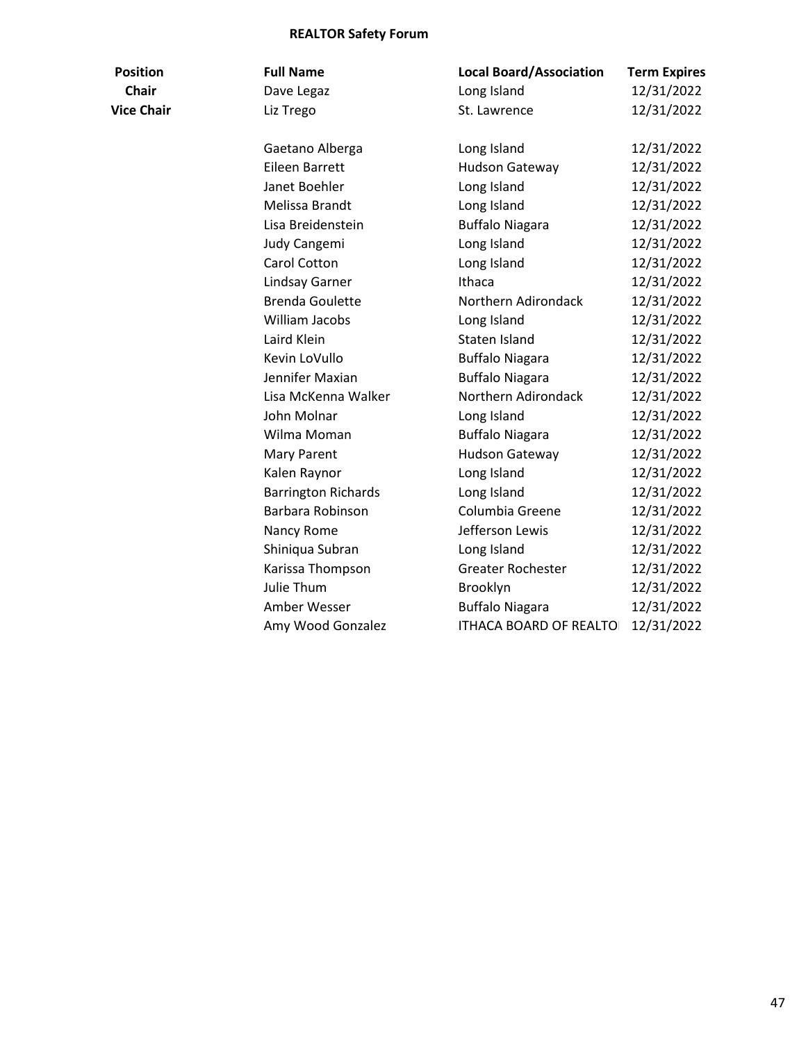## REALTOR Safety Forum

| Position | Full Name | Local Board/Association | Term Expires |
|---|---|---|---|
| **Chair** | Dave Legaz | Long Island | 12/31/2022 |
| **Vice Chair** | Liz Trego | St. Lawrence | 12/31/2022 |
| | | | |
| | Gaetano Alberga | Long Island | 12/31/2022 |
| | Eileen Barrett | Hudson Gateway | 12/31/2022 |
| | Janet Boehler | Long Island | 12/31/2022 |
| | Melissa Brandt | Long Island | 12/31/2022 |
| | Lisa Breidenstein | Buffalo Niagara | 12/31/2022 |
| | Judy Cangemi | Long Island | 12/31/2022 |
| | Carol Cotton | Long Island | 12/31/2022 |
| | Lindsay Garner | Ithaca | 12/31/2022 |
| | Brenda Goulette | Northern Adirondack | 12/31/2022 |
| | William Jacobs | Long Island | 12/31/2022 |
| | Laird Klein | Staten Island | 12/31/2022 |
| | Kevin LoVullo | Buffalo Niagara | 12/31/2022 |
| | Jennifer Maxian | Buffalo Niagara | 12/31/2022 |
| | Lisa McKenna Walker | Northern Adirondack | 12/31/2022 |
| | John Molnar | Long Island | 12/31/2022 |
| | Wilma Moman | Buffalo Niagara | 12/31/2022 |
| | Mary Parent | Hudson Gateway | 12/31/2022 |
| | Kalen Raynor | Long Island | 12/31/2022 |
| | Barrington Richards | Long Island | 12/31/2022 |
| | Barbara Robinson | Columbia Greene | 12/31/2022 |
| | Nancy Rome | Jefferson Lewis | 12/31/2022 |
| | Shiniqua Subran | Long Island | 12/31/2022 |
| | Karissa Thompson | Greater Rochester | 12/31/2022 |
| | Julie Thum | Brooklyn | 12/31/2022 |
| | Amber Wesser | Buffalo Niagara | 12/31/2022 |
| | Amy Wood Gonzalez | ITHACA BOARD OF REALTO | 12/31/2022 |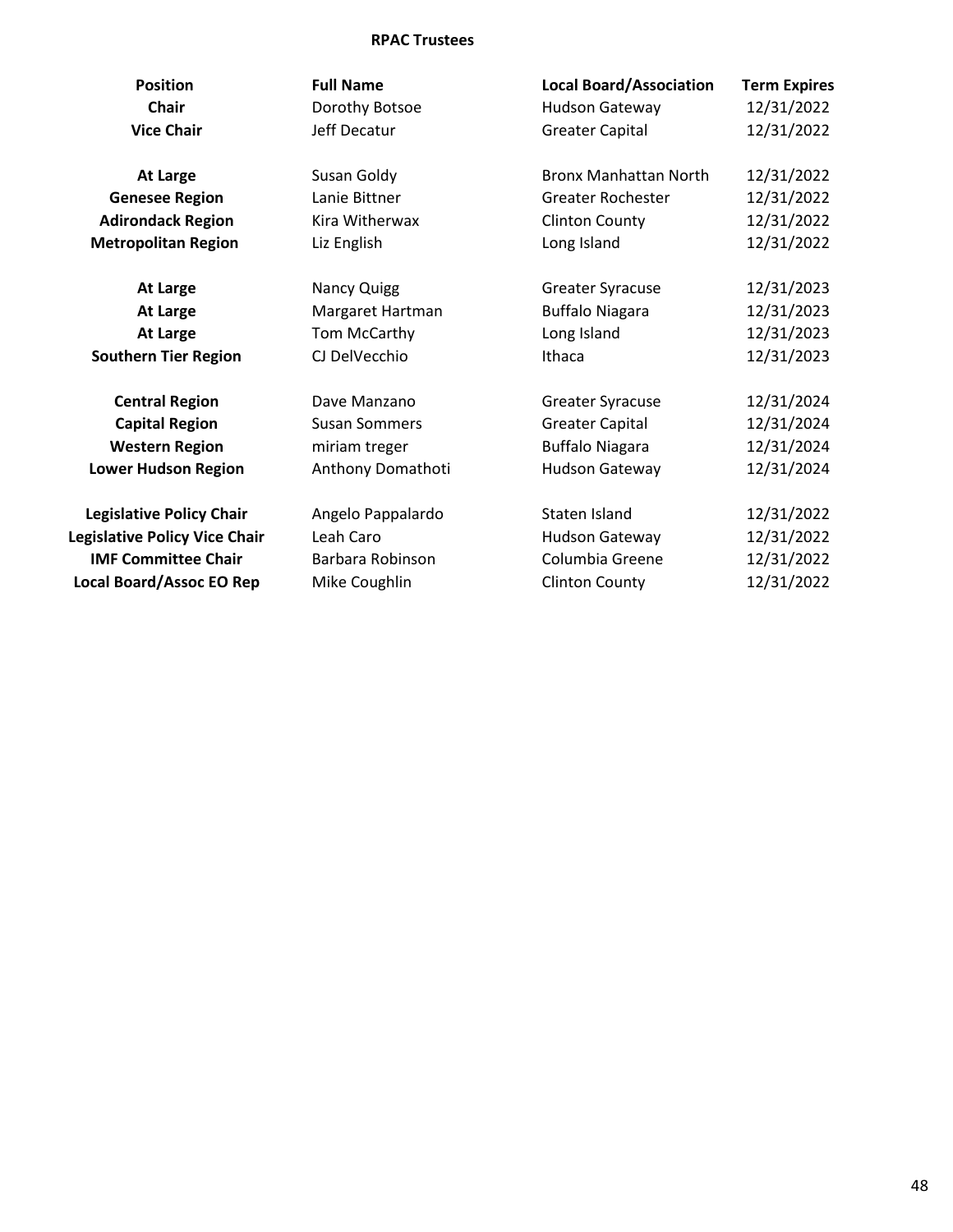**RPAC Trustees**

| Position | Full Name | Local Board/Association | Term Expires |
|---|---|---|---|
| **Chair** | Dorothy Botsoe | Hudson Gateway | 12/31/2022 |
| **Vice Chair** | Jeff Decatur | Greater Capital | 12/31/2022 |
| | | | |
| **At Large** | Susan Goldy | Bronx Manhattan North | 12/31/2022 |
| **Genesee Region** | Lanie Bittner | Greater Rochester | 12/31/2022 |
| **Adirondack Region** | Kira Witherwax | Clinton County | 12/31/2022 |
| **Metropolitan Region** | Liz English | Long Island | 12/31/2022 |
| | | | |
| **At Large** | Nancy Quigg | Greater Syracuse | 12/31/2023 |
| **At Large** | Margaret Hartman | Buffalo Niagara | 12/31/2023 |
| **At Large** | Tom McCarthy | Long Island | 12/31/2023 |
| **Southern Tier Region** | CJ DelVecchio | Ithaca | 12/31/2023 |
| | | | |
| **Central Region** | Dave Manzano | Greater Syracuse | 12/31/2024 |
| **Capital Region** | Susan Sommers | Greater Capital | 12/31/2024 |
| **Western Region** | miriam treger | Buffalo Niagara | 12/31/2024 |
| **Lower Hudson Region** | Anthony Domathoti | Hudson Gateway | 12/31/2024 |
| | | | |
| **Legislative Policy Chair** | Angelo Pappalardo | Staten Island | 12/31/2022 |
| **Legislative Policy Vice Chair** | Leah Caro | Hudson Gateway | 12/31/2022 |
| **IMF Committee Chair** | Barbara Robinson | Columbia Greene | 12/31/2022 |
| **Local Board/Assoc EO Rep** | Mike Coughlin | Clinton County | 12/31/2022 |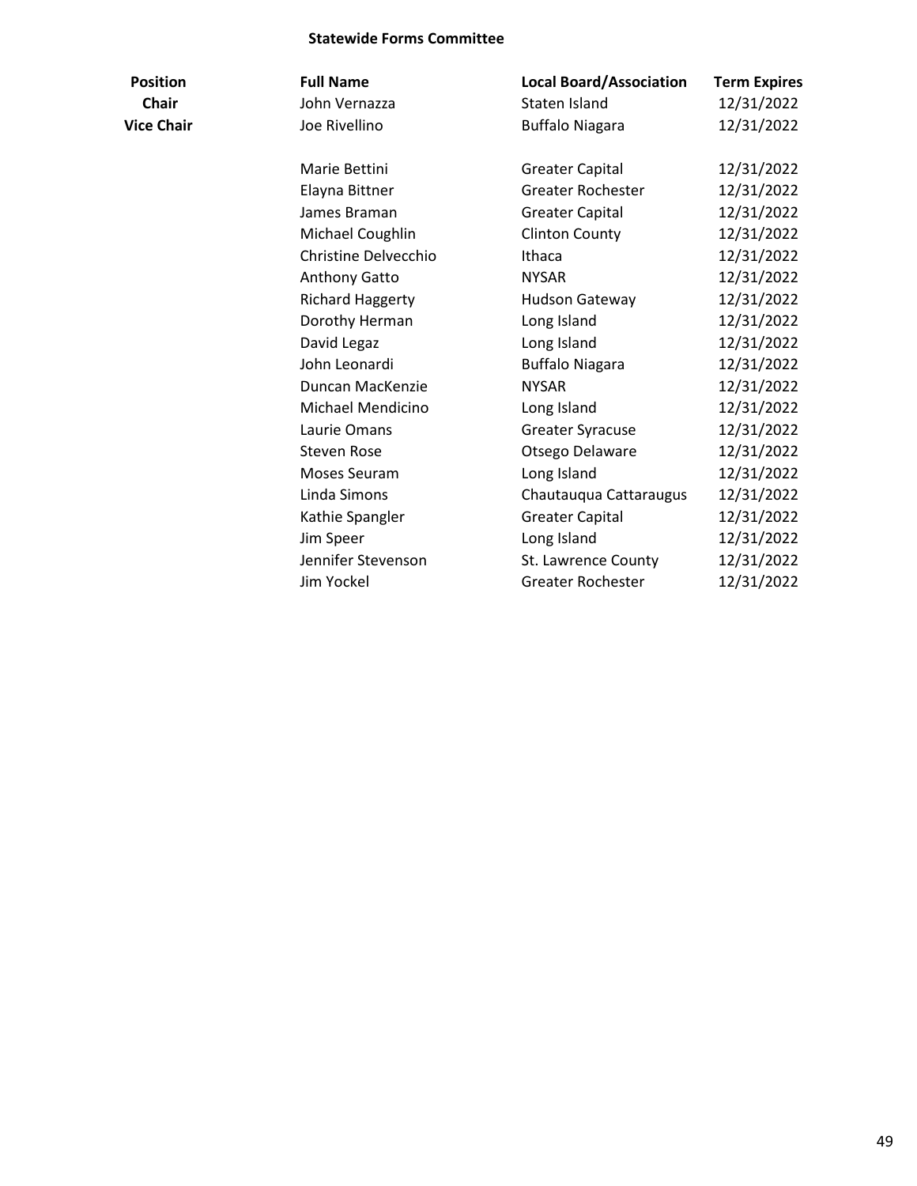## Statewide Forms Committee

| Position | Full Name | Local Board/Association | Term Expires |
|---|---|---|---|
| **Chair** | John Vernazza | Staten Island | 12/31/2022 |
| **Vice Chair** | Joe Rivellino | Buffalo Niagara | 12/31/2022 |
| | | | |
| | Marie Bettini | Greater Capital | 12/31/2022 |
| | Elayna Bittner | Greater Rochester | 12/31/2022 |
| | James Braman | Greater Capital | 12/31/2022 |
| | Michael Coughlin | Clinton County | 12/31/2022 |
| | Christine Delvecchio | Ithaca | 12/31/2022 |
| | Anthony Gatto | NYSAR | 12/31/2022 |
| | Richard Haggerty | Hudson Gateway | 12/31/2022 |
| | Dorothy Herman | Long Island | 12/31/2022 |
| | David Legaz | Long Island | 12/31/2022 |
| | John Leonardi | Buffalo Niagara | 12/31/2022 |
| | Duncan MacKenzie | NYSAR | 12/31/2022 |
| | Michael Mendicino | Long Island | 12/31/2022 |
| | Laurie Omans | Greater Syracuse | 12/31/2022 |
| | Steven Rose | Otsego Delaware | 12/31/2022 |
| | Moses Seuram | Long Island | 12/31/2022 |
| | Linda Simons | Chautauqua Cattaraugus | 12/31/2022 |
| | Kathie Spangler | Greater Capital | 12/31/2022 |
| | Jim Speer | Long Island | 12/31/2022 |
| | Jennifer Stevenson | St. Lawrence County | 12/31/2022 |
| | Jim Yockel | Greater Rochester | 12/31/2022 |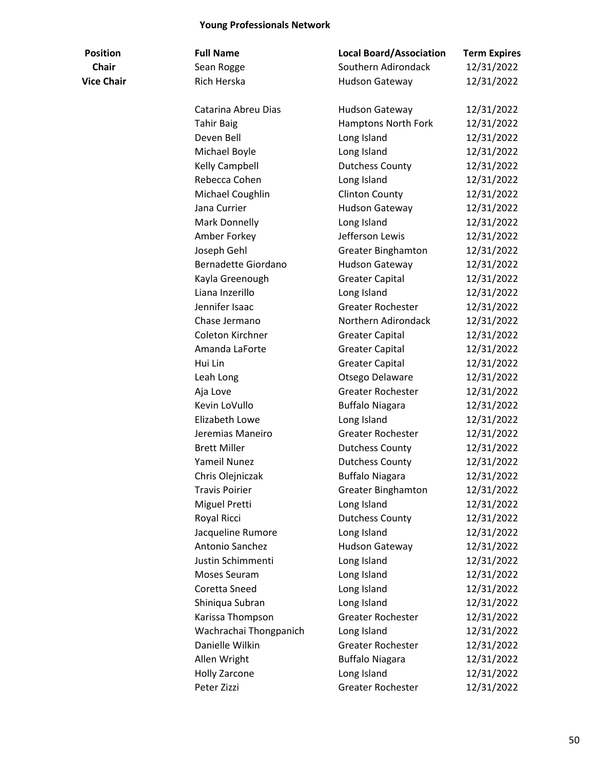## Young Professionals Network

| Position | Full Name | Local Board/Association | Term Expires |
|---|---|---|---|
| **Chair** | Sean Rogge | Southern Adirondack | 12/31/2022 |
| **Vice Chair** | Rich Herska | Hudson Gateway | 12/31/2022 |
| | | | |
| | Catarina Abreu Dias | Hudson Gateway | 12/31/2022 |
| | Tahir Baig | Hamptons North Fork | 12/31/2022 |
| | Deven Bell | Long Island | 12/31/2022 |
| | Michael Boyle | Long Island | 12/31/2022 |
| | Kelly Campbell | Dutchess County | 12/31/2022 |
| | Rebecca Cohen | Long Island | 12/31/2022 |
| | Michael Coughlin | Clinton County | 12/31/2022 |
| | Jana Currier | Hudson Gateway | 12/31/2022 |
| | Mark Donnelly | Long Island | 12/31/2022 |
| | Amber Forkey | Jefferson Lewis | 12/31/2022 |
| | Joseph Gehl | Greater Binghamton | 12/31/2022 |
| | Bernadette Giordano | Hudson Gateway | 12/31/2022 |
| | Kayla Greenough | Greater Capital | 12/31/2022 |
| | Liana Inzerillo | Long Island | 12/31/2022 |
| | Jennifer Isaac | Greater Rochester | 12/31/2022 |
| | Chase Jermano | Northern Adirondack | 12/31/2022 |
| | Coleton Kirchner | Greater Capital | 12/31/2022 |
| | Amanda LaForte | Greater Capital | 12/31/2022 |
| | Hui Lin | Greater Capital | 12/31/2022 |
| | Leah Long | Otsego Delaware | 12/31/2022 |
| | Aja Love | Greater Rochester | 12/31/2022 |
| | Kevin LoVullo | Buffalo Niagara | 12/31/2022 |
| | Elizabeth Lowe | Long Island | 12/31/2022 |
| | Jeremias Maneiro | Greater Rochester | 12/31/2022 |
| | Brett Miller | Dutchess County | 12/31/2022 |
| | Yameil Nunez | Dutchess County | 12/31/2022 |
| | Chris Olejniczak | Buffalo Niagara | 12/31/2022 |
| | Travis Poirier | Greater Binghamton | 12/31/2022 |
| | Miguel Pretti | Long Island | 12/31/2022 |
| | Royal Ricci | Dutchess County | 12/31/2022 |
| | Jacqueline Rumore | Long Island | 12/31/2022 |
| | Antonio Sanchez | Hudson Gateway | 12/31/2022 |
| | Justin Schimmenti | Long Island | 12/31/2022 |
| | Moses Seuram | Long Island | 12/31/2022 |
| | Coretta Sneed | Long Island | 12/31/2022 |
| | Shiniqua Subran | Long Island | 12/31/2022 |
| | Karissa Thompson | Greater Rochester | 12/31/2022 |
| | Wachrachai Thongpanich | Long Island | 12/31/2022 |
| | Danielle Wilkin | Greater Rochester | 12/31/2022 |
| | Allen Wright | Buffalo Niagara | 12/31/2022 |
| | Holly Zarcone | Long Island | 12/31/2022 |
| | Peter Zizzi | Greater Rochester | 12/31/2022 |